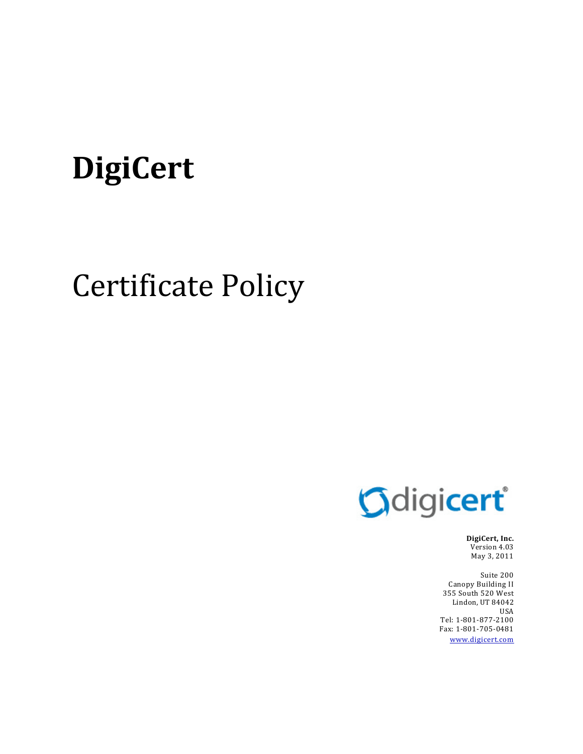# DigiCert

# Certificate Policy

**DigiCert, Inc.**
Version 4.03
May 3, 2011

Suite 200
Canopy Building II
355 South 520 West
Lindon, UT 84042
USA
Tel: 1-801-877-2100
Fax: 1-801-705-0481
www.digicert.com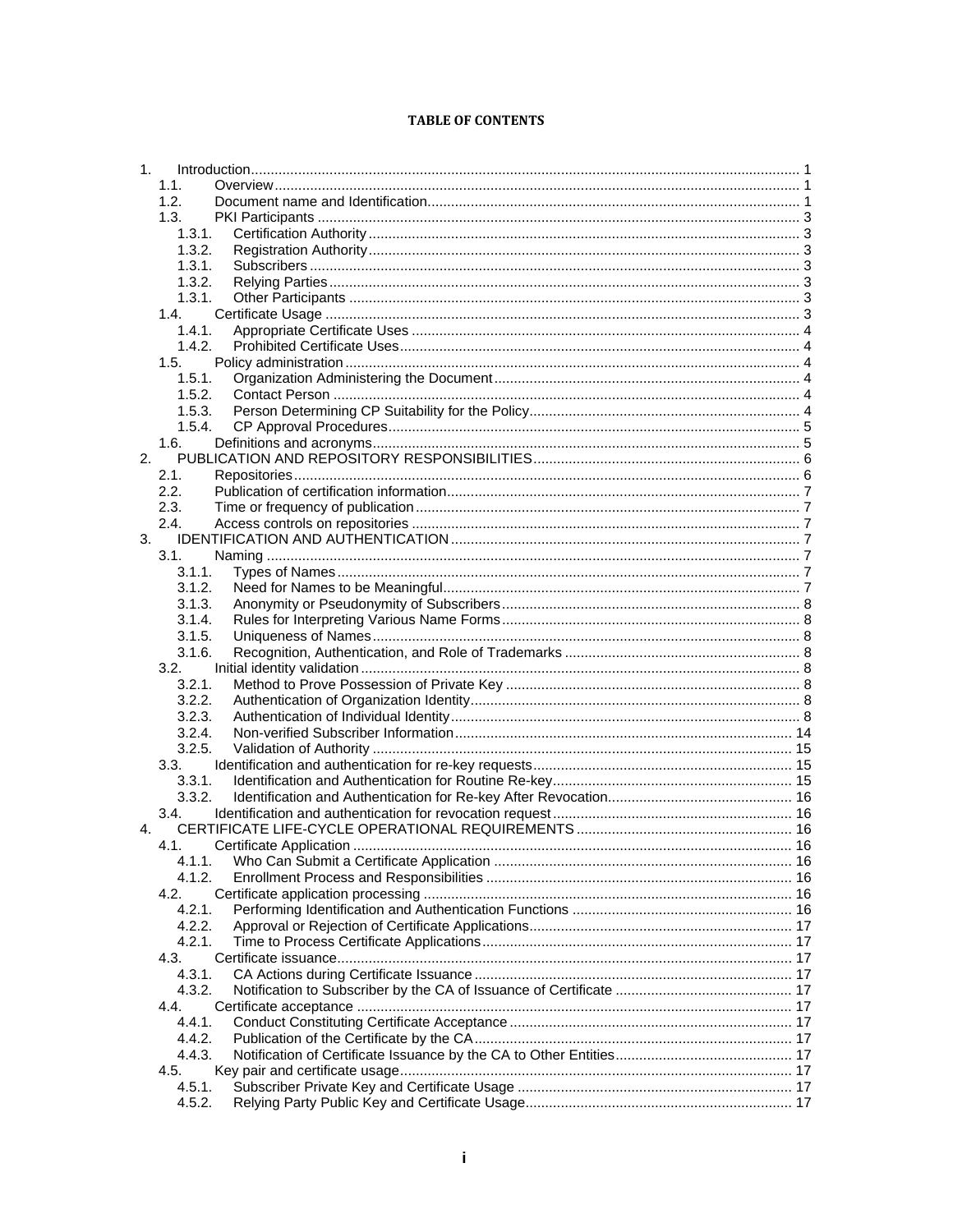**TABLE OF CONTENTS**

1. Introduction ... 1
   - 1.1. Overview ... 1
   - 1.2. Document name and Identification ... 1
   - 1.3. PKI Participants ... 3
     - 1.3.1. Certification Authority ... 3
     - 1.3.2. Registration Authority ... 3
     - 1.3.1. Subscribers ... 3
     - 1.3.2. Relying Parties ... 3
     - 1.3.1. Other Participants ... 3
   - 1.4. Certificate Usage ... 3
     - 1.4.1. Appropriate Certificate Uses ... 4
     - 1.4.2. Prohibited Certificate Uses ... 4
   - 1.5. Policy administration ... 4
     - 1.5.1. Organization Administering the Document ... 4
     - 1.5.2. Contact Person ... 4
     - 1.5.3. Person Determining CP Suitability for the Policy ... 4
     - 1.5.4. CP Approval Procedures ... 5
   - 1.6. Definitions and acronyms ... 5
2. PUBLICATION AND REPOSITORY RESPONSIBILITIES ... 6
   - 2.1. Repositories ... 6
   - 2.2. Publication of certification information ... 7
   - 2.3. Time or frequency of publication ... 7
   - 2.4. Access controls on repositories ... 7
3. IDENTIFICATION AND AUTHENTICATION ... 7
   - 3.1. Naming ... 7
     - 3.1.1. Types of Names ... 7
     - 3.1.2. Need for Names to be Meaningful ... 7
     - 3.1.3. Anonymity or Pseudonymity of Subscribers ... 8
     - 3.1.4. Rules for Interpreting Various Name Forms ... 8
     - 3.1.5. Uniqueness of Names ... 8
     - 3.1.6. Recognition, Authentication, and Role of Trademarks ... 8
   - 3.2. Initial identity validation ... 8
     - 3.2.1. Method to Prove Possession of Private Key ... 8
     - 3.2.2. Authentication of Organization Identity ... 8
     - 3.2.3. Authentication of Individual Identity ... 8
     - 3.2.4. Non-verified Subscriber Information ... 14
     - 3.2.5. Validation of Authority ... 15
   - 3.3. Identification and authentication for re-key requests ... 15
     - 3.3.1. Identification and Authentication for Routine Re-key ... 15
     - 3.3.2. Identification and Authentication for Re-key After Revocation ... 16
   - 3.4. Identification and authentication for revocation request ... 16
4. CERTIFICATE LIFE-CYCLE OPERATIONAL REQUIREMENTS ... 16
   - 4.1. Certificate Application ... 16
     - 4.1.1. Who Can Submit a Certificate Application ... 16
     - 4.1.2. Enrollment Process and Responsibilities ... 16
   - 4.2. Certificate application processing ... 16
     - 4.2.1. Performing Identification and Authentication Functions ... 16
     - 4.2.2. Approval or Rejection of Certificate Applications ... 17
     - 4.2.1. Time to Process Certificate Applications ... 17
   - 4.3. Certificate issuance ... 17
     - 4.3.1. CA Actions during Certificate Issuance ... 17
     - 4.3.2. Notification to Subscriber by the CA of Issuance of Certificate ... 17
   - 4.4. Certificate acceptance ... 17
     - 4.4.1. Conduct Constituting Certificate Acceptance ... 17
     - 4.4.2. Publication of the Certificate by the CA ... 17
     - 4.4.3. Notification of Certificate Issuance by the CA to Other Entities ... 17
   - 4.5. Key pair and certificate usage ... 17
     - 4.5.1. Subscriber Private Key and Certificate Usage ... 17
     - 4.5.2. Relying Party Public Key and Certificate Usage ... 17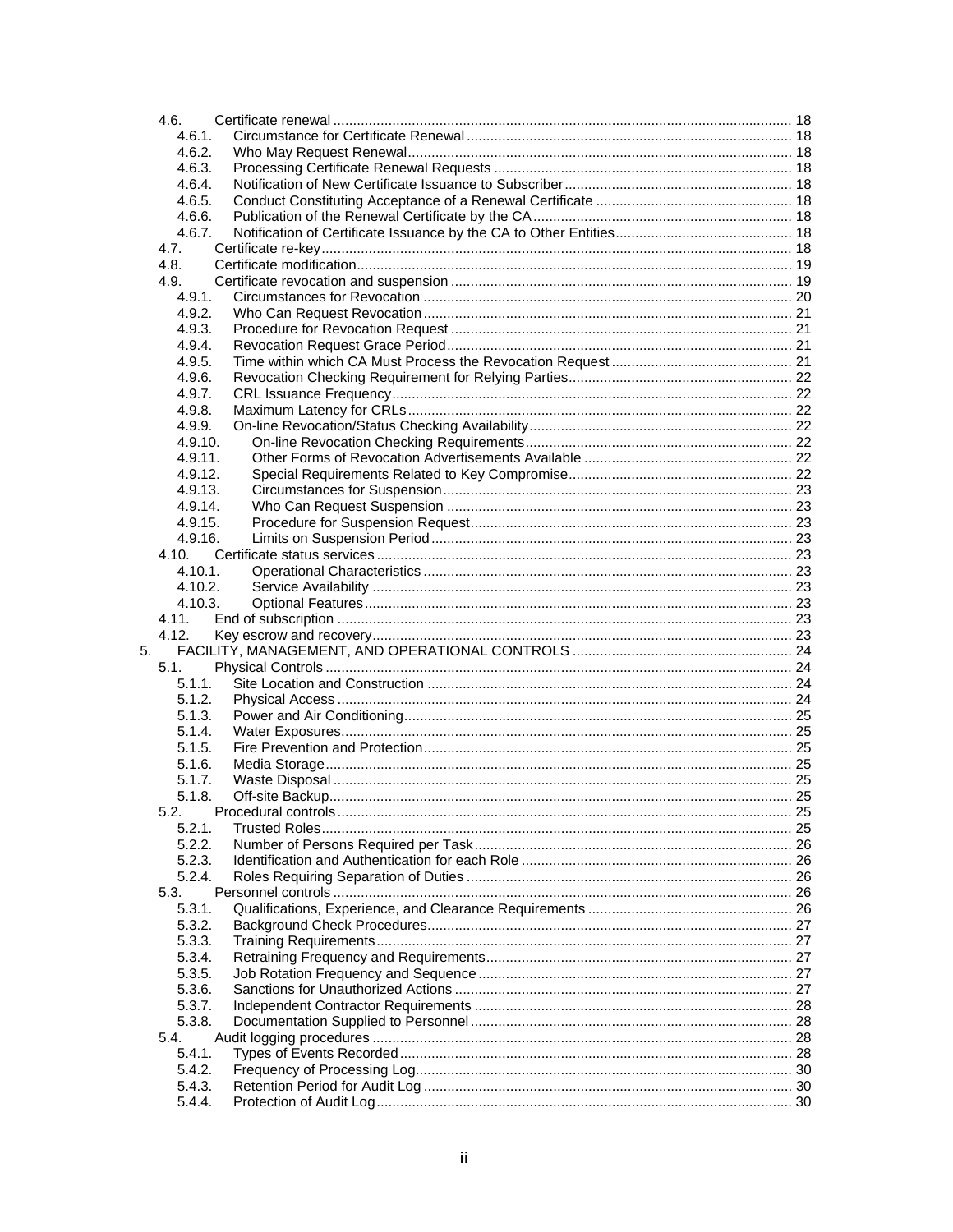- 4.6. Certificate renewal ..... 18
  - 4.6.1. Circumstance for Certificate Renewal ..... 18
  - 4.6.2. Who May Request Renewal ..... 18
  - 4.6.3. Processing Certificate Renewal Requests ..... 18
  - 4.6.4. Notification of New Certificate Issuance to Subscriber ..... 18
  - 4.6.5. Conduct Constituting Acceptance of a Renewal Certificate ..... 18
  - 4.6.6. Publication of the Renewal Certificate by the CA ..... 18
  - 4.6.7. Notification of Certificate Issuance by the CA to Other Entities ..... 18
- 4.7. Certificate re-key ..... 18
- 4.8. Certificate modification ..... 19
- 4.9. Certificate revocation and suspension ..... 19
  - 4.9.1. Circumstances for Revocation ..... 20
  - 4.9.2. Who Can Request Revocation ..... 21
  - 4.9.3. Procedure for Revocation Request ..... 21
  - 4.9.4. Revocation Request Grace Period ..... 21
  - 4.9.5. Time within which CA Must Process the Revocation Request ..... 21
  - 4.9.6. Revocation Checking Requirement for Relying Parties ..... 22
  - 4.9.7. CRL Issuance Frequency ..... 22
  - 4.9.8. Maximum Latency for CRLs ..... 22
  - 4.9.9. On-line Revocation/Status Checking Availability ..... 22
  - 4.9.10. On-line Revocation Checking Requirements ..... 22
  - 4.9.11. Other Forms of Revocation Advertisements Available ..... 22
  - 4.9.12. Special Requirements Related to Key Compromise ..... 22
  - 4.9.13. Circumstances for Suspension ..... 23
  - 4.9.14. Who Can Request Suspension ..... 23
  - 4.9.15. Procedure for Suspension Request ..... 23
  - 4.9.16. Limits on Suspension Period ..... 23
- 4.10. Certificate status services ..... 23
  - 4.10.1. Operational Characteristics ..... 23
  - 4.10.2. Service Availability ..... 23
  - 4.10.3. Optional Features ..... 23
- 4.11. End of subscription ..... 23
- 4.12. Key escrow and recovery ..... 23

5. FACILITY, MANAGEMENT, AND OPERATIONAL CONTROLS ..... 24
- 5.1. Physical Controls ..... 24
  - 5.1.1. Site Location and Construction ..... 24
  - 5.1.2. Physical Access ..... 24
  - 5.1.3. Power and Air Conditioning ..... 25
  - 5.1.4. Water Exposures ..... 25
  - 5.1.5. Fire Prevention and Protection ..... 25
  - 5.1.6. Media Storage ..... 25
  - 5.1.7. Waste Disposal ..... 25
  - 5.1.8. Off-site Backup ..... 25
- 5.2. Procedural controls ..... 25
  - 5.2.1. Trusted Roles ..... 25
  - 5.2.2. Number of Persons Required per Task ..... 26
  - 5.2.3. Identification and Authentication for each Role ..... 26
  - 5.2.4. Roles Requiring Separation of Duties ..... 26
- 5.3. Personnel controls ..... 26
  - 5.3.1. Qualifications, Experience, and Clearance Requirements ..... 26
  - 5.3.2. Background Check Procedures ..... 27
  - 5.3.3. Training Requirements ..... 27
  - 5.3.4. Retraining Frequency and Requirements ..... 27
  - 5.3.5. Job Rotation Frequency and Sequence ..... 27
  - 5.3.6. Sanctions for Unauthorized Actions ..... 27
  - 5.3.7. Independent Contractor Requirements ..... 28
  - 5.3.8. Documentation Supplied to Personnel ..... 28
- 5.4. Audit logging procedures ..... 28
  - 5.4.1. Types of Events Recorded ..... 28
  - 5.4.2. Frequency of Processing Log ..... 30
  - 5.4.3. Retention Period for Audit Log ..... 30
  - 5.4.4. Protection of Audit Log ..... 30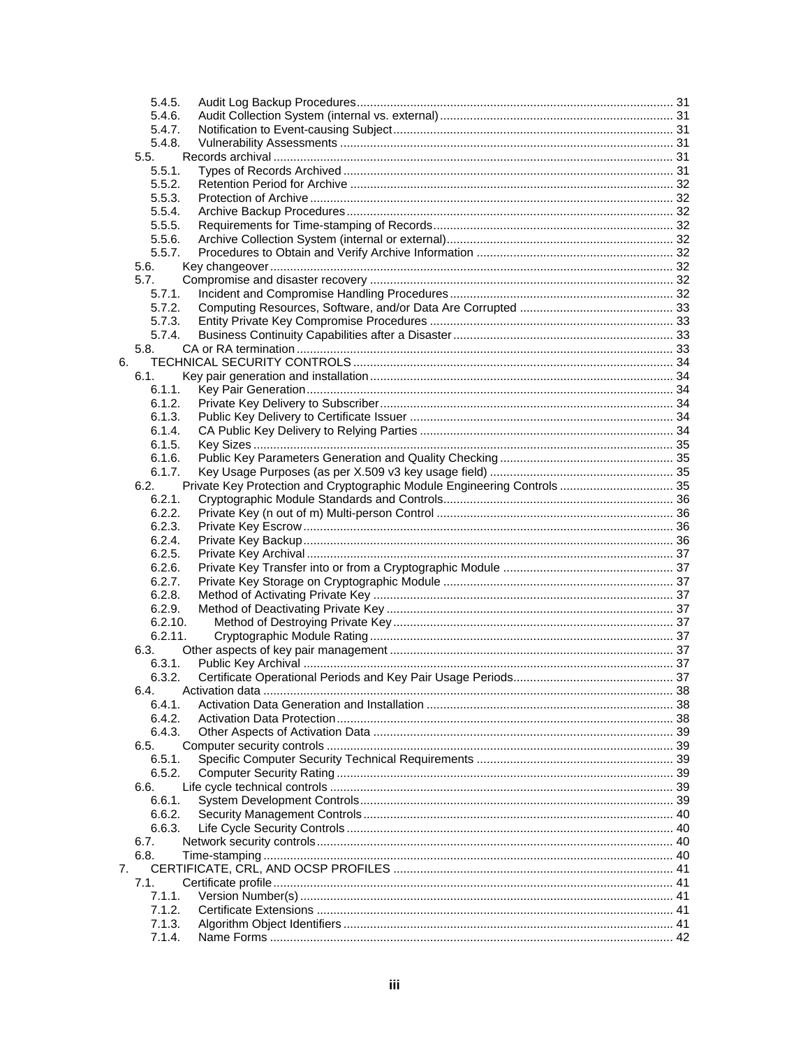- 5.4.5. Audit Log Backup Procedures .......... 31
- 5.4.6. Audit Collection System (internal vs. external) .......... 31
- 5.4.7. Notification to Event-causing Subject .......... 31
- 5.4.8. Vulnerability Assessments .......... 31
- 5.5. Records archival .......... 31
  - 5.5.1. Types of Records Archived .......... 31
  - 5.5.2. Retention Period for Archive .......... 32
  - 5.5.3. Protection of Archive .......... 32
  - 5.5.4. Archive Backup Procedures .......... 32
  - 5.5.5. Requirements for Time-stamping of Records .......... 32
  - 5.5.6. Archive Collection System (internal or external) .......... 32
  - 5.5.7. Procedures to Obtain and Verify Archive Information .......... 32
- 5.6. Key changeover .......... 32
- 5.7. Compromise and disaster recovery .......... 32
  - 5.7.1. Incident and Compromise Handling Procedures .......... 32
  - 5.7.2. Computing Resources, Software, and/or Data Are Corrupted .......... 33
  - 5.7.3. Entity Private Key Compromise Procedures .......... 33
  - 5.7.4. Business Continuity Capabilities after a Disaster .......... 33
- 5.8. CA or RA termination .......... 33

6. TECHNICAL SECURITY CONTROLS .......... 34
- 6.1. Key pair generation and installation .......... 34
  - 6.1.1. Key Pair Generation .......... 34
  - 6.1.2. Private Key Delivery to Subscriber .......... 34
  - 6.1.3. Public Key Delivery to Certificate Issuer .......... 34
  - 6.1.4. CA Public Key Delivery to Relying Parties .......... 34
  - 6.1.5. Key Sizes .......... 35
  - 6.1.6. Public Key Parameters Generation and Quality Checking .......... 35
  - 6.1.7. Key Usage Purposes (as per X.509 v3 key usage field) .......... 35
- 6.2. Private Key Protection and Cryptographic Module Engineering Controls .......... 35
  - 6.2.1. Cryptographic Module Standards and Controls .......... 36
  - 6.2.2. Private Key (n out of m) Multi-person Control .......... 36
  - 6.2.3. Private Key Escrow .......... 36
  - 6.2.4. Private Key Backup .......... 36
  - 6.2.5. Private Key Archival .......... 37
  - 6.2.6. Private Key Transfer into or from a Cryptographic Module .......... 37
  - 6.2.7. Private Key Storage on Cryptographic Module .......... 37
  - 6.2.8. Method of Activating Private Key .......... 37
  - 6.2.9. Method of Deactivating Private Key .......... 37
  - 6.2.10. Method of Destroying Private Key .......... 37
  - 6.2.11. Cryptographic Module Rating .......... 37
- 6.3. Other aspects of key pair management .......... 37
  - 6.3.1. Public Key Archival .......... 37
  - 6.3.2. Certificate Operational Periods and Key Pair Usage Periods .......... 37
- 6.4. Activation data .......... 38
  - 6.4.1. Activation Data Generation and Installation .......... 38
  - 6.4.2. Activation Data Protection .......... 38
  - 6.4.3. Other Aspects of Activation Data .......... 39
- 6.5. Computer security controls .......... 39
  - 6.5.1. Specific Computer Security Technical Requirements .......... 39
  - 6.5.2. Computer Security Rating .......... 39
- 6.6. Life cycle technical controls .......... 39
  - 6.6.1. System Development Controls .......... 39
  - 6.6.2. Security Management Controls .......... 40
  - 6.6.3. Life Cycle Security Controls .......... 40
- 6.7. Network security controls .......... 40
- 6.8. Time-stamping .......... 40

7. CERTIFICATE, CRL, AND OCSP PROFILES .......... 41
- 7.1. Certificate profile .......... 41
  - 7.1.1. Version Number(s) .......... 41
  - 7.1.2. Certificate Extensions .......... 41
  - 7.1.3. Algorithm Object Identifiers .......... 41
  - 7.1.4. Name Forms .......... 42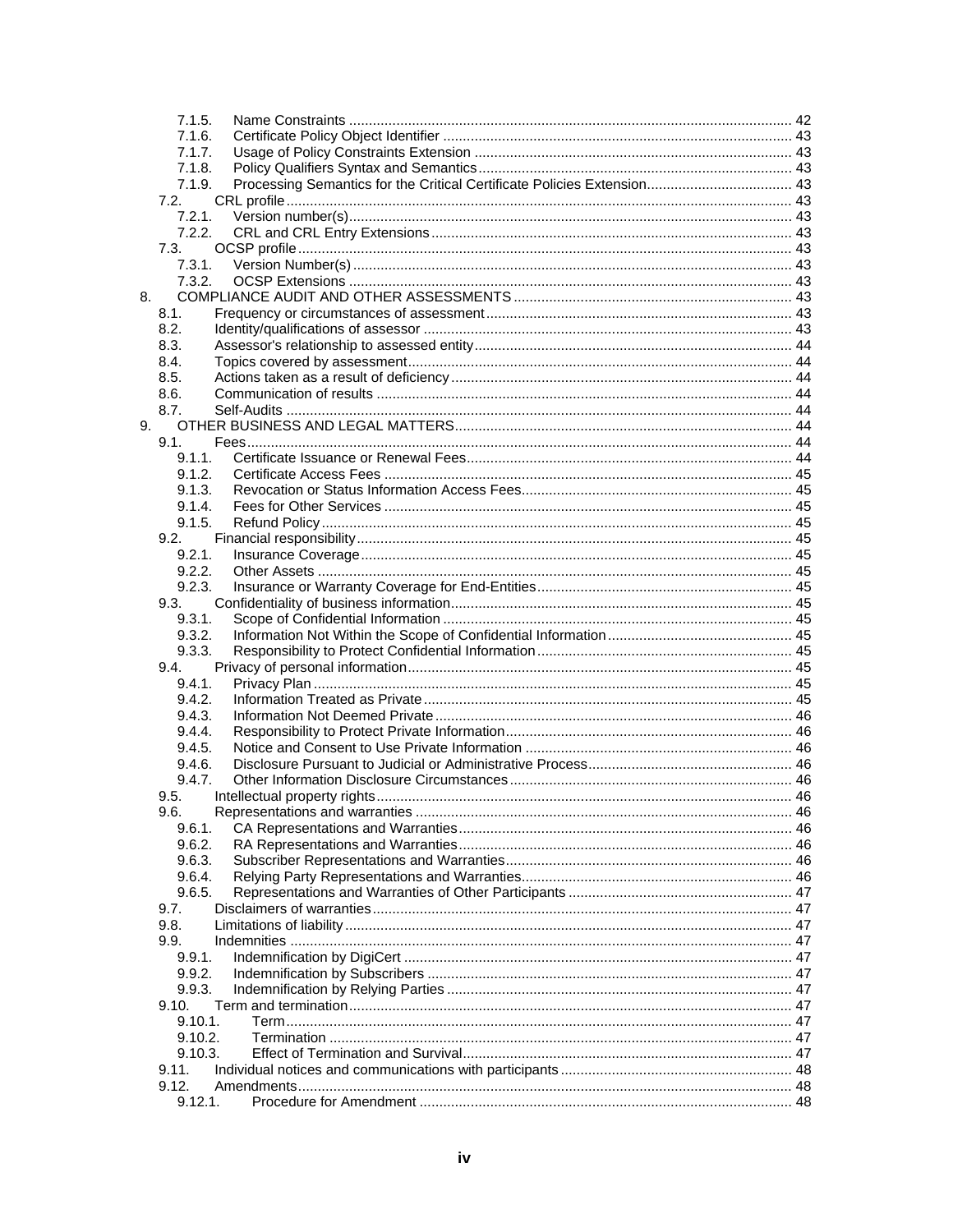7.1.5. Name Constraints ..................................................................................................... 42
7.1.6. Certificate Policy Object Identifier ........................................................................... 43
7.1.7. Usage of Policy Constraints Extension .................................................................... 43
7.1.8. Policy Qualifiers Syntax and Semantics ................................................................... 43
7.1.9. Processing Semantics for the Critical Certificate Policies Extension ....................................... 43
7.2. CRL profile ..................................................................................................................... 43
7.2.1. Version number(s) ..................................................................................................... 43
7.2.2. CRL and CRL Entry Extensions ............................................................................... 43
7.3. OCSP profile ................................................................................................................... 43
7.3.1. Version Number(s) ..................................................................................................... 43
7.3.2. OCSP Extensions ....................................................................................................... 43
8. COMPLIANCE AUDIT AND OTHER ASSESSMENTS ........................................................ 43
8.1. Frequency or circumstances of assessment ................................................................... 43
8.2. Identity/qualifications of assessor .................................................................................. 43
8.3. Assessor's relationship to assessed entity ..................................................................... 44
8.4. Topics covered by assessment ....................................................................................... 44
8.5. Actions taken as a result of deficiency ........................................................................... 44
8.6. Communication of results ............................................................................................... 44
8.7. Self-Audits ..................................................................................................................... 44
9. OTHER BUSINESS AND LEGAL MATTERS ....................................................................... 44
9.1. Fees ................................................................................................................................ 44
9.1.1. Certificate Issuance or Renewal Fees ....................................................................... 44
9.1.2. Certificate Access Fees ............................................................................................. 45
9.1.3. Revocation or Status Information Access Fees .......................................................... 45
9.1.4. Fees for Other Services ............................................................................................. 45
9.1.5. Refund Policy ............................................................................................................. 45
9.2. Financial responsibility .................................................................................................... 45
9.2.1. Insurance Coverage ................................................................................................... 45
9.2.2. Other Assets .............................................................................................................. 45
9.2.3. Insurance or Warranty Coverage for End-Entities ...................................................... 45
9.3. Confidentiality of business information ............................................................................ 45
9.3.1. Scope of Confidential Information .............................................................................. 45
9.3.2. Information Not Within the Scope of Confidential Information ..................................... 45
9.3.3. Responsibility to Protect Confidential Information ...................................................... 45
9.4. Privacy of personal information ....................................................................................... 45
9.4.1. Privacy Plan ............................................................................................................... 45
9.4.2. Information Treated as Private ................................................................................... 45
9.4.3. Information Not Deemed Private ................................................................................ 46
9.4.4. Responsibility to Protect Private Information .............................................................. 46
9.4.5. Notice and Consent to Use Private Information ......................................................... 46
9.4.6. Disclosure Pursuant to Judicial or Administrative Process .......................................... 46
9.4.7. Other Information Disclosure Circumstances ............................................................. 46
9.5. Intellectual property rights ............................................................................................... 46
9.6. Representations and warranties ..................................................................................... 46
9.6.1. CA Representations and Warranties .......................................................................... 46
9.6.2. RA Representations and Warranties .......................................................................... 46
9.6.3. Subscriber Representations and Warranties .............................................................. 46
9.6.4. Relying Party Representations and Warranties .......................................................... 46
9.6.5. Representations and Warranties of Other Participants .............................................. 47
9.7. Disclaimers of warranties ................................................................................................ 47
9.8. Limitations of liability ....................................................................................................... 47
9.9. Indemnities ..................................................................................................................... 47
9.9.1. Indemnification by DigiCert ........................................................................................ 47
9.9.2. Indemnification by Subscribers .................................................................................. 47
9.9.3. Indemnification by Relying Parties ............................................................................. 47
9.10. Term and termination .................................................................................................... 47
9.10.1. Term ........................................................................................................................ 47
9.10.2. Termination .............................................................................................................. 47
9.10.3. Effect of Termination and Survival ............................................................................ 47
9.11. Individual notices and communications with participants .............................................. 48
9.12. Amendments ................................................................................................................. 48
9.12.1. Procedure for Amendment ....................................................................................... 48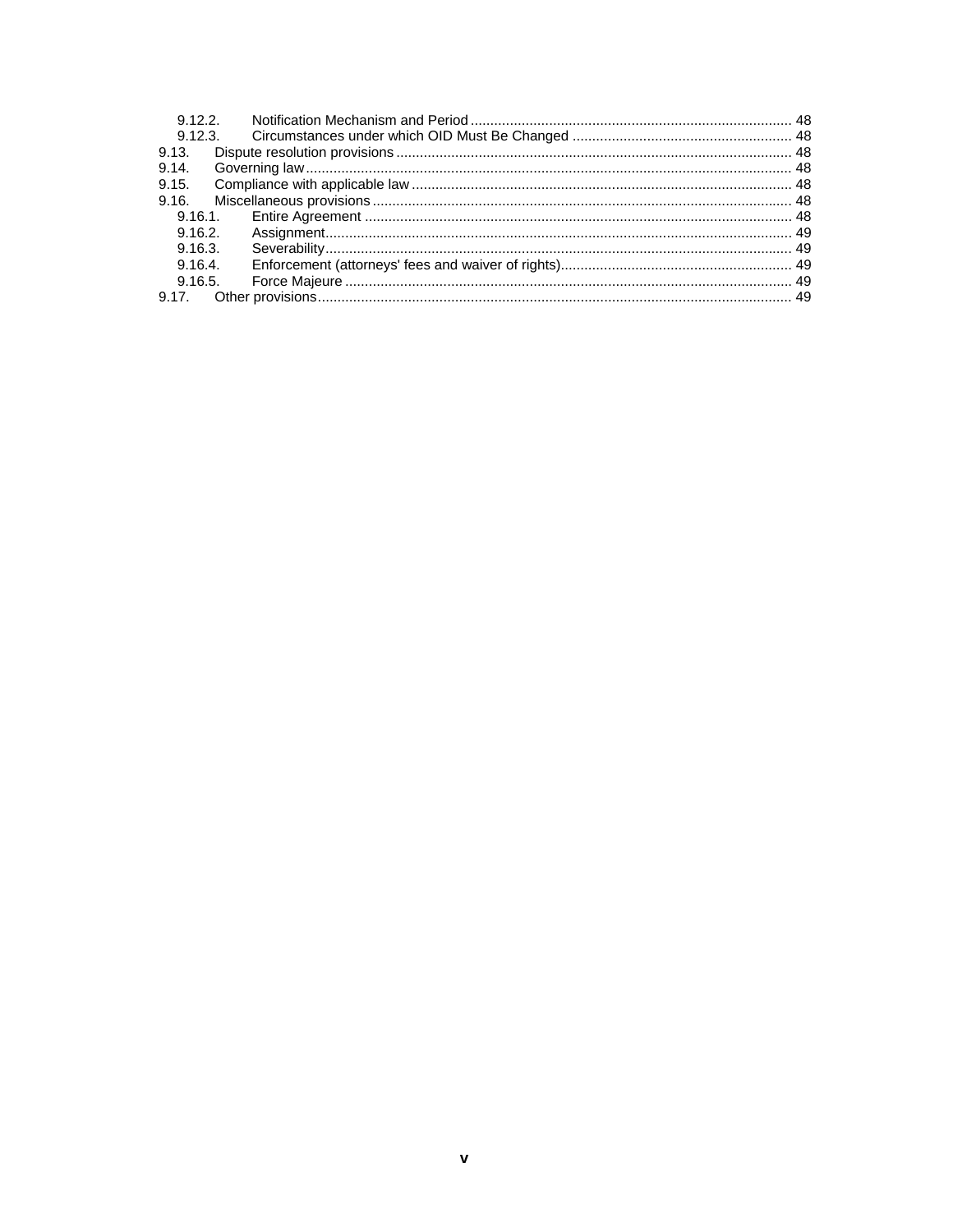9.12.2. Notification Mechanism and Period ... 48
9.12.3. Circumstances under which OID Must Be Changed ... 48
9.13. Dispute resolution provisions ... 48
9.14. Governing law ... 48
9.15. Compliance with applicable law ... 48
9.16. Miscellaneous provisions ... 48
9.16.1. Entire Agreement ... 48
9.16.2. Assignment ... 49
9.16.3. Severability ... 49
9.16.4. Enforcement (attorneys' fees and waiver of rights) ... 49
9.16.5. Force Majeure ... 49
9.17. Other provisions ... 49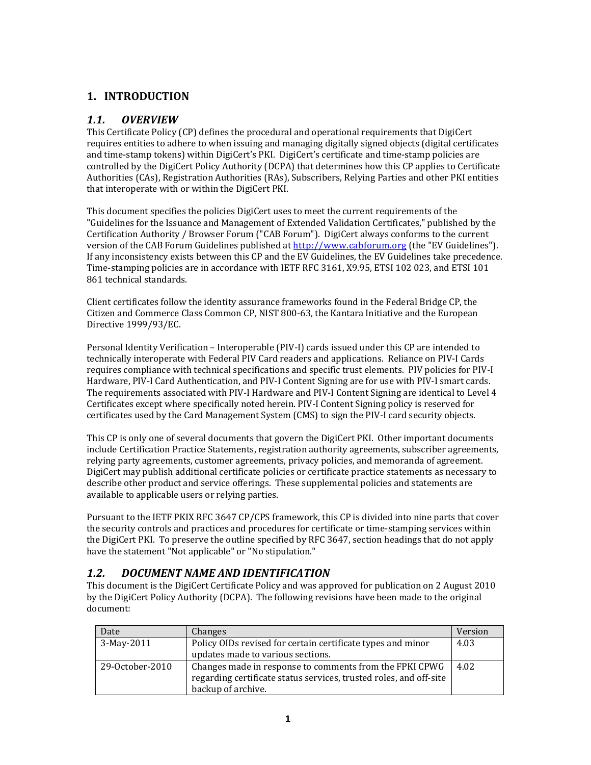# 1. INTRODUCTION

## *1.1. OVERVIEW*

This Certificate Policy (CP) defines the procedural and operational requirements that DigiCert requires entities to adhere to when issuing and managing digitally signed objects (digital certificates and time-stamp tokens) within DigiCert's PKI. DigiCert's certificate and time-stamp policies are controlled by the DigiCert Policy Authority (DCPA) that determines how this CP applies to Certificate Authorities (CAs), Registration Authorities (RAs), Subscribers, Relying Parties and other PKI entities that interoperate with or within the DigiCert PKI.

This document specifies the policies DigiCert uses to meet the current requirements of the "Guidelines for the Issuance and Management of Extended Validation Certificates," published by the Certification Authority / Browser Forum ("CAB Forum"). DigiCert always conforms to the current version of the CAB Forum Guidelines published at http://www.cabforum.org (the "EV Guidelines"). If any inconsistency exists between this CP and the EV Guidelines, the EV Guidelines take precedence. Time-stamping policies are in accordance with IETF RFC 3161, X9.95, ETSI 102 023, and ETSI 101 861 technical standards.

Client certificates follow the identity assurance frameworks found in the Federal Bridge CP, the Citizen and Commerce Class Common CP, NIST 800-63, the Kantara Initiative and the European Directive 1999/93/EC.

Personal Identity Verification – Interoperable (PIV-I) cards issued under this CP are intended to technically interoperate with Federal PIV Card readers and applications. Reliance on PIV-I Cards requires compliance with technical specifications and specific trust elements. PIV policies for PIV-I Hardware, PIV-I Card Authentication, and PIV-I Content Signing are for use with PIV-I smart cards. The requirements associated with PIV-I Hardware and PIV-I Content Signing are identical to Level 4 Certificates except where specifically noted herein. PIV-I Content Signing policy is reserved for certificates used by the Card Management System (CMS) to sign the PIV-I card security objects.

This CP is only one of several documents that govern the DigiCert PKI. Other important documents include Certification Practice Statements, registration authority agreements, subscriber agreements, relying party agreements, customer agreements, privacy policies, and memoranda of agreement. DigiCert may publish additional certificate policies or certificate practice statements as necessary to describe other product and service offerings. These supplemental policies and statements are available to applicable users or relying parties.

Pursuant to the IETF PKIX RFC 3647 CP/CPS framework, this CP is divided into nine parts that cover the security controls and practices and procedures for certificate or time-stamping services within the DigiCert PKI. To preserve the outline specified by RFC 3647, section headings that do not apply have the statement "Not applicable" or "No stipulation."

## *1.2. DOCUMENT NAME AND IDENTIFICATION*

This document is the DigiCert Certificate Policy and was approved for publication on 2 August 2010 by the DigiCert Policy Authority (DCPA). The following revisions have been made to the original document:

| Date | Changes | Version |
|---|---|---|
| 3-May-2011 | Policy OIDs revised for certain certificate types and minor updates made to various sections. | 4.03 |
| 29-October-2010 | Changes made in response to comments from the FPKI CPWG regarding certificate status services, trusted roles, and off-site backup of archive. | 4.02 |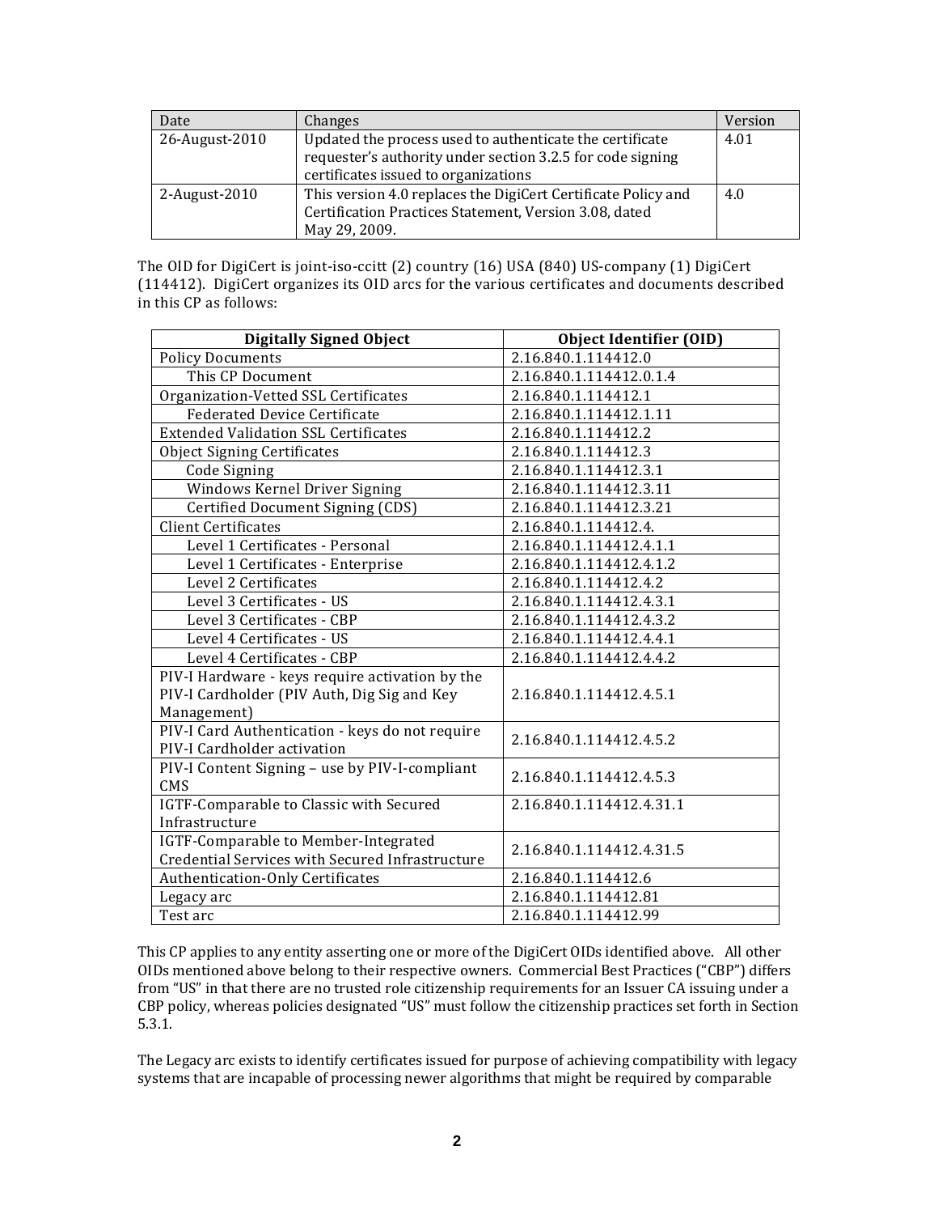| Date | Changes | Version |
|---|---|---|
| 26-August-2010 | Updated the process used to authenticate the certificate requester's authority under section 3.2.5 for code signing certificates issued to organizations | 4.01 |
| 2-August-2010 | This version 4.0 replaces the DigiCert Certificate Policy and Certification Practices Statement, Version 3.08, dated May 29, 2009. | 4.0 |

The OID for DigiCert is joint-iso-ccitt (2) country (16) USA (840) US-company (1) DigiCert (114412). DigiCert organizes its OID arcs for the various certificates and documents described in this CP as follows:

| Digitally Signed Object | Object Identifier (OID) |
|---|---|
| Policy Documents | 2.16.840.1.114412.0 |
| This CP Document | 2.16.840.1.114412.0.1.4 |
| Organization-Vetted SSL Certificates | 2.16.840.1.114412.1 |
| Federated Device Certificate | 2.16.840.1.114412.1.11 |
| Extended Validation SSL Certificates | 2.16.840.1.114412.2 |
| Object Signing Certificates | 2.16.840.1.114412.3 |
| Code Signing | 2.16.840.1.114412.3.1 |
| Windows Kernel Driver Signing | 2.16.840.1.114412.3.11 |
| Certified Document Signing (CDS) | 2.16.840.1.114412.3.21 |
| Client Certificates | 2.16.840.1.114412.4. |
| Level 1 Certificates - Personal | 2.16.840.1.114412.4.1.1 |
| Level 1 Certificates - Enterprise | 2.16.840.1.114412.4.1.2 |
| Level 2 Certificates | 2.16.840.1.114412.4.2 |
| Level 3 Certificates - US | 2.16.840.1.114412.4.3.1 |
| Level 3 Certificates - CBP | 2.16.840.1.114412.4.3.2 |
| Level 4 Certificates - US | 2.16.840.1.114412.4.4.1 |
| Level 4 Certificates - CBP | 2.16.840.1.114412.4.4.2 |
| PIV-I Hardware - keys require activation by the PIV-I Cardholder (PIV Auth, Dig Sig and Key Management) | 2.16.840.1.114412.4.5.1 |
| PIV-I Card Authentication - keys do not require PIV-I Cardholder activation | 2.16.840.1.114412.4.5.2 |
| PIV-I Content Signing – use by PIV-I-compliant CMS | 2.16.840.1.114412.4.5.3 |
| IGTF-Comparable to Classic with Secured Infrastructure | 2.16.840.1.114412.4.31.1 |
| IGTF-Comparable to Member-Integrated Credential Services with Secured Infrastructure | 2.16.840.1.114412.4.31.5 |
| Authentication-Only Certificates | 2.16.840.1.114412.6 |
| Legacy arc | 2.16.840.1.114412.81 |
| Test arc | 2.16.840.1.114412.99 |

This CP applies to any entity asserting one or more of the DigiCert OIDs identified above. All other OIDs mentioned above belong to their respective owners. Commercial Best Practices ("CBP") differs from "US" in that there are no trusted role citizenship requirements for an Issuer CA issuing under a CBP policy, whereas policies designated "US" must follow the citizenship practices set forth in Section 5.3.1.

The Legacy arc exists to identify certificates issued for purpose of achieving compatibility with legacy systems that are incapable of processing newer algorithms that might be required by comparable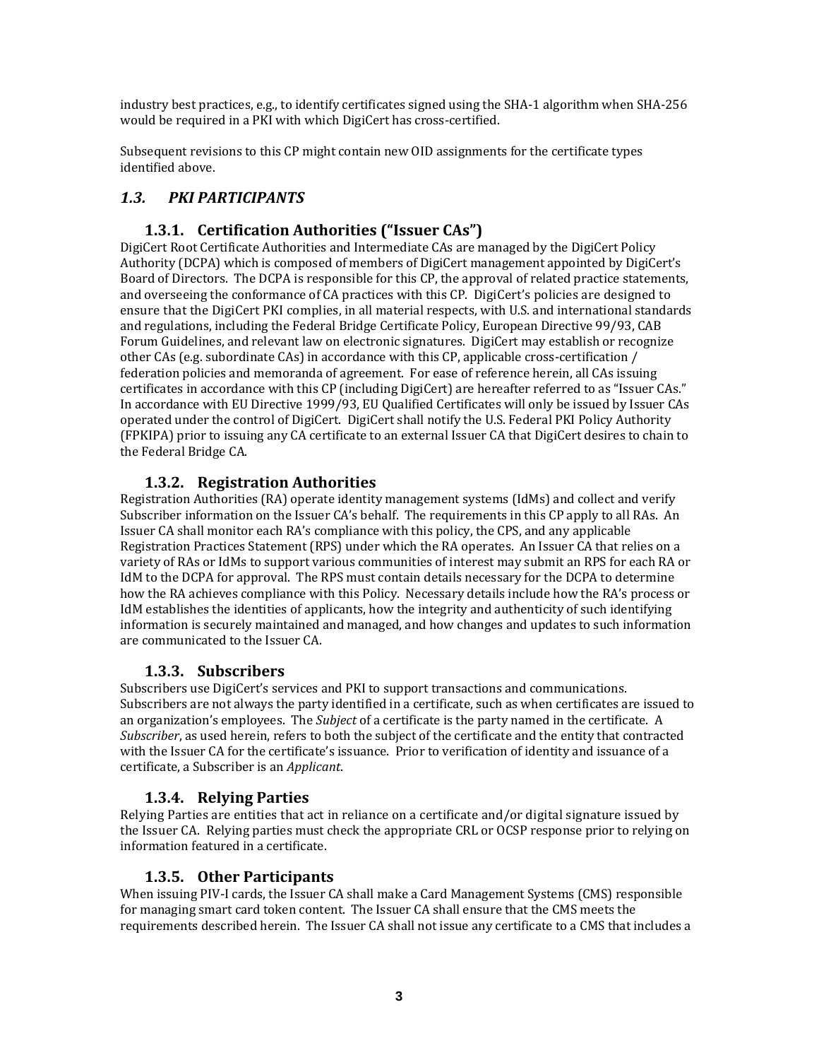industry best practices, e.g., to identify certificates signed using the SHA-1 algorithm when SHA-256 would be required in a PKI with which DigiCert has cross-certified.

Subsequent revisions to this CP might contain new OID assignments for the certificate types identified above.

## *1.3. PKI PARTICIPANTS*

### 1.3.1. Certification Authorities ("Issuer CAs")

DigiCert Root Certificate Authorities and Intermediate CAs are managed by the DigiCert Policy Authority (DCPA) which is composed of members of DigiCert management appointed by DigiCert's Board of Directors. The DCPA is responsible for this CP, the approval of related practice statements, and overseeing the conformance of CA practices with this CP. DigiCert's policies are designed to ensure that the DigiCert PKI complies, in all material respects, with U.S. and international standards and regulations, including the Federal Bridge Certificate Policy, European Directive 99/93, CAB Forum Guidelines, and relevant law on electronic signatures. DigiCert may establish or recognize other CAs (e.g. subordinate CAs) in accordance with this CP, applicable cross-certification / federation policies and memoranda of agreement. For ease of reference herein, all CAs issuing certificates in accordance with this CP (including DigiCert) are hereafter referred to as "Issuer CAs." In accordance with EU Directive 1999/93, EU Qualified Certificates will only be issued by Issuer CAs operated under the control of DigiCert. DigiCert shall notify the U.S. Federal PKI Policy Authority (FPKIPA) prior to issuing any CA certificate to an external Issuer CA that DigiCert desires to chain to the Federal Bridge CA.

### 1.3.2. Registration Authorities

Registration Authorities (RA) operate identity management systems (IdMs) and collect and verify Subscriber information on the Issuer CA's behalf. The requirements in this CP apply to all RAs. An Issuer CA shall monitor each RA's compliance with this policy, the CPS, and any applicable Registration Practices Statement (RPS) under which the RA operates. An Issuer CA that relies on a variety of RAs or IdMs to support various communities of interest may submit an RPS for each RA or IdM to the DCPA for approval. The RPS must contain details necessary for the DCPA to determine how the RA achieves compliance with this Policy. Necessary details include how the RA's process or IdM establishes the identities of applicants, how the integrity and authenticity of such identifying information is securely maintained and managed, and how changes and updates to such information are communicated to the Issuer CA.

### 1.3.3. Subscribers

Subscribers use DigiCert's services and PKI to support transactions and communications. Subscribers are not always the party identified in a certificate, such as when certificates are issued to an organization's employees. The *Subject* of a certificate is the party named in the certificate. A *Subscriber*, as used herein, refers to both the subject of the certificate and the entity that contracted with the Issuer CA for the certificate's issuance. Prior to verification of identity and issuance of a certificate, a Subscriber is an *Applicant*.

### 1.3.4. Relying Parties

Relying Parties are entities that act in reliance on a certificate and/or digital signature issued by the Issuer CA. Relying parties must check the appropriate CRL or OCSP response prior to relying on information featured in a certificate.

### 1.3.5. Other Participants

When issuing PIV-I cards, the Issuer CA shall make a Card Management Systems (CMS) responsible for managing smart card token content. The Issuer CA shall ensure that the CMS meets the requirements described herein. The Issuer CA shall not issue any certificate to a CMS that includes a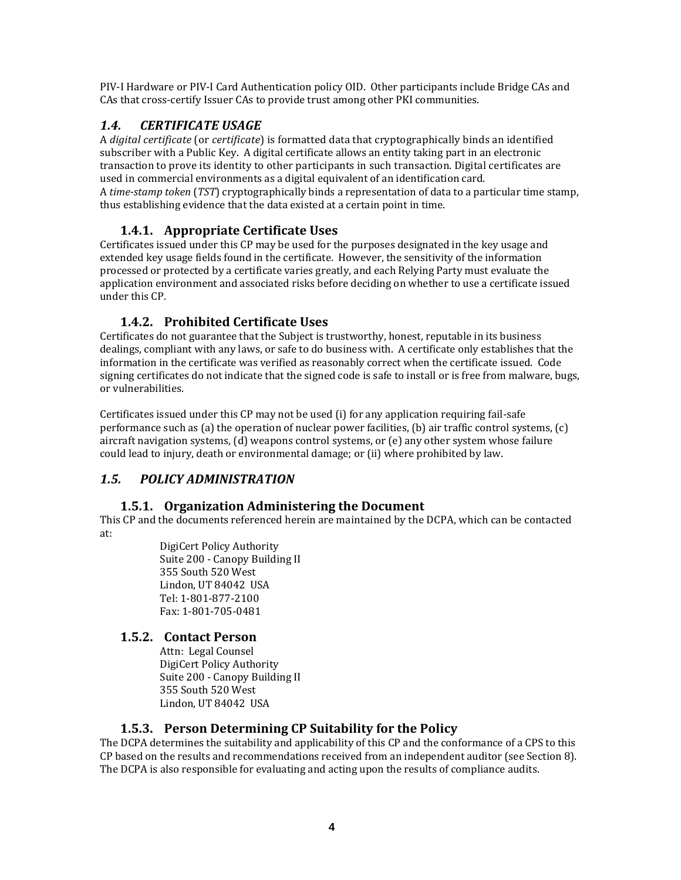PIV-I Hardware or PIV-I Card Authentication policy OID. Other participants include Bridge CAs and CAs that cross-certify Issuer CAs to provide trust among other PKI communities.

## *1.4. CERTIFICATE USAGE*

A *digital certificate* (or *certificate*) is formatted data that cryptographically binds an identified subscriber with a Public Key. A digital certificate allows an entity taking part in an electronic transaction to prove its identity to other participants in such transaction. Digital certificates are used in commercial environments as a digital equivalent of an identification card.
A *time-stamp token* (*TST*) cryptographically binds a representation of data to a particular time stamp, thus establishing evidence that the data existed at a certain point in time.

### 1.4.1. Appropriate Certificate Uses

Certificates issued under this CP may be used for the purposes designated in the key usage and extended key usage fields found in the certificate. However, the sensitivity of the information processed or protected by a certificate varies greatly, and each Relying Party must evaluate the application environment and associated risks before deciding on whether to use a certificate issued under this CP.

### 1.4.2. Prohibited Certificate Uses

Certificates do not guarantee that the Subject is trustworthy, honest, reputable in its business dealings, compliant with any laws, or safe to do business with. A certificate only establishes that the information in the certificate was verified as reasonably correct when the certificate issued. Code signing certificates do not indicate that the signed code is safe to install or is free from malware, bugs, or vulnerabilities.

Certificates issued under this CP may not be used (i) for any application requiring fail-safe performance such as (a) the operation of nuclear power facilities, (b) air traffic control systems, (c) aircraft navigation systems, (d) weapons control systems, or (e) any other system whose failure could lead to injury, death or environmental damage; or (ii) where prohibited by law.

## *1.5. POLICY ADMINISTRATION*

### 1.5.1. Organization Administering the Document

This CP and the documents referenced herein are maintained by the DCPA, which can be contacted at:

DigiCert Policy Authority
Suite 200 - Canopy Building II
355 South 520 West
Lindon, UT 84042 USA
Tel: 1-801-877-2100
Fax: 1-801-705-0481

### 1.5.2. Contact Person

Attn: Legal Counsel
DigiCert Policy Authority
Suite 200 - Canopy Building II
355 South 520 West
Lindon, UT 84042 USA

### 1.5.3. Person Determining CP Suitability for the Policy

The DCPA determines the suitability and applicability of this CP and the conformance of a CPS to this CP based on the results and recommendations received from an independent auditor (see Section 8). The DCPA is also responsible for evaluating and acting upon the results of compliance audits.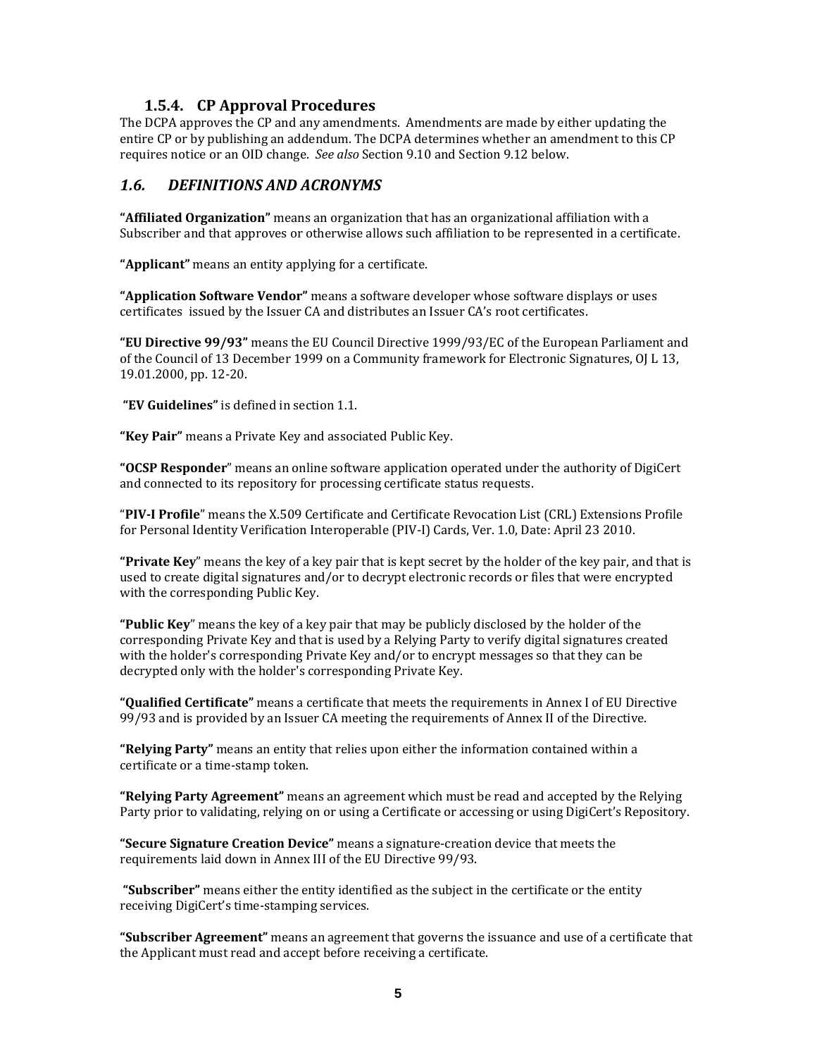### 1.5.4. CP Approval Procedures

The DCPA approves the CP and any amendments. Amendments are made by either updating the entire CP or by publishing an addendum. The DCPA determines whether an amendment to this CP requires notice or an OID change. *See also* Section 9.10 and Section 9.12 below.

## *1.6. DEFINITIONS AND ACRONYMS*

**"Affiliated Organization"** means an organization that has an organizational affiliation with a Subscriber and that approves or otherwise allows such affiliation to be represented in a certificate.

**"Applicant"** means an entity applying for a certificate.

**"Application Software Vendor"** means a software developer whose software displays or uses certificates issued by the Issuer CA and distributes an Issuer CA's root certificates.

**"EU Directive 99/93"** means the EU Council Directive 1999/93/EC of the European Parliament and of the Council of 13 December 1999 on a Community framework for Electronic Signatures, OJ L 13, 19.01.2000, pp. 12-20.

**"EV Guidelines"** is defined in section 1.1.

**"Key Pair"** means a Private Key and associated Public Key.

**"OCSP Responder"** means an online software application operated under the authority of DigiCert and connected to its repository for processing certificate status requests.

"**PIV-I Profile**" means the X.509 Certificate and Certificate Revocation List (CRL) Extensions Profile for Personal Identity Verification Interoperable (PIV-I) Cards, Ver. 1.0, Date: April 23 2010.

**"Private Key"** means the key of a key pair that is kept secret by the holder of the key pair, and that is used to create digital signatures and/or to decrypt electronic records or files that were encrypted with the corresponding Public Key.

**"Public Key"** means the key of a key pair that may be publicly disclosed by the holder of the corresponding Private Key and that is used by a Relying Party to verify digital signatures created with the holder's corresponding Private Key and/or to encrypt messages so that they can be decrypted only with the holder's corresponding Private Key.

**"Qualified Certificate"** means a certificate that meets the requirements in Annex I of EU Directive 99/93 and is provided by an Issuer CA meeting the requirements of Annex II of the Directive.

**"Relying Party"** means an entity that relies upon either the information contained within a certificate or a time-stamp token.

**"Relying Party Agreement"** means an agreement which must be read and accepted by the Relying Party prior to validating, relying on or using a Certificate or accessing or using DigiCert's Repository.

**"Secure Signature Creation Device"** means a signature-creation device that meets the requirements laid down in Annex III of the EU Directive 99/93.

**"Subscriber"** means either the entity identified as the subject in the certificate or the entity receiving DigiCert's time-stamping services.

**"Subscriber Agreement"** means an agreement that governs the issuance and use of a certificate that the Applicant must read and accept before receiving a certificate.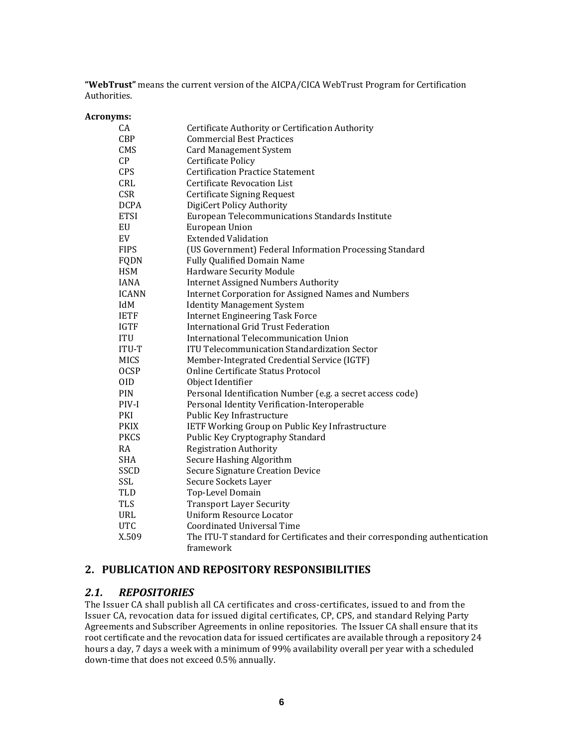**"WebTrust"** means the current version of the AICPA/CICA WebTrust Program for Certification Authorities.

**Acronyms:**

| | |
|---|---|
| CA | Certificate Authority or Certification Authority |
| CBP | Commercial Best Practices |
| CMS | Card Management System |
| CP | Certificate Policy |
| CPS | Certification Practice Statement |
| CRL | Certificate Revocation List |
| CSR | Certificate Signing Request |
| DCPA | DigiCert Policy Authority |
| ETSI | European Telecommunications Standards Institute |
| EU | European Union |
| EV | Extended Validation |
| FIPS | (US Government) Federal Information Processing Standard |
| FQDN | Fully Qualified Domain Name |
| HSM | Hardware Security Module |
| IANA | Internet Assigned Numbers Authority |
| ICANN | Internet Corporation for Assigned Names and Numbers |
| IdM | Identity Management System |
| IETF | Internet Engineering Task Force |
| IGTF | International Grid Trust Federation |
| ITU | International Telecommunication Union |
| ITU-T | ITU Telecommunication Standardization Sector |
| MICS | Member-Integrated Credential Service (IGTF) |
| OCSP | Online Certificate Status Protocol |
| OID | Object Identifier |
| PIN | Personal Identification Number (e.g. a secret access code) |
| PIV-I | Personal Identity Verification-Interoperable |
| PKI | Public Key Infrastructure |
| PKIX | IETF Working Group on Public Key Infrastructure |
| PKCS | Public Key Cryptography Standard |
| RA | Registration Authority |
| SHA | Secure Hashing Algorithm |
| SSCD | Secure Signature Creation Device |
| SSL | Secure Sockets Layer |
| TLD | Top-Level Domain |
| TLS | Transport Layer Security |
| URL | Uniform Resource Locator |
| UTC | Coordinated Universal Time |
| X.509 | The ITU-T standard for Certificates and their corresponding authentication framework |

## 2. PUBLICATION AND REPOSITORY RESPONSIBILITIES

### *2.1. REPOSITORIES*

The Issuer CA shall publish all CA certificates and cross-certificates, issued to and from the Issuer CA, revocation data for issued digital certificates, CP, CPS, and standard Relying Party Agreements and Subscriber Agreements in online repositories. The Issuer CA shall ensure that its root certificate and the revocation data for issued certificates are available through a repository 24 hours a day, 7 days a week with a minimum of 99% availability overall per year with a scheduled down-time that does not exceed 0.5% annually.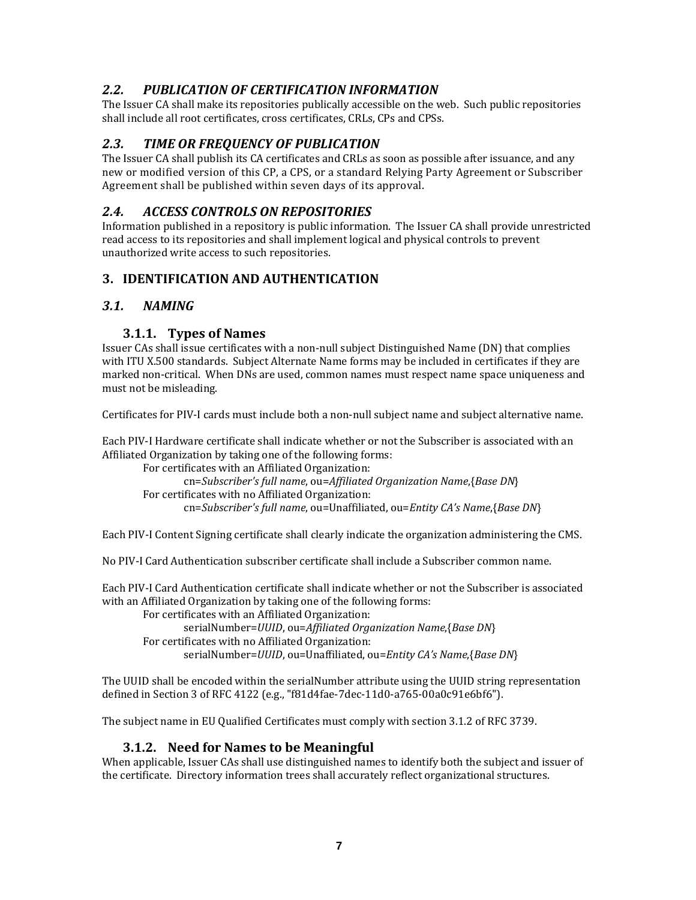## *2.2. PUBLICATION OF CERTIFICATION INFORMATION*

The Issuer CA shall make its repositories publically accessible on the web. Such public repositories shall include all root certificates, cross certificates, CRLs, CPs and CPSs.

## *2.3. TIME OR FREQUENCY OF PUBLICATION*

The Issuer CA shall publish its CA certificates and CRLs as soon as possible after issuance, and any new or modified version of this CP, a CPS, or a standard Relying Party Agreement or Subscriber Agreement shall be published within seven days of its approval.

## *2.4. ACCESS CONTROLS ON REPOSITORIES*

Information published in a repository is public information. The Issuer CA shall provide unrestricted read access to its repositories and shall implement logical and physical controls to prevent unauthorized write access to such repositories.

# 3. IDENTIFICATION AND AUTHENTICATION

## *3.1. NAMING*

### 3.1.1. Types of Names

Issuer CAs shall issue certificates with a non-null subject Distinguished Name (DN) that complies with ITU X.500 standards. Subject Alternate Name forms may be included in certificates if they are marked non-critical. When DNs are used, common names must respect name space uniqueness and must not be misleading.

Certificates for PIV-I cards must include both a non-null subject name and subject alternative name.

Each PIV-I Hardware certificate shall indicate whether or not the Subscriber is associated with an Affiliated Organization by taking one of the following forms:

For certificates with an Affiliated Organization:

cn=*Subscriber's full name*, ou=*Affiliated Organization Name*,{*Base DN*}

For certificates with no Affiliated Organization:

cn=*Subscriber's full name*, ou=Unaffiliated, ou=*Entity CA's Name*,{*Base DN*}

Each PIV-I Content Signing certificate shall clearly indicate the organization administering the CMS.

No PIV-I Card Authentication subscriber certificate shall include a Subscriber common name.

Each PIV-I Card Authentication certificate shall indicate whether or not the Subscriber is associated with an Affiliated Organization by taking one of the following forms:

For certificates with an Affiliated Organization:

serialNumber=*UUID*, ou=*Affiliated Organization Name*,{*Base DN*}

For certificates with no Affiliated Organization:

serialNumber=*UUID*, ou=Unaffiliated, ou=*Entity CA's Name*,{*Base DN*}

The UUID shall be encoded within the serialNumber attribute using the UUID string representation defined in Section 3 of RFC 4122 (e.g., "f81d4fae-7dec-11d0-a765-00a0c91e6bf6").

The subject name in EU Qualified Certificates must comply with section 3.1.2 of RFC 3739.

### 3.1.2. Need for Names to be Meaningful

When applicable, Issuer CAs shall use distinguished names to identify both the subject and issuer of the certificate. Directory information trees shall accurately reflect organizational structures.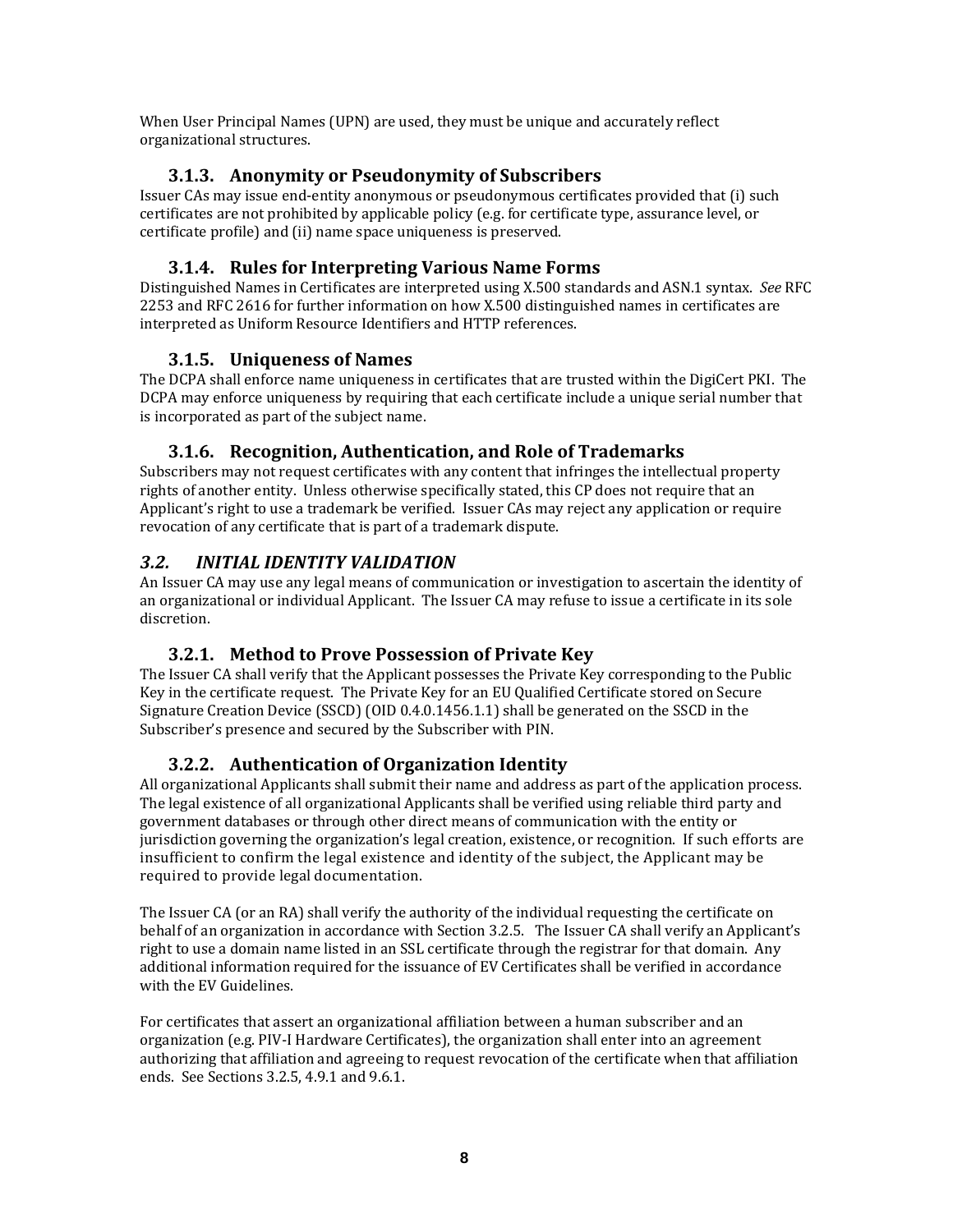When User Principal Names (UPN) are used, they must be unique and accurately reflect organizational structures.

### 3.1.3. Anonymity or Pseudonymity of Subscribers

Issuer CAs may issue end-entity anonymous or pseudonymous certificates provided that (i) such certificates are not prohibited by applicable policy (e.g. for certificate type, assurance level, or certificate profile) and (ii) name space uniqueness is preserved.

### 3.1.4. Rules for Interpreting Various Name Forms

Distinguished Names in Certificates are interpreted using X.500 standards and ASN.1 syntax. *See* RFC 2253 and RFC 2616 for further information on how X.500 distinguished names in certificates are interpreted as Uniform Resource Identifiers and HTTP references.

### 3.1.5. Uniqueness of Names

The DCPA shall enforce name uniqueness in certificates that are trusted within the DigiCert PKI. The DCPA may enforce uniqueness by requiring that each certificate include a unique serial number that is incorporated as part of the subject name.

### 3.1.6. Recognition, Authentication, and Role of Trademarks

Subscribers may not request certificates with any content that infringes the intellectual property rights of another entity. Unless otherwise specifically stated, this CP does not require that an Applicant's right to use a trademark be verified. Issuer CAs may reject any application or require revocation of any certificate that is part of a trademark dispute.

## *3.2. INITIAL IDENTITY VALIDATION*

An Issuer CA may use any legal means of communication or investigation to ascertain the identity of an organizational or individual Applicant. The Issuer CA may refuse to issue a certificate in its sole discretion.

### 3.2.1. Method to Prove Possession of Private Key

The Issuer CA shall verify that the Applicant possesses the Private Key corresponding to the Public Key in the certificate request. The Private Key for an EU Qualified Certificate stored on Secure Signature Creation Device (SSCD) (OID 0.4.0.1456.1.1) shall be generated on the SSCD in the Subscriber's presence and secured by the Subscriber with PIN.

### 3.2.2. Authentication of Organization Identity

All organizational Applicants shall submit their name and address as part of the application process. The legal existence of all organizational Applicants shall be verified using reliable third party and government databases or through other direct means of communication with the entity or jurisdiction governing the organization's legal creation, existence, or recognition. If such efforts are insufficient to confirm the legal existence and identity of the subject, the Applicant may be required to provide legal documentation.

The Issuer CA (or an RA) shall verify the authority of the individual requesting the certificate on behalf of an organization in accordance with Section 3.2.5. The Issuer CA shall verify an Applicant's right to use a domain name listed in an SSL certificate through the registrar for that domain. Any additional information required for the issuance of EV Certificates shall be verified in accordance with the EV Guidelines.

For certificates that assert an organizational affiliation between a human subscriber and an organization (e.g. PIV-I Hardware Certificates), the organization shall enter into an agreement authorizing that affiliation and agreeing to request revocation of the certificate when that affiliation ends. See Sections 3.2.5, 4.9.1 and 9.6.1.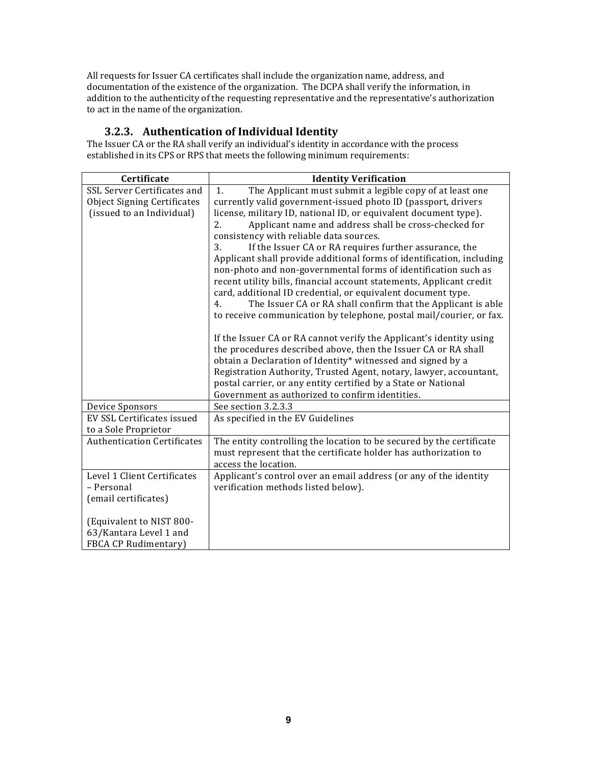All requests for Issuer CA certificates shall include the organization name, address, and documentation of the existence of the organization. The DCPA shall verify the information, in addition to the authenticity of the requesting representative and the representative's authorization to act in the name of the organization.

### 3.2.3. Authentication of Individual Identity

The Issuer CA or the RA shall verify an individual's identity in accordance with the process established in its CPS or RPS that meets the following minimum requirements:

| Certificate | Identity Verification |
|---|---|
| SSL Server Certificates and Object Signing Certificates (issued to an Individual) | 1. The Applicant must submit a legible copy of at least one currently valid government-issued photo ID (passport, drivers license, military ID, national ID, or equivalent document type).<br>2. Applicant name and address shall be cross-checked for consistency with reliable data sources.<br>3. If the Issuer CA or RA requires further assurance, the Applicant shall provide additional forms of identification, including non-photo and non-governmental forms of identification such as recent utility bills, financial account statements, Applicant credit card, additional ID credential, or equivalent document type.<br>4. The Issuer CA or RA shall confirm that the Applicant is able to receive communication by telephone, postal mail/courier, or fax.<br><br>If the Issuer CA or RA cannot verify the Applicant's identity using the procedures described above, then the Issuer CA or RA shall obtain a Declaration of Identity* witnessed and signed by a Registration Authority, Trusted Agent, notary, lawyer, accountant, postal carrier, or any entity certified by a State or National Government as authorized to confirm identities. |
| Device Sponsors | See section 3.2.3.3 |
| EV SSL Certificates issued to a Sole Proprietor | As specified in the EV Guidelines |
| Authentication Certificates | The entity controlling the location to be secured by the certificate must represent that the certificate holder has authorization to access the location. |
| Level 1 Client Certificates – Personal (email certificates)<br><br>(Equivalent to NIST 800-63/Kantara Level 1 and FBCA CP Rudimentary) | Applicant's control over an email address (or any of the identity verification methods listed below). |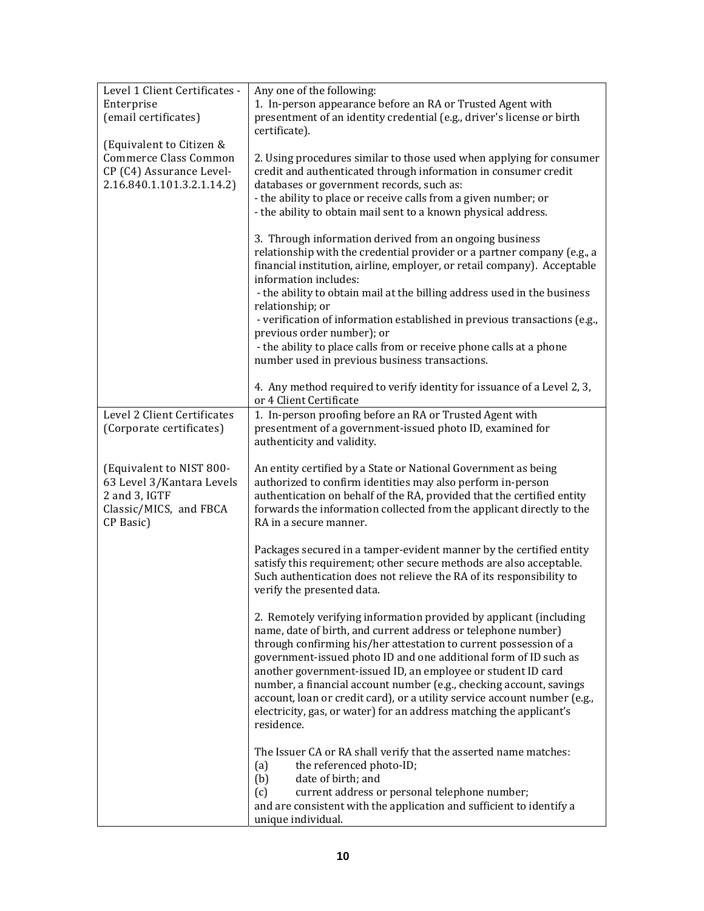| | |
|---|---|
| Level 1 Client Certificates - Enterprise<br>(email certificates)<br><br>(Equivalent to Citizen & Commerce Class Common CP (C4) Assurance Level-2.16.840.1.101.3.2.1.14.2) | Any one of the following:<br>1. In-person appearance before an RA or Trusted Agent with presentment of an identity credential (e.g., driver's license or birth certificate).<br><br>2. Using procedures similar to those used when applying for consumer credit and authenticated through information in consumer credit databases or government records, such as:<br>- the ability to place or receive calls from a given number; or<br>- the ability to obtain mail sent to a known physical address.<br><br>3. Through information derived from an ongoing business relationship with the credential provider or a partner company (e.g., a financial institution, airline, employer, or retail company). Acceptable information includes:<br>- the ability to obtain mail at the billing address used in the business relationship; or<br>- verification of information established in previous transactions (e.g., previous order number); or<br>- the ability to place calls from or receive phone calls at a phone number used in previous business transactions.<br><br>4. Any method required to verify identity for issuance of a Level 2, 3, or 4 Client Certificate |
| Level 2 Client Certificates<br>(Corporate certificates)<br><br>(Equivalent to NIST 800-63 Level 3/Kantara Levels 2 and 3, IGTF Classic/MICS, and FBCA CP Basic) | 1. In-person proofing before an RA or Trusted Agent with presentment of a government-issued photo ID, examined for authenticity and validity.<br><br>An entity certified by a State or National Government as being authorized to confirm identities may also perform in-person authentication on behalf of the RA, provided that the certified entity forwards the information collected from the applicant directly to the RA in a secure manner.<br><br>Packages secured in a tamper-evident manner by the certified entity satisfy this requirement; other secure methods are also acceptable. Such authentication does not relieve the RA of its responsibility to verify the presented data.<br><br>2. Remotely verifying information provided by applicant (including name, date of birth, and current address or telephone number) through confirming his/her attestation to current possession of a government-issued photo ID and one additional form of ID such as another government-issued ID, an employee or student ID card number, a financial account number (e.g., checking account, savings account, loan or credit card), or a utility service account number (e.g., electricity, gas, or water) for an address matching the applicant's residence.<br><br>The Issuer CA or RA shall verify that the asserted name matches:<br>(a) the referenced photo-ID;<br>(b) date of birth; and<br>(c) current address or personal telephone number;<br>and are consistent with the application and sufficient to identify a unique individual. |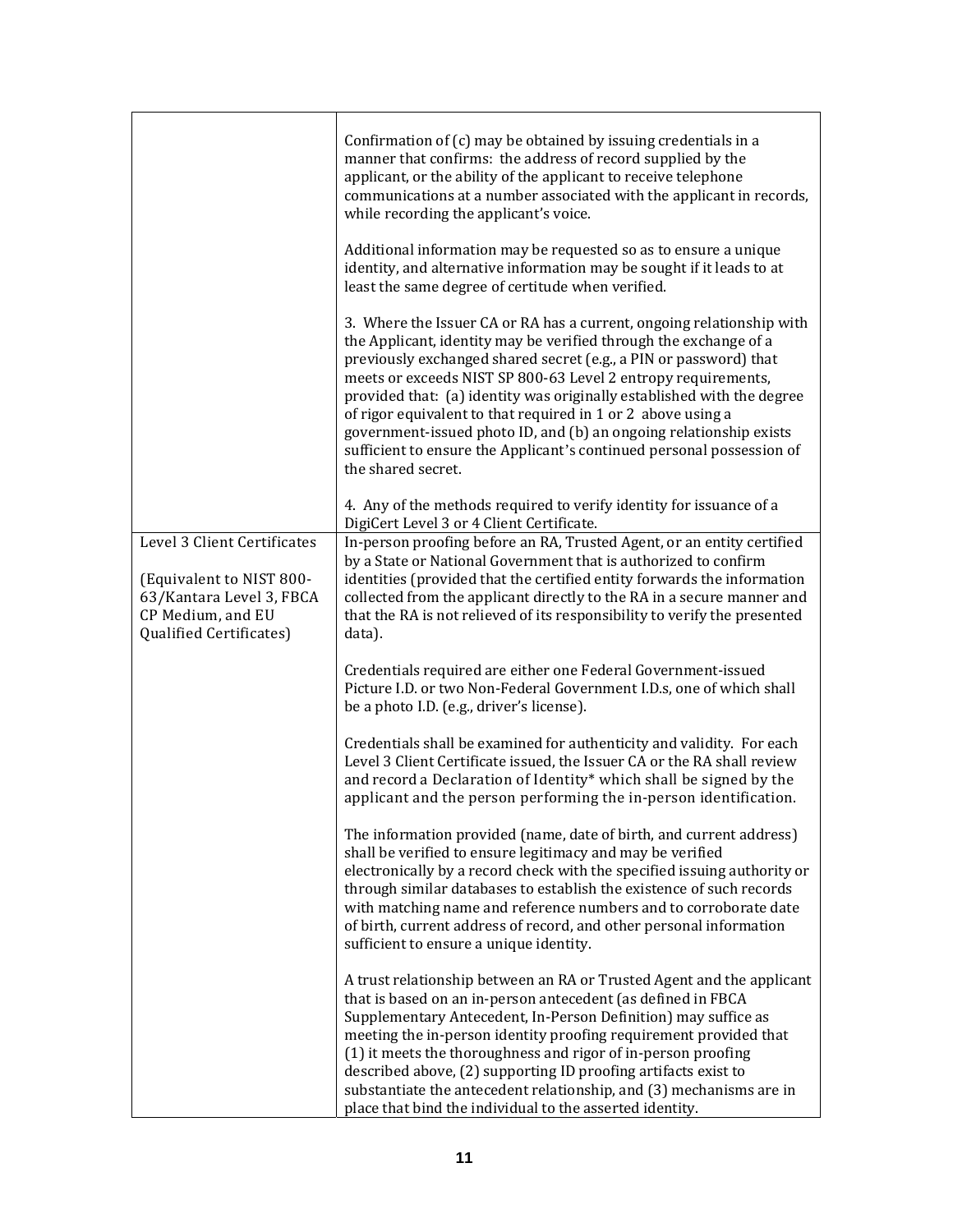| | |
|---|---|
| | Confirmation of (c) may be obtained by issuing credentials in a manner that confirms: the address of record supplied by the applicant, or the ability of the applicant to receive telephone communications at a number associated with the applicant in records, while recording the applicant's voice.<br><br>Additional information may be requested so as to ensure a unique identity, and alternative information may be sought if it leads to at least the same degree of certitude when verified.<br><br>3. Where the Issuer CA or RA has a current, ongoing relationship with the Applicant, identity may be verified through the exchange of a previously exchanged shared secret (e.g., a PIN or password) that meets or exceeds NIST SP 800-63 Level 2 entropy requirements, provided that: (a) identity was originally established with the degree of rigor equivalent to that required in 1 or 2 above using a government-issued photo ID, and (b) an ongoing relationship exists sufficient to ensure the Applicant's continued personal possession of the shared secret.<br><br>4. Any of the methods required to verify identity for issuance of a DigiCert Level 3 or 4 Client Certificate. |
| Level 3 Client Certificates<br><br>(Equivalent to NIST 800-63/Kantara Level 3, FBCA CP Medium, and EU Qualified Certificates) | In-person proofing before an RA, Trusted Agent, or an entity certified by a State or National Government that is authorized to confirm identities (provided that the certified entity forwards the information collected from the applicant directly to the RA in a secure manner and that the RA is not relieved of its responsibility to verify the presented data).<br><br>Credentials required are either one Federal Government-issued Picture I.D. or two Non-Federal Government I.D.s, one of which shall be a photo I.D. (e.g., driver's license).<br><br>Credentials shall be examined for authenticity and validity. For each Level 3 Client Certificate issued, the Issuer CA or the RA shall review and record a Declaration of Identity* which shall be signed by the applicant and the person performing the in-person identification.<br><br>The information provided (name, date of birth, and current address) shall be verified to ensure legitimacy and may be verified electronically by a record check with the specified issuing authority or through similar databases to establish the existence of such records with matching name and reference numbers and to corroborate date of birth, current address of record, and other personal information sufficient to ensure a unique identity.<br><br>A trust relationship between an RA or Trusted Agent and the applicant that is based on an in-person antecedent (as defined in FBCA Supplementary Antecedent, In-Person Definition) may suffice as meeting the in-person identity proofing requirement provided that (1) it meets the thoroughness and rigor of in-person proofing described above, (2) supporting ID proofing artifacts exist to substantiate the antecedent relationship, and (3) mechanisms are in place that bind the individual to the asserted identity. |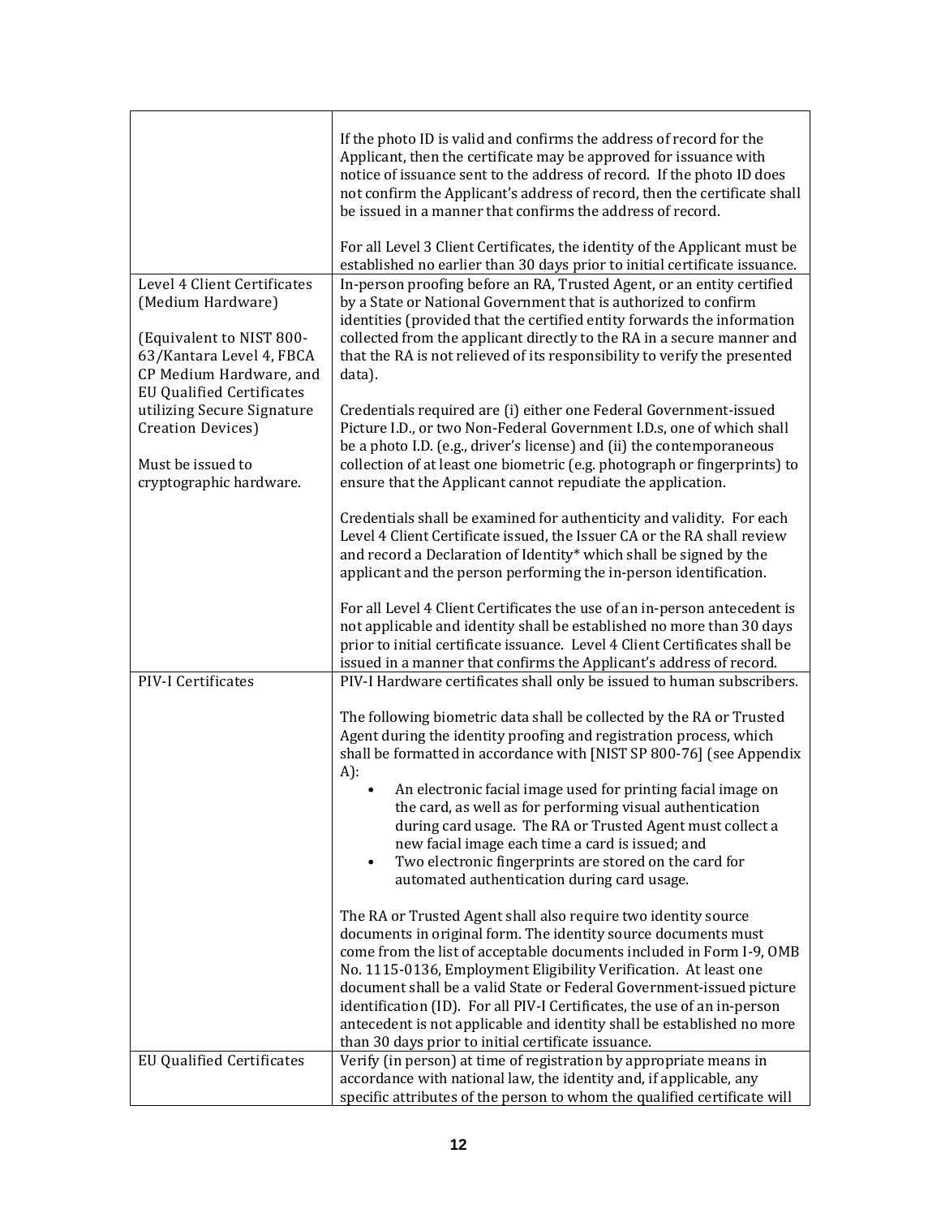| | |
|---|---|
| | If the photo ID is valid and confirms the address of record for the Applicant, then the certificate may be approved for issuance with notice of issuance sent to the address of record. If the photo ID does not confirm the Applicant's address of record, then the certificate shall be issued in a manner that confirms the address of record.<br><br>For all Level 3 Client Certificates, the identity of the Applicant must be established no earlier than 30 days prior to initial certificate issuance. |
| Level 4 Client Certificates (Medium Hardware)<br><br>(Equivalent to NIST 800-63/Kantara Level 4, FBCA CP Medium Hardware, and EU Qualified Certificates utilizing Secure Signature Creation Devices)<br><br>Must be issued to cryptographic hardware. | In-person proofing before an RA, Trusted Agent, or an entity certified by a State or National Government that is authorized to confirm identities (provided that the certified entity forwards the information collected from the applicant directly to the RA in a secure manner and that the RA is not relieved of its responsibility to verify the presented data).<br><br>Credentials required are (i) either one Federal Government-issued Picture I.D., or two Non-Federal Government I.D.s, one of which shall be a photo I.D. (e.g., driver's license) and (ii) the contemporaneous collection of at least one biometric (e.g. photograph or fingerprints) to ensure that the Applicant cannot repudiate the application.<br><br>Credentials shall be examined for authenticity and validity. For each Level 4 Client Certificate issued, the Issuer CA or the RA shall review and record a Declaration of Identity* which shall be signed by the applicant and the person performing the in-person identification.<br><br>For all Level 4 Client Certificates the use of an in-person antecedent is not applicable and identity shall be established no more than 30 days prior to initial certificate issuance. Level 4 Client Certificates shall be issued in a manner that confirms the Applicant's address of record. |
| PIV-I Certificates | PIV-I Hardware certificates shall only be issued to human subscribers.<br><br>The following biometric data shall be collected by the RA or Trusted Agent during the identity proofing and registration process, which shall be formatted in accordance with [NIST SP 800-76] (see Appendix A):<br>• An electronic facial image used for printing facial image on the card, as well as for performing visual authentication during card usage. The RA or Trusted Agent must collect a new facial image each time a card is issued; and<br>• Two electronic fingerprints are stored on the card for automated authentication during card usage.<br><br>The RA or Trusted Agent shall also require two identity source documents in original form. The identity source documents must come from the list of acceptable documents included in Form I-9, OMB No. 1115-0136, Employment Eligibility Verification. At least one document shall be a valid State or Federal Government-issued picture identification (ID). For all PIV-I Certificates, the use of an in-person antecedent is not applicable and identity shall be established no more than 30 days prior to initial certificate issuance. |
| EU Qualified Certificates | Verify (in person) at time of registration by appropriate means in accordance with national law, the identity and, if applicable, any specific attributes of the person to whom the qualified certificate will |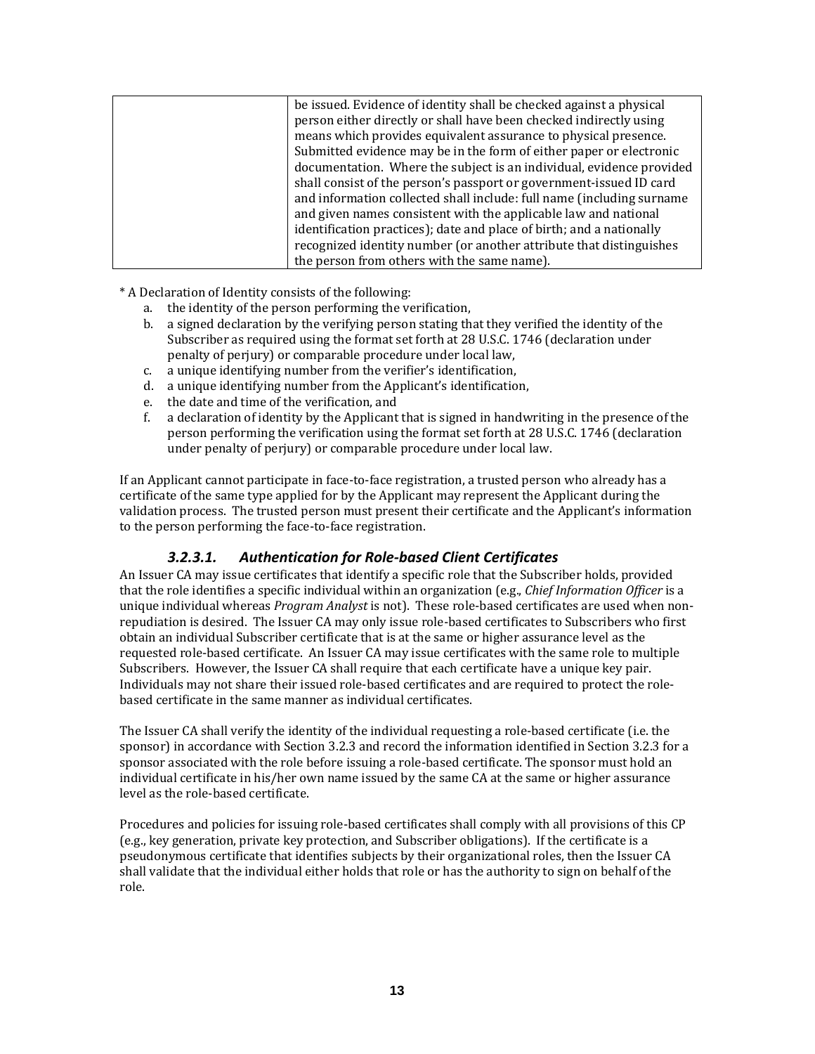| | be issued. Evidence of identity shall be checked against a physical person either directly or shall have been checked indirectly using means which provides equivalent assurance to physical presence. Submitted evidence may be in the form of either paper or electronic documentation. Where the subject is an individual, evidence provided shall consist of the person's passport or government-issued ID card and information collected shall include: full name (including surname and given names consistent with the applicable law and national identification practices); date and place of birth; and a nationally recognized identity number (or another attribute that distinguishes the person from others with the same name). |
|---|---|

\* A Declaration of Identity consists of the following:

a. the identity of the person performing the verification,
b. a signed declaration by the verifying person stating that they verified the identity of the Subscriber as required using the format set forth at 28 U.S.C. 1746 (declaration under penalty of perjury) or comparable procedure under local law,
c. a unique identifying number from the verifier's identification,
d. a unique identifying number from the Applicant's identification,
e. the date and time of the verification, and
f. a declaration of identity by the Applicant that is signed in handwriting in the presence of the person performing the verification using the format set forth at 28 U.S.C. 1746 (declaration under penalty of perjury) or comparable procedure under local law.

If an Applicant cannot participate in face-to-face registration, a trusted person who already has a certificate of the same type applied for by the Applicant may represent the Applicant during the validation process. The trusted person must present their certificate and the Applicant's information to the person performing the face-to-face registration.

#### *3.2.3.1. Authentication for Role-based Client Certificates*

An Issuer CA may issue certificates that identify a specific role that the Subscriber holds, provided that the role identifies a specific individual within an organization (e.g., *Chief Information Officer* is a unique individual whereas *Program Analyst* is not). These role-based certificates are used when non-repudiation is desired. The Issuer CA may only issue role-based certificates to Subscribers who first obtain an individual Subscriber certificate that is at the same or higher assurance level as the requested role-based certificate. An Issuer CA may issue certificates with the same role to multiple Subscribers. However, the Issuer CA shall require that each certificate have a unique key pair. Individuals may not share their issued role-based certificates and are required to protect the role-based certificate in the same manner as individual certificates.

The Issuer CA shall verify the identity of the individual requesting a role-based certificate (i.e. the sponsor) in accordance with Section 3.2.3 and record the information identified in Section 3.2.3 for a sponsor associated with the role before issuing a role-based certificate. The sponsor must hold an individual certificate in his/her own name issued by the same CA at the same or higher assurance level as the role-based certificate.

Procedures and policies for issuing role-based certificates shall comply with all provisions of this CP (e.g., key generation, private key protection, and Subscriber obligations). If the certificate is a pseudonymous certificate that identifies subjects by their organizational roles, then the Issuer CA shall validate that the individual either holds that role or has the authority to sign on behalf of the role.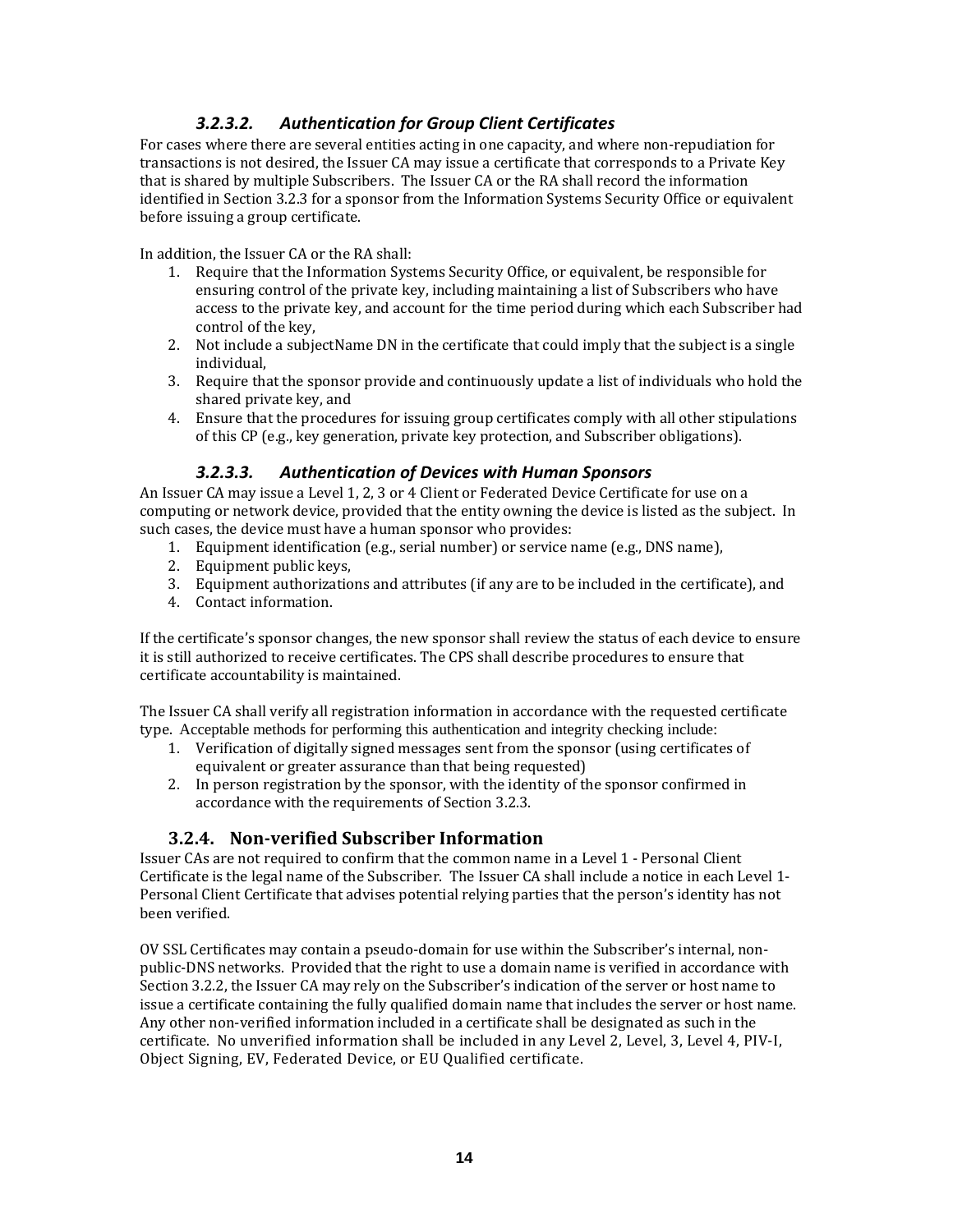#### *3.2.3.2. Authentication for Group Client Certificates*

For cases where there are several entities acting in one capacity, and where non-repudiation for transactions is not desired, the Issuer CA may issue a certificate that corresponds to a Private Key that is shared by multiple Subscribers. The Issuer CA or the RA shall record the information identified in Section 3.2.3 for a sponsor from the Information Systems Security Office or equivalent before issuing a group certificate.

In addition, the Issuer CA or the RA shall:

1. Require that the Information Systems Security Office, or equivalent, be responsible for ensuring control of the private key, including maintaining a list of Subscribers who have access to the private key, and account for the time period during which each Subscriber had control of the key,
2. Not include a subjectName DN in the certificate that could imply that the subject is a single individual,
3. Require that the sponsor provide and continuously update a list of individuals who hold the shared private key, and
4. Ensure that the procedures for issuing group certificates comply with all other stipulations of this CP (e.g., key generation, private key protection, and Subscriber obligations).

#### *3.2.3.3. Authentication of Devices with Human Sponsors*

An Issuer CA may issue a Level 1, 2, 3 or 4 Client or Federated Device Certificate for use on a computing or network device, provided that the entity owning the device is listed as the subject. In such cases, the device must have a human sponsor who provides:

1. Equipment identification (e.g., serial number) or service name (e.g., DNS name),
2. Equipment public keys,
3. Equipment authorizations and attributes (if any are to be included in the certificate), and
4. Contact information.

If the certificate's sponsor changes, the new sponsor shall review the status of each device to ensure it is still authorized to receive certificates. The CPS shall describe procedures to ensure that certificate accountability is maintained.

The Issuer CA shall verify all registration information in accordance with the requested certificate type. Acceptable methods for performing this authentication and integrity checking include:

1. Verification of digitally signed messages sent from the sponsor (using certificates of equivalent or greater assurance than that being requested)
2. In person registration by the sponsor, with the identity of the sponsor confirmed in accordance with the requirements of Section 3.2.3.

### 3.2.4. Non-verified Subscriber Information

Issuer CAs are not required to confirm that the common name in a Level 1 - Personal Client Certificate is the legal name of the Subscriber. The Issuer CA shall include a notice in each Level 1-Personal Client Certificate that advises potential relying parties that the person's identity has not been verified.

OV SSL Certificates may contain a pseudo-domain for use within the Subscriber's internal, non-public-DNS networks. Provided that the right to use a domain name is verified in accordance with Section 3.2.2, the Issuer CA may rely on the Subscriber's indication of the server or host name to issue a certificate containing the fully qualified domain name that includes the server or host name. Any other non-verified information included in a certificate shall be designated as such in the certificate. No unverified information shall be included in any Level 2, Level, 3, Level 4, PIV-I, Object Signing, EV, Federated Device, or EU Qualified certificate.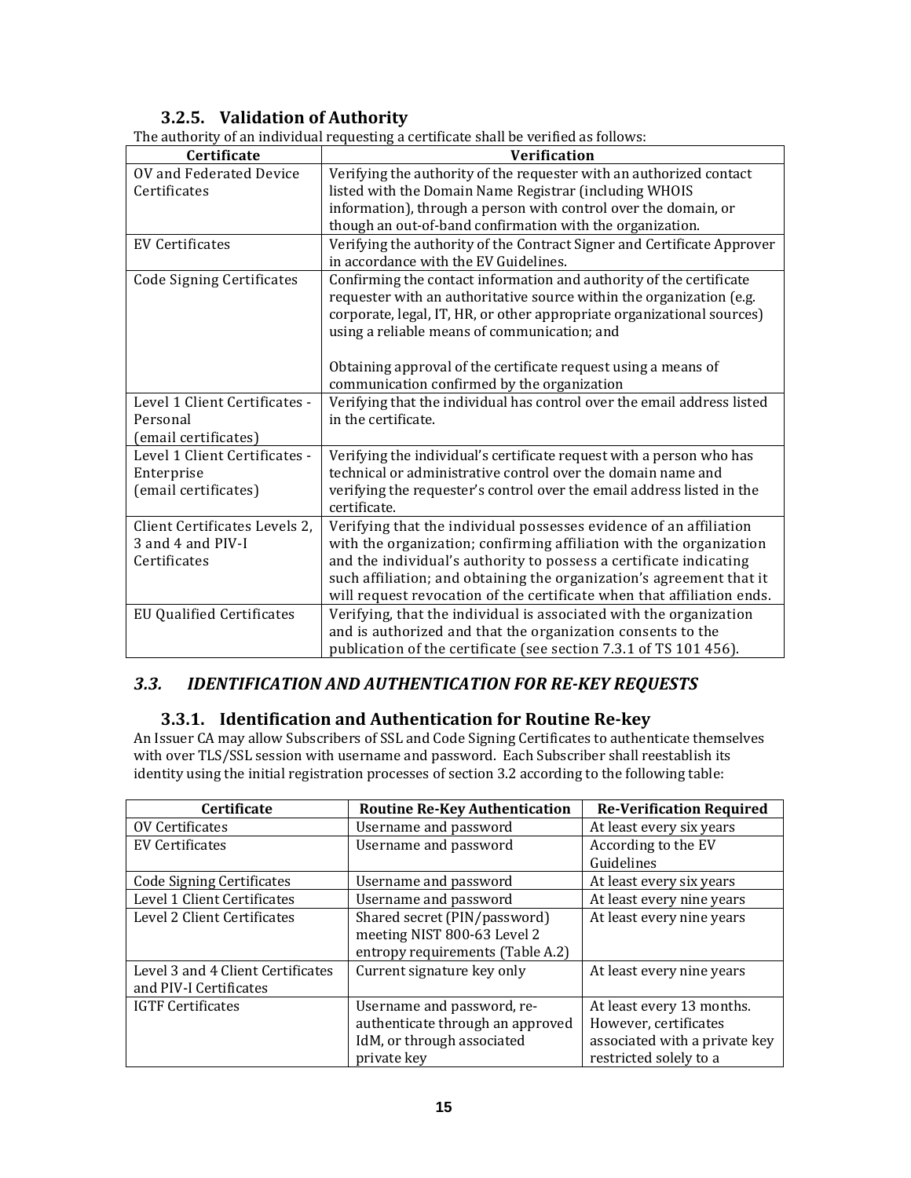### 3.2.5. Validation of Authority

The authority of an individual requesting a certificate shall be verified as follows:

| Certificate | Verification |
| --- | --- |
| OV and Federated Device Certificates | Verifying the authority of the requester with an authorized contact listed with the Domain Name Registrar (including WHOIS information), through a person with control over the domain, or though an out-of-band confirmation with the organization. |
| EV Certificates | Verifying the authority of the Contract Signer and Certificate Approver in accordance with the EV Guidelines. |
| Code Signing Certificates | Confirming the contact information and authority of the certificate requester with an authoritative source within the organization (e.g. corporate, legal, IT, HR, or other appropriate organizational sources) using a reliable means of communication; and<br><br>Obtaining approval of the certificate request using a means of communication confirmed by the organization |
| Level 1 Client Certificates - Personal (email certificates) | Verifying that the individual has control over the email address listed in the certificate. |
| Level 1 Client Certificates - Enterprise (email certificates) | Verifying the individual's certificate request with a person who has technical or administrative control over the domain name and verifying the requester's control over the email address listed in the certificate. |
| Client Certificates Levels 2, 3 and 4 and PIV-I Certificates | Verifying that the individual possesses evidence of an affiliation with the organization; confirming affiliation with the organization and the individual's authority to possess a certificate indicating such affiliation; and obtaining the organization's agreement that it will request revocation of the certificate when that affiliation ends. |
| EU Qualified Certificates | Verifying, that the individual is associated with the organization and is authorized and that the organization consents to the publication of the certificate (see section 7.3.1 of TS 101 456). |

## *3.3. IDENTIFICATION AND AUTHENTICATION FOR RE-KEY REQUESTS*

### 3.3.1. Identification and Authentication for Routine Re-key

An Issuer CA may allow Subscribers of SSL and Code Signing Certificates to authenticate themselves with over TLS/SSL session with username and password. Each Subscriber shall reestablish its identity using the initial registration processes of section 3.2 according to the following table:

| Certificate | Routine Re-Key Authentication | Re-Verification Required |
| --- | --- | --- |
| OV Certificates | Username and password | At least every six years |
| EV Certificates | Username and password | According to the EV Guidelines |
| Code Signing Certificates | Username and password | At least every six years |
| Level 1 Client Certificates | Username and password | At least every nine years |
| Level 2 Client Certificates | Shared secret (PIN/password) meeting NIST 800-63 Level 2 entropy requirements (Table A.2) | At least every nine years |
| Level 3 and 4 Client Certificates and PIV-I Certificates | Current signature key only | At least every nine years |
| IGTF Certificates | Username and password, re-authenticate through an approved IdM, or through associated private key | At least every 13 months. However, certificates associated with a private key restricted solely to a |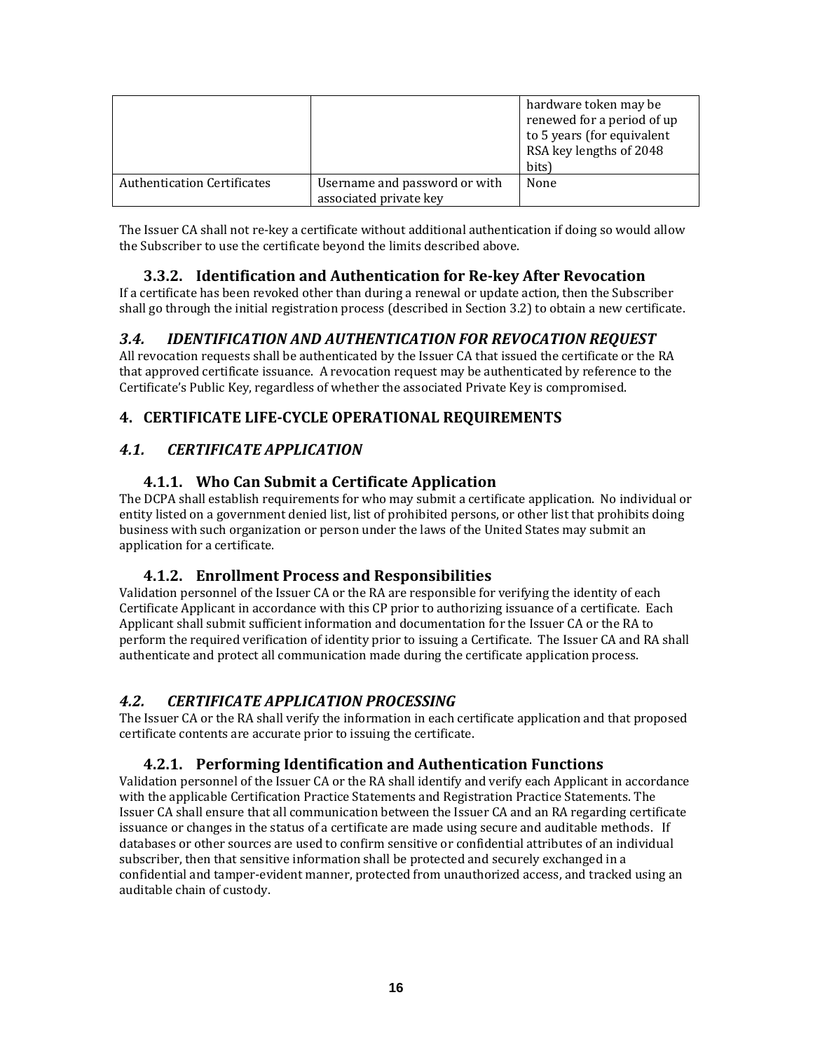| | | hardware token may be renewed for a period of up to 5 years (for equivalent RSA key lengths of 2048 bits) |
|---|---|---|
| Authentication Certificates | Username and password or with associated private key | None |

The Issuer CA shall not re-key a certificate without additional authentication if doing so would allow the Subscriber to use the certificate beyond the limits described above.

### 3.3.2. Identification and Authentication for Re-key After Revocation

If a certificate has been revoked other than during a renewal or update action, then the Subscriber shall go through the initial registration process (described in Section 3.2) to obtain a new certificate.

## *3.4. IDENTIFICATION AND AUTHENTICATION FOR REVOCATION REQUEST*

All revocation requests shall be authenticated by the Issuer CA that issued the certificate or the RA that approved certificate issuance. A revocation request may be authenticated by reference to the Certificate's Public Key, regardless of whether the associated Private Key is compromised.

# 4. CERTIFICATE LIFE-CYCLE OPERATIONAL REQUIREMENTS

## *4.1. CERTIFICATE APPLICATION*

### 4.1.1. Who Can Submit a Certificate Application

The DCPA shall establish requirements for who may submit a certificate application. No individual or entity listed on a government denied list, list of prohibited persons, or other list that prohibits doing business with such organization or person under the laws of the United States may submit an application for a certificate.

### 4.1.2. Enrollment Process and Responsibilities

Validation personnel of the Issuer CA or the RA are responsible for verifying the identity of each Certificate Applicant in accordance with this CP prior to authorizing issuance of a certificate. Each Applicant shall submit sufficient information and documentation for the Issuer CA or the RA to perform the required verification of identity prior to issuing a Certificate. The Issuer CA and RA shall authenticate and protect all communication made during the certificate application process.

## *4.2. CERTIFICATE APPLICATION PROCESSING*

The Issuer CA or the RA shall verify the information in each certificate application and that proposed certificate contents are accurate prior to issuing the certificate.

### 4.2.1. Performing Identification and Authentication Functions

Validation personnel of the Issuer CA or the RA shall identify and verify each Applicant in accordance with the applicable Certification Practice Statements and Registration Practice Statements. The Issuer CA shall ensure that all communication between the Issuer CA and an RA regarding certificate issuance or changes in the status of a certificate are made using secure and auditable methods. If databases or other sources are used to confirm sensitive or confidential attributes of an individual subscriber, then that sensitive information shall be protected and securely exchanged in a confidential and tamper-evident manner, protected from unauthorized access, and tracked using an auditable chain of custody.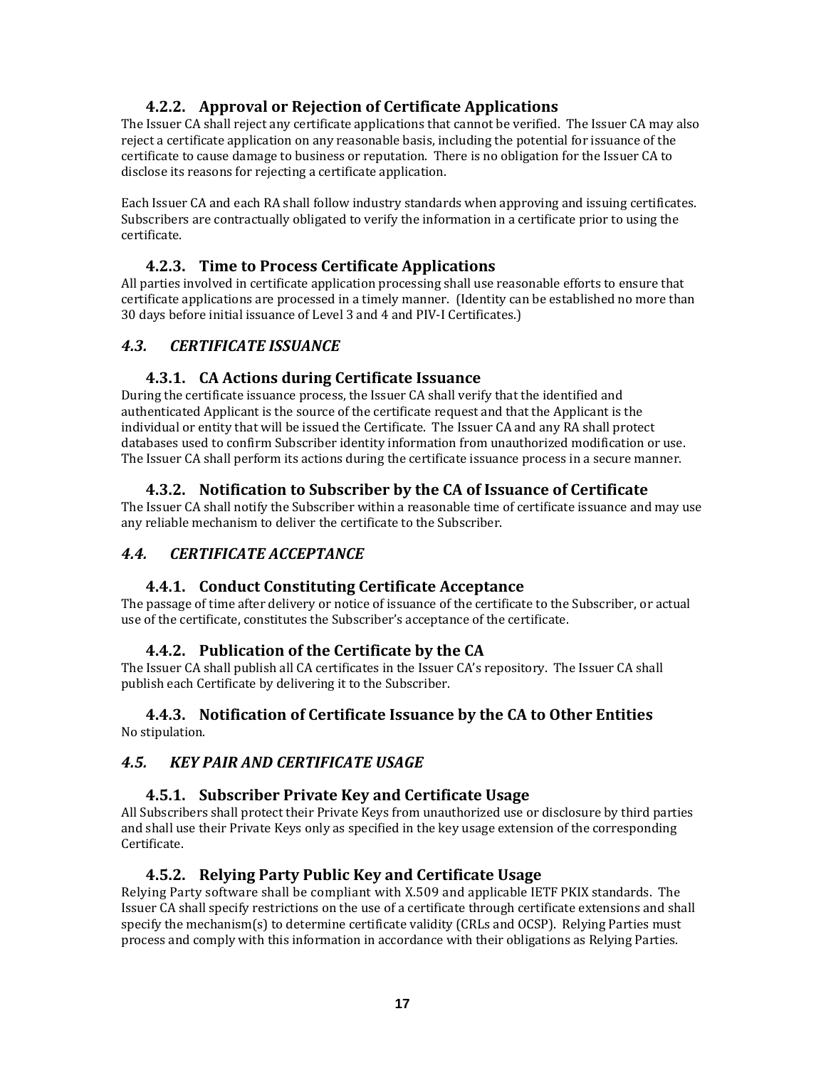### 4.2.2. Approval or Rejection of Certificate Applications

The Issuer CA shall reject any certificate applications that cannot be verified. The Issuer CA may also reject a certificate application on any reasonable basis, including the potential for issuance of the certificate to cause damage to business or reputation. There is no obligation for the Issuer CA to disclose its reasons for rejecting a certificate application.

Each Issuer CA and each RA shall follow industry standards when approving and issuing certificates. Subscribers are contractually obligated to verify the information in a certificate prior to using the certificate.

### 4.2.3. Time to Process Certificate Applications

All parties involved in certificate application processing shall use reasonable efforts to ensure that certificate applications are processed in a timely manner. (Identity can be established no more than 30 days before initial issuance of Level 3 and 4 and PIV-I Certificates.)

## *4.3. CERTIFICATE ISSUANCE*

### 4.3.1. CA Actions during Certificate Issuance

During the certificate issuance process, the Issuer CA shall verify that the identified and authenticated Applicant is the source of the certificate request and that the Applicant is the individual or entity that will be issued the Certificate. The Issuer CA and any RA shall protect databases used to confirm Subscriber identity information from unauthorized modification or use. The Issuer CA shall perform its actions during the certificate issuance process in a secure manner.

### 4.3.2. Notification to Subscriber by the CA of Issuance of Certificate

The Issuer CA shall notify the Subscriber within a reasonable time of certificate issuance and may use any reliable mechanism to deliver the certificate to the Subscriber.

## *4.4. CERTIFICATE ACCEPTANCE*

### 4.4.1. Conduct Constituting Certificate Acceptance

The passage of time after delivery or notice of issuance of the certificate to the Subscriber, or actual use of the certificate, constitutes the Subscriber's acceptance of the certificate.

### 4.4.2. Publication of the Certificate by the CA

The Issuer CA shall publish all CA certificates in the Issuer CA's repository. The Issuer CA shall publish each Certificate by delivering it to the Subscriber.

### 4.4.3. Notification of Certificate Issuance by the CA to Other Entities

No stipulation.

## *4.5. KEY PAIR AND CERTIFICATE USAGE*

### 4.5.1. Subscriber Private Key and Certificate Usage

All Subscribers shall protect their Private Keys from unauthorized use or disclosure by third parties and shall use their Private Keys only as specified in the key usage extension of the corresponding Certificate.

### 4.5.2. Relying Party Public Key and Certificate Usage

Relying Party software shall be compliant with X.509 and applicable IETF PKIX standards. The Issuer CA shall specify restrictions on the use of a certificate through certificate extensions and shall specify the mechanism(s) to determine certificate validity (CRLs and OCSP). Relying Parties must process and comply with this information in accordance with their obligations as Relying Parties.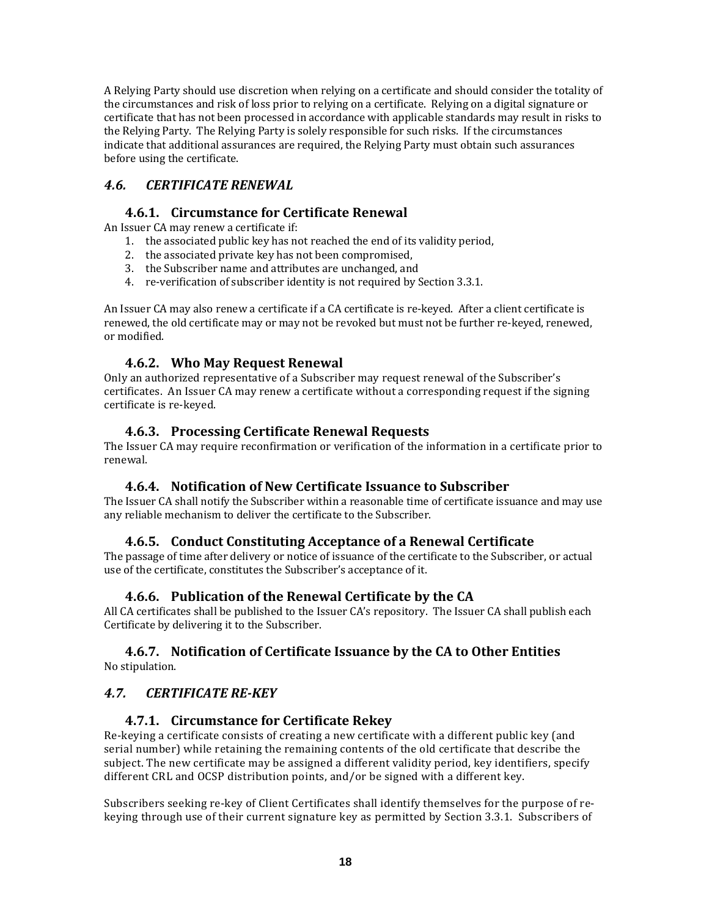A Relying Party should use discretion when relying on a certificate and should consider the totality of the circumstances and risk of loss prior to relying on a certificate. Relying on a digital signature or certificate that has not been processed in accordance with applicable standards may result in risks to the Relying Party. The Relying Party is solely responsible for such risks. If the circumstances indicate that additional assurances are required, the Relying Party must obtain such assurances before using the certificate.

## *4.6. CERTIFICATE RENEWAL*

### 4.6.1. Circumstance for Certificate Renewal

An Issuer CA may renew a certificate if:

1. the associated public key has not reached the end of its validity period,
2. the associated private key has not been compromised,
3. the Subscriber name and attributes are unchanged, and
4. re-verification of subscriber identity is not required by Section 3.3.1.

An Issuer CA may also renew a certificate if a CA certificate is re-keyed. After a client certificate is renewed, the old certificate may or may not be revoked but must not be further re-keyed, renewed, or modified.

### 4.6.2. Who May Request Renewal

Only an authorized representative of a Subscriber may request renewal of the Subscriber's certificates. An Issuer CA may renew a certificate without a corresponding request if the signing certificate is re-keyed.

### 4.6.3. Processing Certificate Renewal Requests

The Issuer CA may require reconfirmation or verification of the information in a certificate prior to renewal.

### 4.6.4. Notification of New Certificate Issuance to Subscriber

The Issuer CA shall notify the Subscriber within a reasonable time of certificate issuance and may use any reliable mechanism to deliver the certificate to the Subscriber.

### 4.6.5. Conduct Constituting Acceptance of a Renewal Certificate

The passage of time after delivery or notice of issuance of the certificate to the Subscriber, or actual use of the certificate, constitutes the Subscriber's acceptance of it.

### 4.6.6. Publication of the Renewal Certificate by the CA

All CA certificates shall be published to the Issuer CA's repository. The Issuer CA shall publish each Certificate by delivering it to the Subscriber.

### 4.6.7. Notification of Certificate Issuance by the CA to Other Entities

No stipulation.

## *4.7. CERTIFICATE RE-KEY*

### 4.7.1. Circumstance for Certificate Rekey

Re-keying a certificate consists of creating a new certificate with a different public key (and serial number) while retaining the remaining contents of the old certificate that describe the subject. The new certificate may be assigned a different validity period, key identifiers, specify different CRL and OCSP distribution points, and/or be signed with a different key.

Subscribers seeking re-key of Client Certificates shall identify themselves for the purpose of re-keying through use of their current signature key as permitted by Section 3.3.1. Subscribers of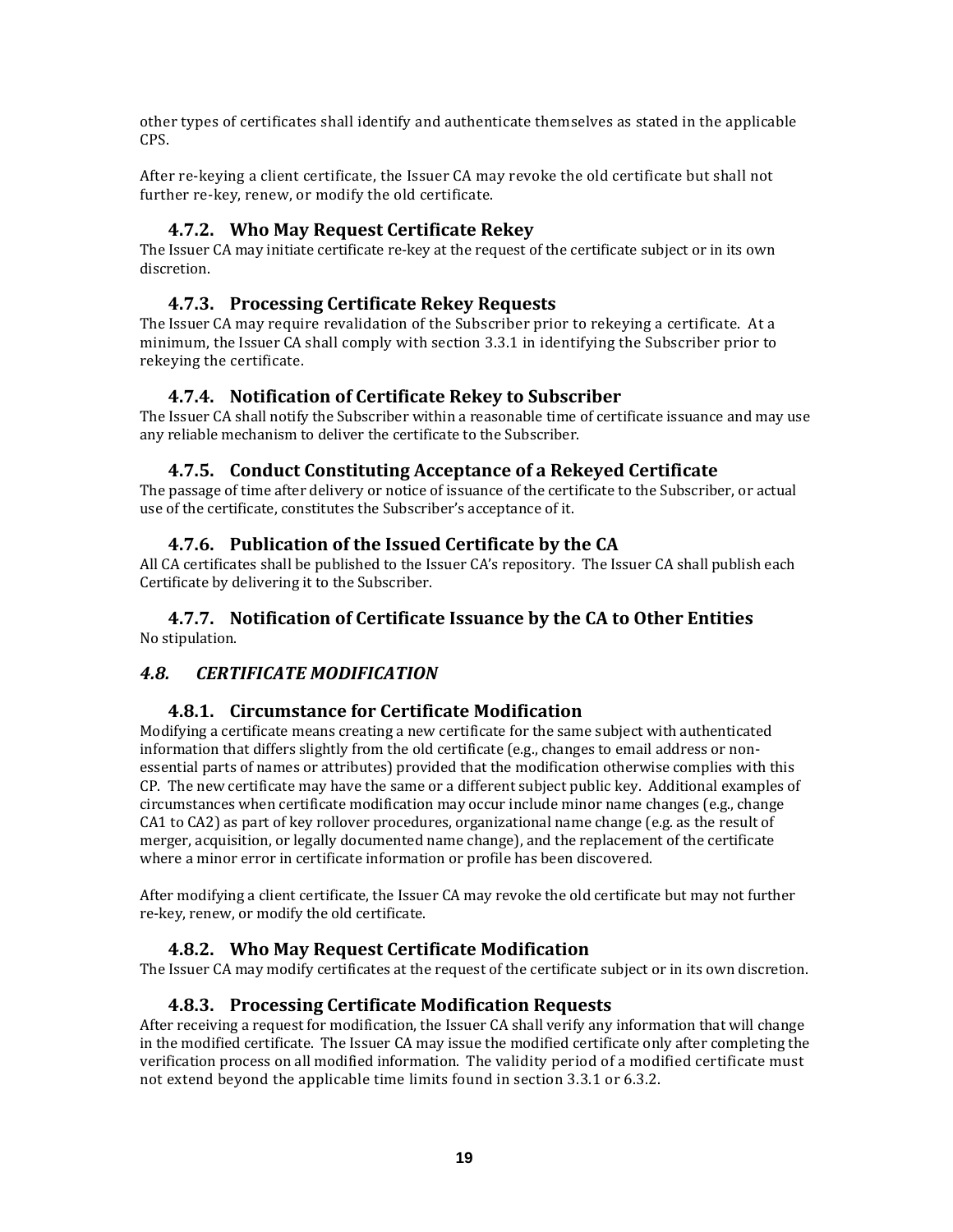other types of certificates shall identify and authenticate themselves as stated in the applicable CPS.

After re-keying a client certificate, the Issuer CA may revoke the old certificate but shall not further re-key, renew, or modify the old certificate.

### 4.7.2. Who May Request Certificate Rekey

The Issuer CA may initiate certificate re-key at the request of the certificate subject or in its own discretion.

### 4.7.3. Processing Certificate Rekey Requests

The Issuer CA may require revalidation of the Subscriber prior to rekeying a certificate. At a minimum, the Issuer CA shall comply with section 3.3.1 in identifying the Subscriber prior to rekeying the certificate.

### 4.7.4. Notification of Certificate Rekey to Subscriber

The Issuer CA shall notify the Subscriber within a reasonable time of certificate issuance and may use any reliable mechanism to deliver the certificate to the Subscriber.

### 4.7.5. Conduct Constituting Acceptance of a Rekeyed Certificate

The passage of time after delivery or notice of issuance of the certificate to the Subscriber, or actual use of the certificate, constitutes the Subscriber's acceptance of it.

### 4.7.6. Publication of the Issued Certificate by the CA

All CA certificates shall be published to the Issuer CA's repository. The Issuer CA shall publish each Certificate by delivering it to the Subscriber.

### 4.7.7. Notification of Certificate Issuance by the CA to Other Entities

No stipulation.

## *4.8. CERTIFICATE MODIFICATION*

### 4.8.1. Circumstance for Certificate Modification

Modifying a certificate means creating a new certificate for the same subject with authenticated information that differs slightly from the old certificate (e.g., changes to email address or non-essential parts of names or attributes) provided that the modification otherwise complies with this CP. The new certificate may have the same or a different subject public key. Additional examples of circumstances when certificate modification may occur include minor name changes (e.g., change CA1 to CA2) as part of key rollover procedures, organizational name change (e.g. as the result of merger, acquisition, or legally documented name change), and the replacement of the certificate where a minor error in certificate information or profile has been discovered.

After modifying a client certificate, the Issuer CA may revoke the old certificate but may not further re-key, renew, or modify the old certificate.

### 4.8.2. Who May Request Certificate Modification

The Issuer CA may modify certificates at the request of the certificate subject or in its own discretion.

### 4.8.3. Processing Certificate Modification Requests

After receiving a request for modification, the Issuer CA shall verify any information that will change in the modified certificate. The Issuer CA may issue the modified certificate only after completing the verification process on all modified information. The validity period of a modified certificate must not extend beyond the applicable time limits found in section 3.3.1 or 6.3.2.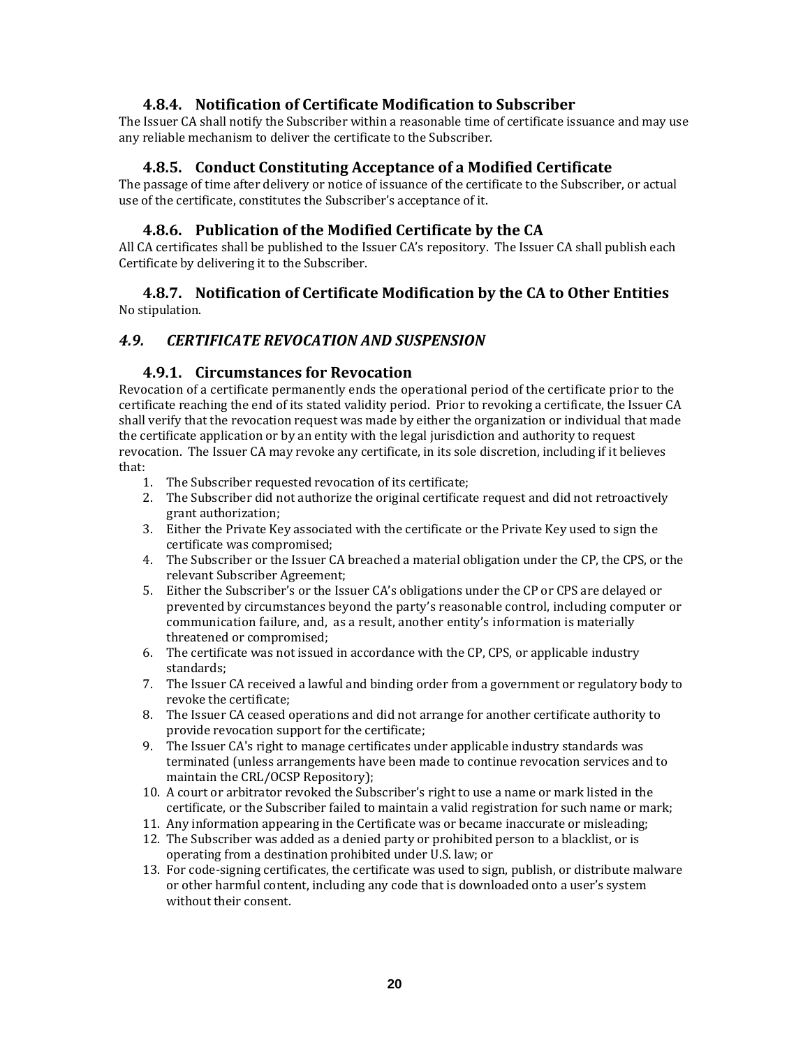### 4.8.4. Notification of Certificate Modification to Subscriber

The Issuer CA shall notify the Subscriber within a reasonable time of certificate issuance and may use any reliable mechanism to deliver the certificate to the Subscriber.

### 4.8.5. Conduct Constituting Acceptance of a Modified Certificate

The passage of time after delivery or notice of issuance of the certificate to the Subscriber, or actual use of the certificate, constitutes the Subscriber's acceptance of it.

### 4.8.6. Publication of the Modified Certificate by the CA

All CA certificates shall be published to the Issuer CA's repository. The Issuer CA shall publish each Certificate by delivering it to the Subscriber.

### 4.8.7. Notification of Certificate Modification by the CA to Other Entities

No stipulation.

## *4.9. CERTIFICATE REVOCATION AND SUSPENSION*

### 4.9.1. Circumstances for Revocation

Revocation of a certificate permanently ends the operational period of the certificate prior to the certificate reaching the end of its stated validity period. Prior to revoking a certificate, the Issuer CA shall verify that the revocation request was made by either the organization or individual that made the certificate application or by an entity with the legal jurisdiction and authority to request revocation. The Issuer CA may revoke any certificate, in its sole discretion, including if it believes that:

1. The Subscriber requested revocation of its certificate;
2. The Subscriber did not authorize the original certificate request and did not retroactively grant authorization;
3. Either the Private Key associated with the certificate or the Private Key used to sign the certificate was compromised;
4. The Subscriber or the Issuer CA breached a material obligation under the CP, the CPS, or the relevant Subscriber Agreement;
5. Either the Subscriber's or the Issuer CA's obligations under the CP or CPS are delayed or prevented by circumstances beyond the party's reasonable control, including computer or communication failure, and, as a result, another entity's information is materially threatened or compromised;
6. The certificate was not issued in accordance with the CP, CPS, or applicable industry standards;
7. The Issuer CA received a lawful and binding order from a government or regulatory body to revoke the certificate;
8. The Issuer CA ceased operations and did not arrange for another certificate authority to provide revocation support for the certificate;
9. The Issuer CA's right to manage certificates under applicable industry standards was terminated (unless arrangements have been made to continue revocation services and to maintain the CRL/OCSP Repository);
10. A court or arbitrator revoked the Subscriber's right to use a name or mark listed in the certificate, or the Subscriber failed to maintain a valid registration for such name or mark;
11. Any information appearing in the Certificate was or became inaccurate or misleading;
12. The Subscriber was added as a denied party or prohibited person to a blacklist, or is operating from a destination prohibited under U.S. law; or
13. For code-signing certificates, the certificate was used to sign, publish, or distribute malware or other harmful content, including any code that is downloaded onto a user's system without their consent.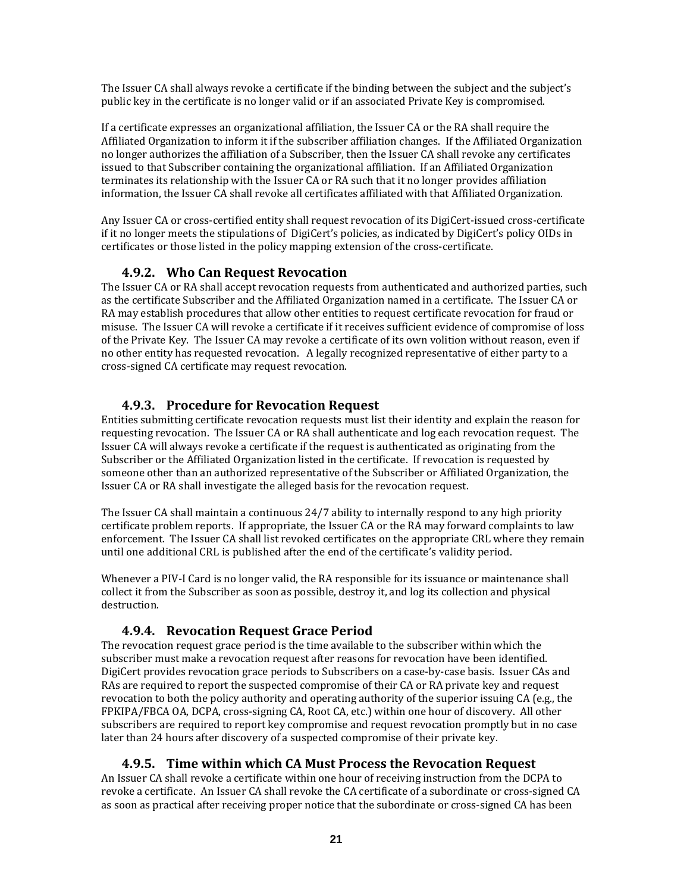The Issuer CA shall always revoke a certificate if the binding between the subject and the subject's public key in the certificate is no longer valid or if an associated Private Key is compromised.

If a certificate expresses an organizational affiliation, the Issuer CA or the RA shall require the Affiliated Organization to inform it if the subscriber affiliation changes. If the Affiliated Organization no longer authorizes the affiliation of a Subscriber, then the Issuer CA shall revoke any certificates issued to that Subscriber containing the organizational affiliation. If an Affiliated Organization terminates its relationship with the Issuer CA or RA such that it no longer provides affiliation information, the Issuer CA shall revoke all certificates affiliated with that Affiliated Organization.

Any Issuer CA or cross-certified entity shall request revocation of its DigiCert-issued cross-certificate if it no longer meets the stipulations of DigiCert's policies, as indicated by DigiCert's policy OIDs in certificates or those listed in the policy mapping extension of the cross-certificate.

### 4.9.2. Who Can Request Revocation

The Issuer CA or RA shall accept revocation requests from authenticated and authorized parties, such as the certificate Subscriber and the Affiliated Organization named in a certificate. The Issuer CA or RA may establish procedures that allow other entities to request certificate revocation for fraud or misuse. The Issuer CA will revoke a certificate if it receives sufficient evidence of compromise of loss of the Private Key. The Issuer CA may revoke a certificate of its own volition without reason, even if no other entity has requested revocation. A legally recognized representative of either party to a cross-signed CA certificate may request revocation.

### 4.9.3. Procedure for Revocation Request

Entities submitting certificate revocation requests must list their identity and explain the reason for requesting revocation. The Issuer CA or RA shall authenticate and log each revocation request. The Issuer CA will always revoke a certificate if the request is authenticated as originating from the Subscriber or the Affiliated Organization listed in the certificate. If revocation is requested by someone other than an authorized representative of the Subscriber or Affiliated Organization, the Issuer CA or RA shall investigate the alleged basis for the revocation request.

The Issuer CA shall maintain a continuous 24/7 ability to internally respond to any high priority certificate problem reports. If appropriate, the Issuer CA or the RA may forward complaints to law enforcement. The Issuer CA shall list revoked certificates on the appropriate CRL where they remain until one additional CRL is published after the end of the certificate's validity period.

Whenever a PIV-I Card is no longer valid, the RA responsible for its issuance or maintenance shall collect it from the Subscriber as soon as possible, destroy it, and log its collection and physical destruction.

### 4.9.4. Revocation Request Grace Period

The revocation request grace period is the time available to the subscriber within which the subscriber must make a revocation request after reasons for revocation have been identified. DigiCert provides revocation grace periods to Subscribers on a case-by-case basis. Issuer CAs and RAs are required to report the suspected compromise of their CA or RA private key and request revocation to both the policy authority and operating authority of the superior issuing CA (e.g., the FPKIPA/FBCA OA, DCPA, cross-signing CA, Root CA, etc.) within one hour of discovery. All other subscribers are required to report key compromise and request revocation promptly but in no case later than 24 hours after discovery of a suspected compromise of their private key.

### 4.9.5. Time within which CA Must Process the Revocation Request

An Issuer CA shall revoke a certificate within one hour of receiving instruction from the DCPA to revoke a certificate. An Issuer CA shall revoke the CA certificate of a subordinate or cross-signed CA as soon as practical after receiving proper notice that the subordinate or cross-signed CA has been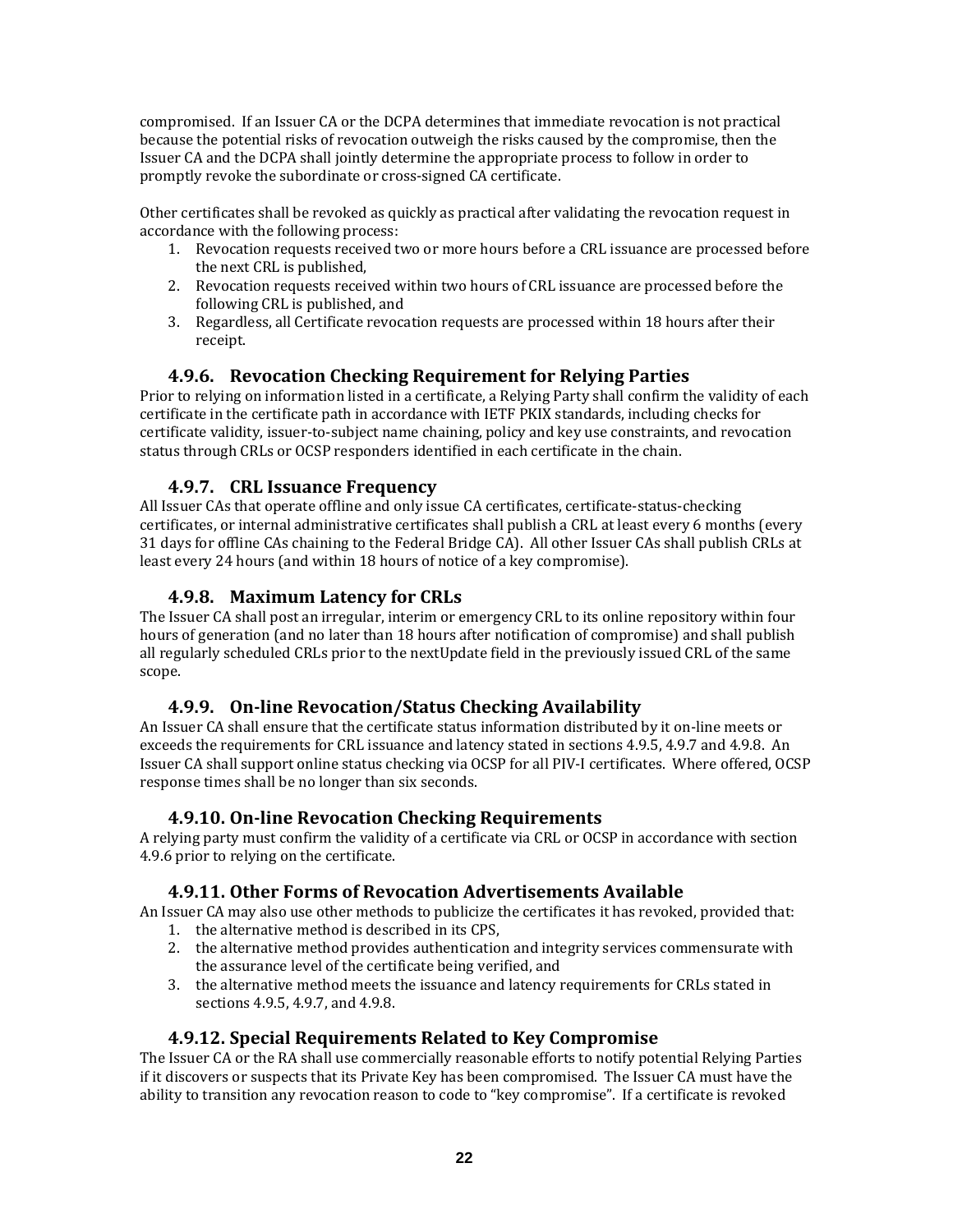compromised. If an Issuer CA or the DCPA determines that immediate revocation is not practical because the potential risks of revocation outweigh the risks caused by the compromise, then the Issuer CA and the DCPA shall jointly determine the appropriate process to follow in order to promptly revoke the subordinate or cross-signed CA certificate.

Other certificates shall be revoked as quickly as practical after validating the revocation request in accordance with the following process:

1. Revocation requests received two or more hours before a CRL issuance are processed before the next CRL is published,
2. Revocation requests received within two hours of CRL issuance are processed before the following CRL is published, and
3. Regardless, all Certificate revocation requests are processed within 18 hours after their receipt.

### 4.9.6. Revocation Checking Requirement for Relying Parties

Prior to relying on information listed in a certificate, a Relying Party shall confirm the validity of each certificate in the certificate path in accordance with IETF PKIX standards, including checks for certificate validity, issuer-to-subject name chaining, policy and key use constraints, and revocation status through CRLs or OCSP responders identified in each certificate in the chain.

### 4.9.7. CRL Issuance Frequency

All Issuer CAs that operate offline and only issue CA certificates, certificate-status-checking certificates, or internal administrative certificates shall publish a CRL at least every 6 months (every 31 days for offline CAs chaining to the Federal Bridge CA). All other Issuer CAs shall publish CRLs at least every 24 hours (and within 18 hours of notice of a key compromise).

### 4.9.8. Maximum Latency for CRLs

The Issuer CA shall post an irregular, interim or emergency CRL to its online repository within four hours of generation (and no later than 18 hours after notification of compromise) and shall publish all regularly scheduled CRLs prior to the nextUpdate field in the previously issued CRL of the same scope.

### 4.9.9. On-line Revocation/Status Checking Availability

An Issuer CA shall ensure that the certificate status information distributed by it on-line meets or exceeds the requirements for CRL issuance and latency stated in sections 4.9.5, 4.9.7 and 4.9.8. An Issuer CA shall support online status checking via OCSP for all PIV-I certificates. Where offered, OCSP response times shall be no longer than six seconds.

### 4.9.10. On-line Revocation Checking Requirements

A relying party must confirm the validity of a certificate via CRL or OCSP in accordance with section 4.9.6 prior to relying on the certificate.

### 4.9.11. Other Forms of Revocation Advertisements Available

An Issuer CA may also use other methods to publicize the certificates it has revoked, provided that:

1. the alternative method is described in its CPS,
2. the alternative method provides authentication and integrity services commensurate with the assurance level of the certificate being verified, and
3. the alternative method meets the issuance and latency requirements for CRLs stated in sections 4.9.5, 4.9.7, and 4.9.8.

### 4.9.12. Special Requirements Related to Key Compromise

The Issuer CA or the RA shall use commercially reasonable efforts to notify potential Relying Parties if it discovers or suspects that its Private Key has been compromised. The Issuer CA must have the ability to transition any revocation reason to code to "key compromise". If a certificate is revoked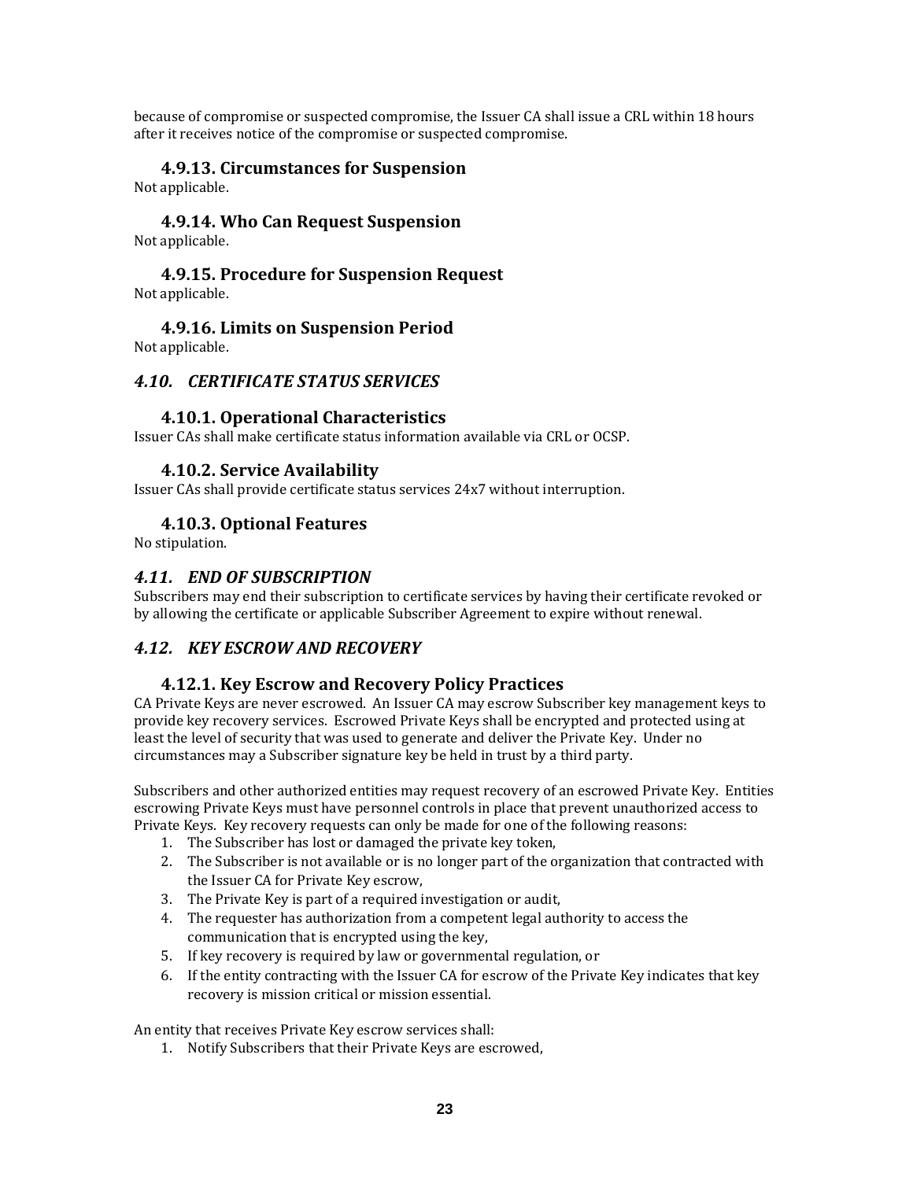because of compromise or suspected compromise, the Issuer CA shall issue a CRL within 18 hours after it receives notice of the compromise or suspected compromise.

### 4.9.13. Circumstances for Suspension

Not applicable.

### 4.9.14. Who Can Request Suspension

Not applicable.

### 4.9.15. Procedure for Suspension Request

Not applicable.

### 4.9.16. Limits on Suspension Period

Not applicable.

## *4.10. CERTIFICATE STATUS SERVICES*

### 4.10.1. Operational Characteristics

Issuer CAs shall make certificate status information available via CRL or OCSP.

### 4.10.2. Service Availability

Issuer CAs shall provide certificate status services 24x7 without interruption.

### 4.10.3. Optional Features

No stipulation.

## *4.11. END OF SUBSCRIPTION*

Subscribers may end their subscription to certificate services by having their certificate revoked or by allowing the certificate or applicable Subscriber Agreement to expire without renewal.

## *4.12. KEY ESCROW AND RECOVERY*

### 4.12.1. Key Escrow and Recovery Policy Practices

CA Private Keys are never escrowed. An Issuer CA may escrow Subscriber key management keys to provide key recovery services. Escrowed Private Keys shall be encrypted and protected using at least the level of security that was used to generate and deliver the Private Key. Under no circumstances may a Subscriber signature key be held in trust by a third party.

Subscribers and other authorized entities may request recovery of an escrowed Private Key. Entities escrowing Private Keys must have personnel controls in place that prevent unauthorized access to Private Keys. Key recovery requests can only be made for one of the following reasons:

1. The Subscriber has lost or damaged the private key token,
2. The Subscriber is not available or is no longer part of the organization that contracted with the Issuer CA for Private Key escrow,
3. The Private Key is part of a required investigation or audit,
4. The requester has authorization from a competent legal authority to access the communication that is encrypted using the key,
5. If key recovery is required by law or governmental regulation, or
6. If the entity contracting with the Issuer CA for escrow of the Private Key indicates that key recovery is mission critical or mission essential.

An entity that receives Private Key escrow services shall:

1. Notify Subscribers that their Private Keys are escrowed,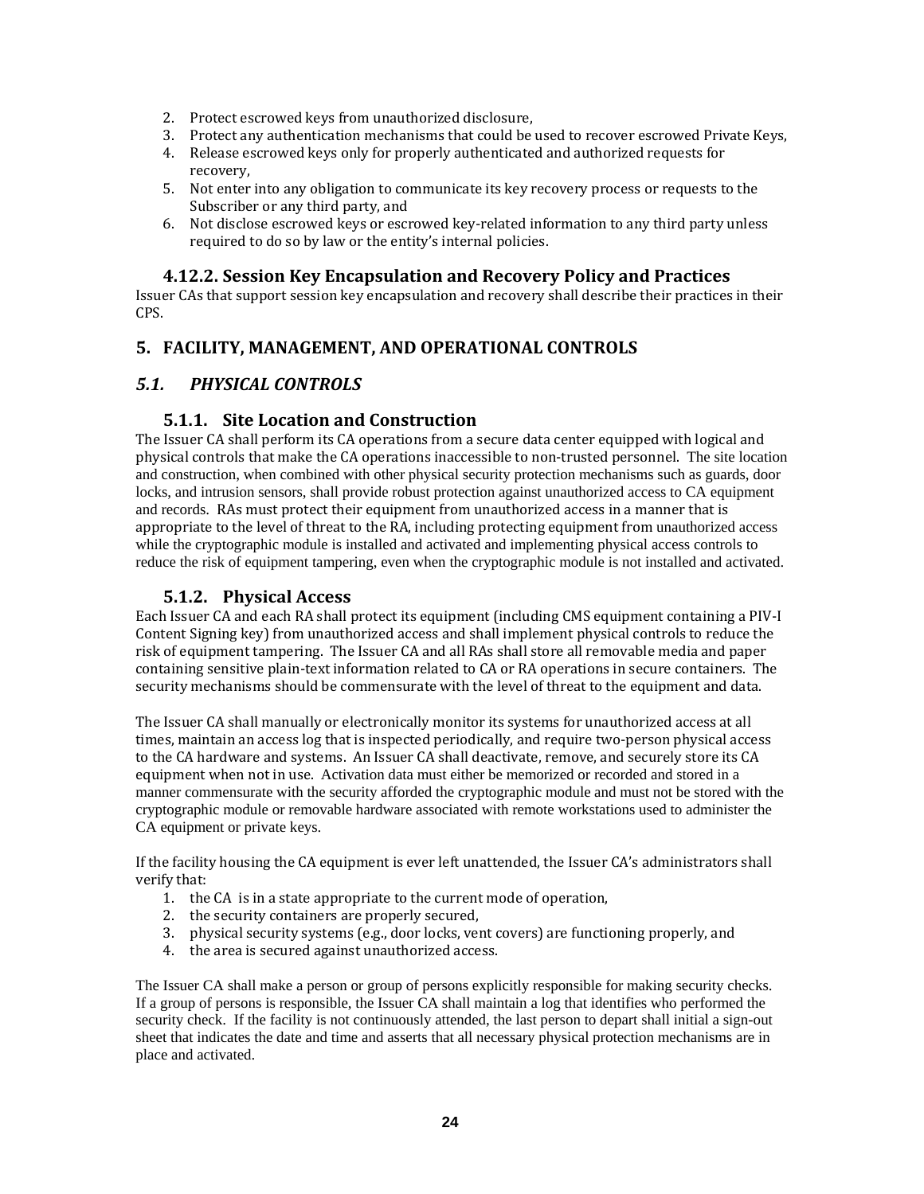2. Protect escrowed keys from unauthorized disclosure,
3. Protect any authentication mechanisms that could be used to recover escrowed Private Keys,
4. Release escrowed keys only for properly authenticated and authorized requests for recovery,
5. Not enter into any obligation to communicate its key recovery process or requests to the Subscriber or any third party, and
6. Not disclose escrowed keys or escrowed key-related information to any third party unless required to do so by law or the entity's internal policies.

### 4.12.2. Session Key Encapsulation and Recovery Policy and Practices

Issuer CAs that support session key encapsulation and recovery shall describe their practices in their CPS.

## 5. FACILITY, MANAGEMENT, AND OPERATIONAL CONTROLS

## *5.1. PHYSICAL CONTROLS*

### 5.1.1. Site Location and Construction

The Issuer CA shall perform its CA operations from a secure data center equipped with logical and physical controls that make the CA operations inaccessible to non-trusted personnel. The site location and construction, when combined with other physical security protection mechanisms such as guards, door locks, and intrusion sensors, shall provide robust protection against unauthorized access to CA equipment and records. RAs must protect their equipment from unauthorized access in a manner that is appropriate to the level of threat to the RA, including protecting equipment from unauthorized access while the cryptographic module is installed and activated and implementing physical access controls to reduce the risk of equipment tampering, even when the cryptographic module is not installed and activated.

### 5.1.2. Physical Access

Each Issuer CA and each RA shall protect its equipment (including CMS equipment containing a PIV-I Content Signing key) from unauthorized access and shall implement physical controls to reduce the risk of equipment tampering. The Issuer CA and all RAs shall store all removable media and paper containing sensitive plain-text information related to CA or RA operations in secure containers. The security mechanisms should be commensurate with the level of threat to the equipment and data.

The Issuer CA shall manually or electronically monitor its systems for unauthorized access at all times, maintain an access log that is inspected periodically, and require two-person physical access to the CA hardware and systems. An Issuer CA shall deactivate, remove, and securely store its CA equipment when not in use. Activation data must either be memorized or recorded and stored in a manner commensurate with the security afforded the cryptographic module and must not be stored with the cryptographic module or removable hardware associated with remote workstations used to administer the CA equipment or private keys.

If the facility housing the CA equipment is ever left unattended, the Issuer CA's administrators shall verify that:

1. the CA is in a state appropriate to the current mode of operation,
2. the security containers are properly secured,
3. physical security systems (e.g., door locks, vent covers) are functioning properly, and
4. the area is secured against unauthorized access.

The Issuer CA shall make a person or group of persons explicitly responsible for making security checks. If a group of persons is responsible, the Issuer CA shall maintain a log that identifies who performed the security check. If the facility is not continuously attended, the last person to depart shall initial a sign-out sheet that indicates the date and time and asserts that all necessary physical protection mechanisms are in place and activated.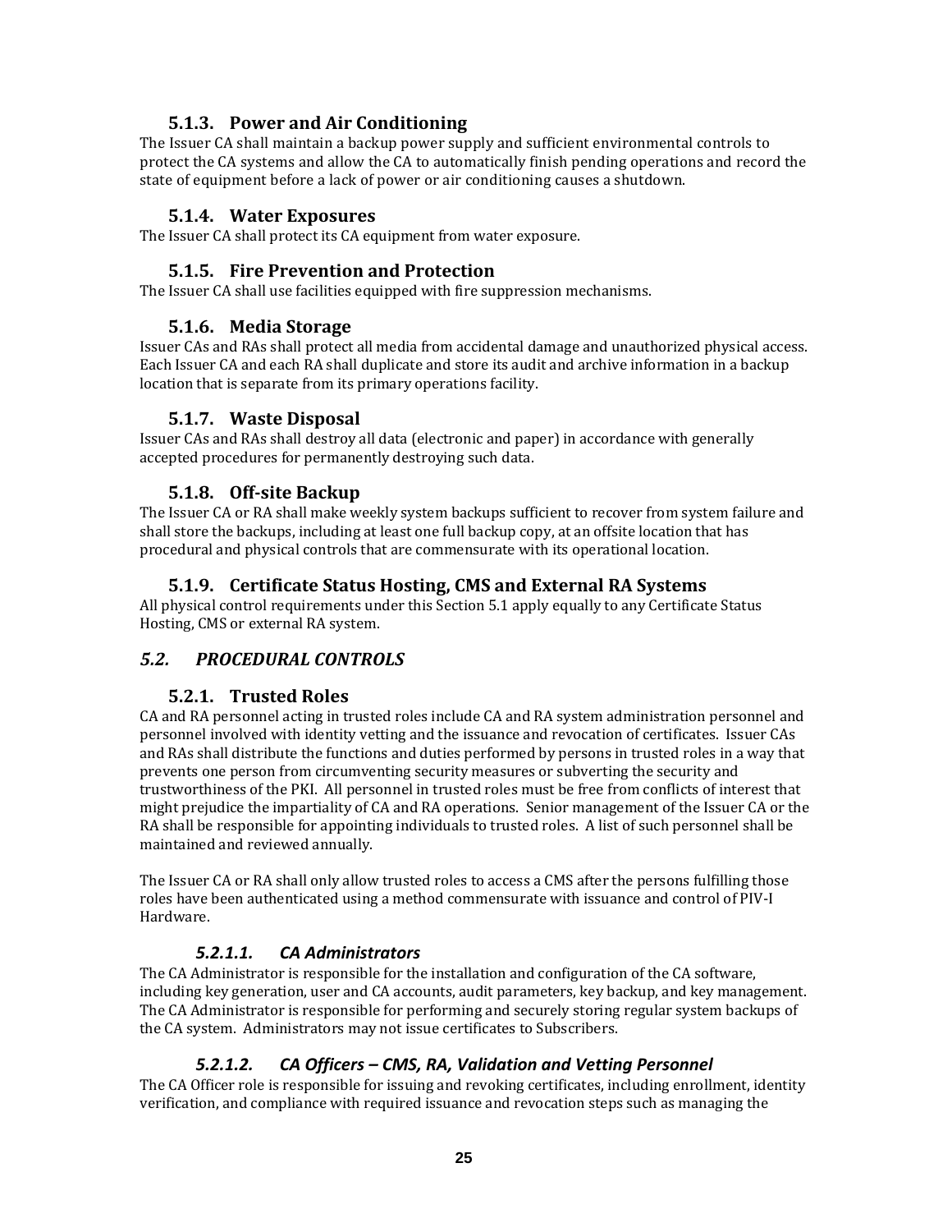### 5.1.3. Power and Air Conditioning

The Issuer CA shall maintain a backup power supply and sufficient environmental controls to protect the CA systems and allow the CA to automatically finish pending operations and record the state of equipment before a lack of power or air conditioning causes a shutdown.

### 5.1.4. Water Exposures

The Issuer CA shall protect its CA equipment from water exposure.

### 5.1.5. Fire Prevention and Protection

The Issuer CA shall use facilities equipped with fire suppression mechanisms.

### 5.1.6. Media Storage

Issuer CAs and RAs shall protect all media from accidental damage and unauthorized physical access. Each Issuer CA and each RA shall duplicate and store its audit and archive information in a backup location that is separate from its primary operations facility.

### 5.1.7. Waste Disposal

Issuer CAs and RAs shall destroy all data (electronic and paper) in accordance with generally accepted procedures for permanently destroying such data.

### 5.1.8. Off-site Backup

The Issuer CA or RA shall make weekly system backups sufficient to recover from system failure and shall store the backups, including at least one full backup copy, at an offsite location that has procedural and physical controls that are commensurate with its operational location.

### 5.1.9. Certificate Status Hosting, CMS and External RA Systems

All physical control requirements under this Section 5.1 apply equally to any Certificate Status Hosting, CMS or external RA system.

## *5.2. PROCEDURAL CONTROLS*

### 5.2.1. Trusted Roles

CA and RA personnel acting in trusted roles include CA and RA system administration personnel and personnel involved with identity vetting and the issuance and revocation of certificates. Issuer CAs and RAs shall distribute the functions and duties performed by persons in trusted roles in a way that prevents one person from circumventing security measures or subverting the security and trustworthiness of the PKI. All personnel in trusted roles must be free from conflicts of interest that might prejudice the impartiality of CA and RA operations. Senior management of the Issuer CA or the RA shall be responsible for appointing individuals to trusted roles. A list of such personnel shall be maintained and reviewed annually.

The Issuer CA or RA shall only allow trusted roles to access a CMS after the persons fulfilling those roles have been authenticated using a method commensurate with issuance and control of PIV-I Hardware.

#### *5.2.1.1. CA Administrators*

The CA Administrator is responsible for the installation and configuration of the CA software, including key generation, user and CA accounts, audit parameters, key backup, and key management. The CA Administrator is responsible for performing and securely storing regular system backups of the CA system. Administrators may not issue certificates to Subscribers.

#### *5.2.1.2. CA Officers – CMS, RA, Validation and Vetting Personnel*

The CA Officer role is responsible for issuing and revoking certificates, including enrollment, identity verification, and compliance with required issuance and revocation steps such as managing the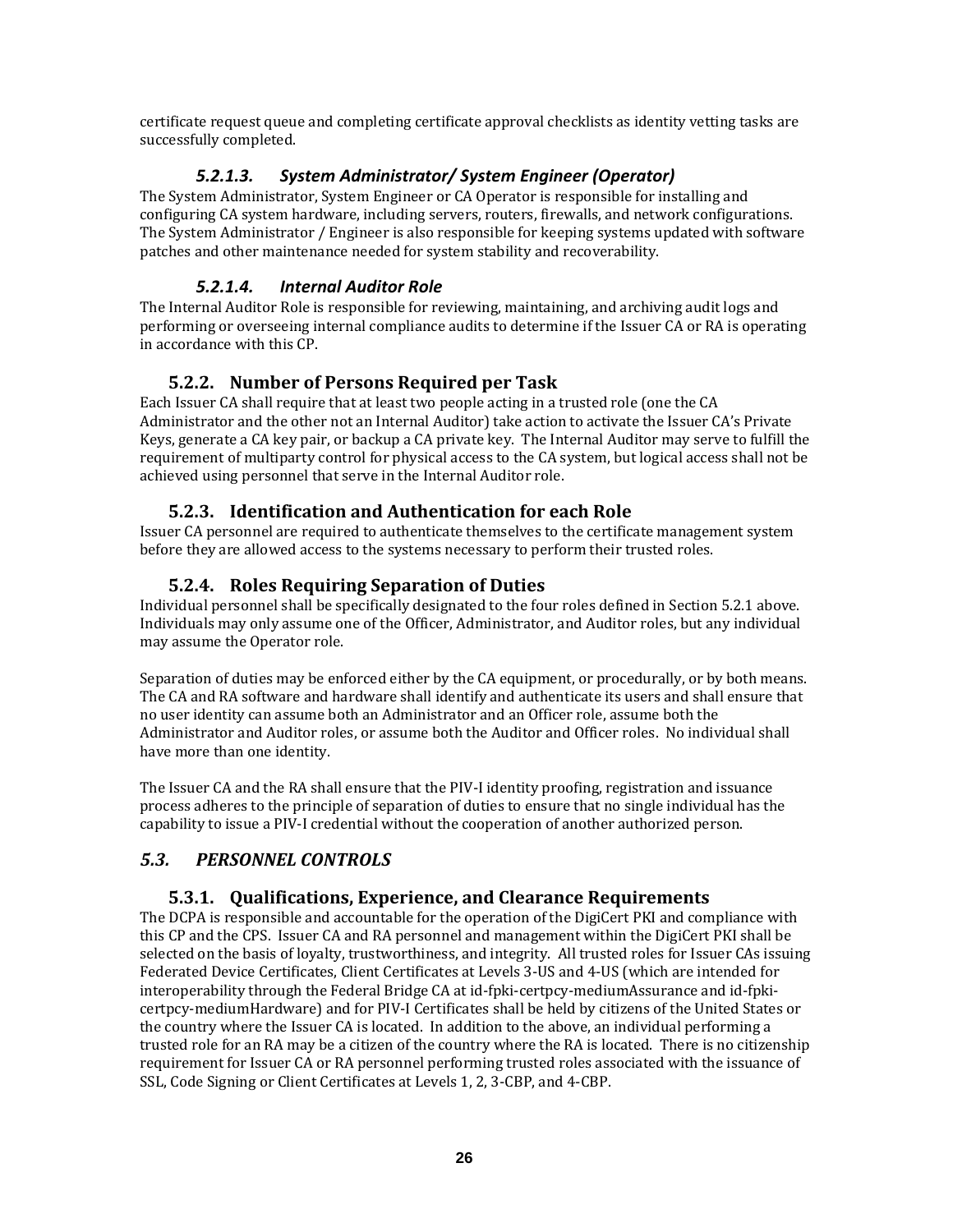certificate request queue and completing certificate approval checklists as identity vetting tasks are successfully completed.

#### *5.2.1.3. System Administrator/ System Engineer (Operator)*

The System Administrator, System Engineer or CA Operator is responsible for installing and configuring CA system hardware, including servers, routers, firewalls, and network configurations. The System Administrator / Engineer is also responsible for keeping systems updated with software patches and other maintenance needed for system stability and recoverability.

#### *5.2.1.4. Internal Auditor Role*

The Internal Auditor Role is responsible for reviewing, maintaining, and archiving audit logs and performing or overseeing internal compliance audits to determine if the Issuer CA or RA is operating in accordance with this CP.

### 5.2.2. Number of Persons Required per Task

Each Issuer CA shall require that at least two people acting in a trusted role (one the CA Administrator and the other not an Internal Auditor) take action to activate the Issuer CA's Private Keys, generate a CA key pair, or backup a CA private key. The Internal Auditor may serve to fulfill the requirement of multiparty control for physical access to the CA system, but logical access shall not be achieved using personnel that serve in the Internal Auditor role.

### 5.2.3. Identification and Authentication for each Role

Issuer CA personnel are required to authenticate themselves to the certificate management system before they are allowed access to the systems necessary to perform their trusted roles.

### 5.2.4. Roles Requiring Separation of Duties

Individual personnel shall be specifically designated to the four roles defined in Section 5.2.1 above. Individuals may only assume one of the Officer, Administrator, and Auditor roles, but any individual may assume the Operator role.

Separation of duties may be enforced either by the CA equipment, or procedurally, or by both means. The CA and RA software and hardware shall identify and authenticate its users and shall ensure that no user identity can assume both an Administrator and an Officer role, assume both the Administrator and Auditor roles, or assume both the Auditor and Officer roles. No individual shall have more than one identity.

The Issuer CA and the RA shall ensure that the PIV-I identity proofing, registration and issuance process adheres to the principle of separation of duties to ensure that no single individual has the capability to issue a PIV-I credential without the cooperation of another authorized person.

## *5.3. PERSONNEL CONTROLS*

### 5.3.1. Qualifications, Experience, and Clearance Requirements

The DCPA is responsible and accountable for the operation of the DigiCert PKI and compliance with this CP and the CPS. Issuer CA and RA personnel and management within the DigiCert PKI shall be selected on the basis of loyalty, trustworthiness, and integrity. All trusted roles for Issuer CAs issuing Federated Device Certificates, Client Certificates at Levels 3-US and 4-US (which are intended for interoperability through the Federal Bridge CA at id-fpki-certpcy-mediumAssurance and id-fpki-certpcy-mediumHardware) and for PIV-I Certificates shall be held by citizens of the United States or the country where the Issuer CA is located. In addition to the above, an individual performing a trusted role for an RA may be a citizen of the country where the RA is located. There is no citizenship requirement for Issuer CA or RA personnel performing trusted roles associated with the issuance of SSL, Code Signing or Client Certificates at Levels 1, 2, 3-CBP, and 4-CBP.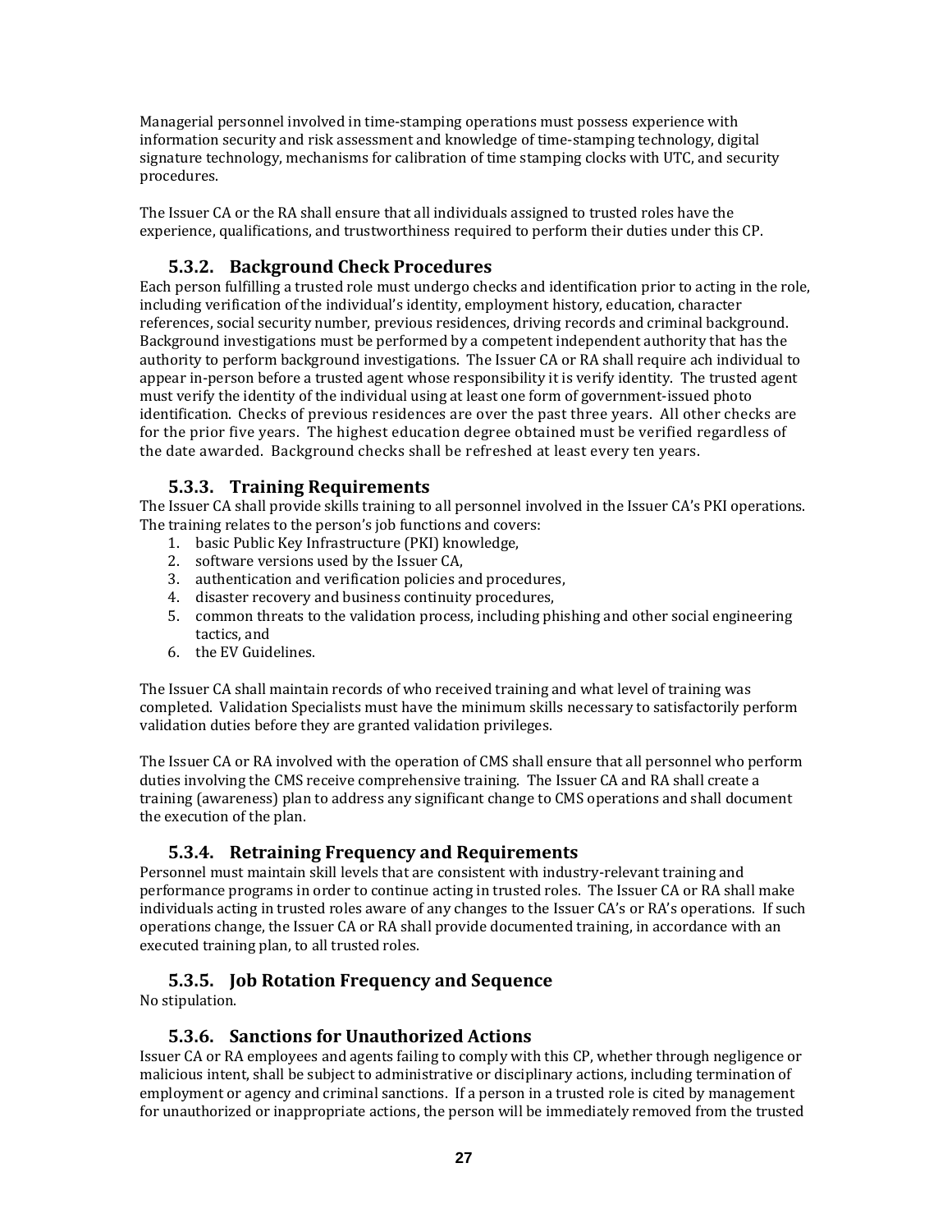Managerial personnel involved in time-stamping operations must possess experience with information security and risk assessment and knowledge of time-stamping technology, digital signature technology, mechanisms for calibration of time stamping clocks with UTC, and security procedures.

The Issuer CA or the RA shall ensure that all individuals assigned to trusted roles have the experience, qualifications, and trustworthiness required to perform their duties under this CP.

### 5.3.2. Background Check Procedures

Each person fulfilling a trusted role must undergo checks and identification prior to acting in the role, including verification of the individual's identity, employment history, education, character references, social security number, previous residences, driving records and criminal background. Background investigations must be performed by a competent independent authority that has the authority to perform background investigations. The Issuer CA or RA shall require ach individual to appear in-person before a trusted agent whose responsibility it is verify identity. The trusted agent must verify the identity of the individual using at least one form of government-issued photo identification. Checks of previous residences are over the past three years. All other checks are for the prior five years. The highest education degree obtained must be verified regardless of the date awarded. Background checks shall be refreshed at least every ten years.

### 5.3.3. Training Requirements

The Issuer CA shall provide skills training to all personnel involved in the Issuer CA's PKI operations. The training relates to the person's job functions and covers:

1. basic Public Key Infrastructure (PKI) knowledge,
2. software versions used by the Issuer CA,
3. authentication and verification policies and procedures,
4. disaster recovery and business continuity procedures,
5. common threats to the validation process, including phishing and other social engineering tactics, and
6. the EV Guidelines.

The Issuer CA shall maintain records of who received training and what level of training was completed. Validation Specialists must have the minimum skills necessary to satisfactorily perform validation duties before they are granted validation privileges.

The Issuer CA or RA involved with the operation of CMS shall ensure that all personnel who perform duties involving the CMS receive comprehensive training. The Issuer CA and RA shall create a training (awareness) plan to address any significant change to CMS operations and shall document the execution of the plan.

### 5.3.4. Retraining Frequency and Requirements

Personnel must maintain skill levels that are consistent with industry-relevant training and performance programs in order to continue acting in trusted roles. The Issuer CA or RA shall make individuals acting in trusted roles aware of any changes to the Issuer CA's or RA's operations. If such operations change, the Issuer CA or RA shall provide documented training, in accordance with an executed training plan, to all trusted roles.

### 5.3.5. Job Rotation Frequency and Sequence

No stipulation.

### 5.3.6. Sanctions for Unauthorized Actions

Issuer CA or RA employees and agents failing to comply with this CP, whether through negligence or malicious intent, shall be subject to administrative or disciplinary actions, including termination of employment or agency and criminal sanctions. If a person in a trusted role is cited by management for unauthorized or inappropriate actions, the person will be immediately removed from the trusted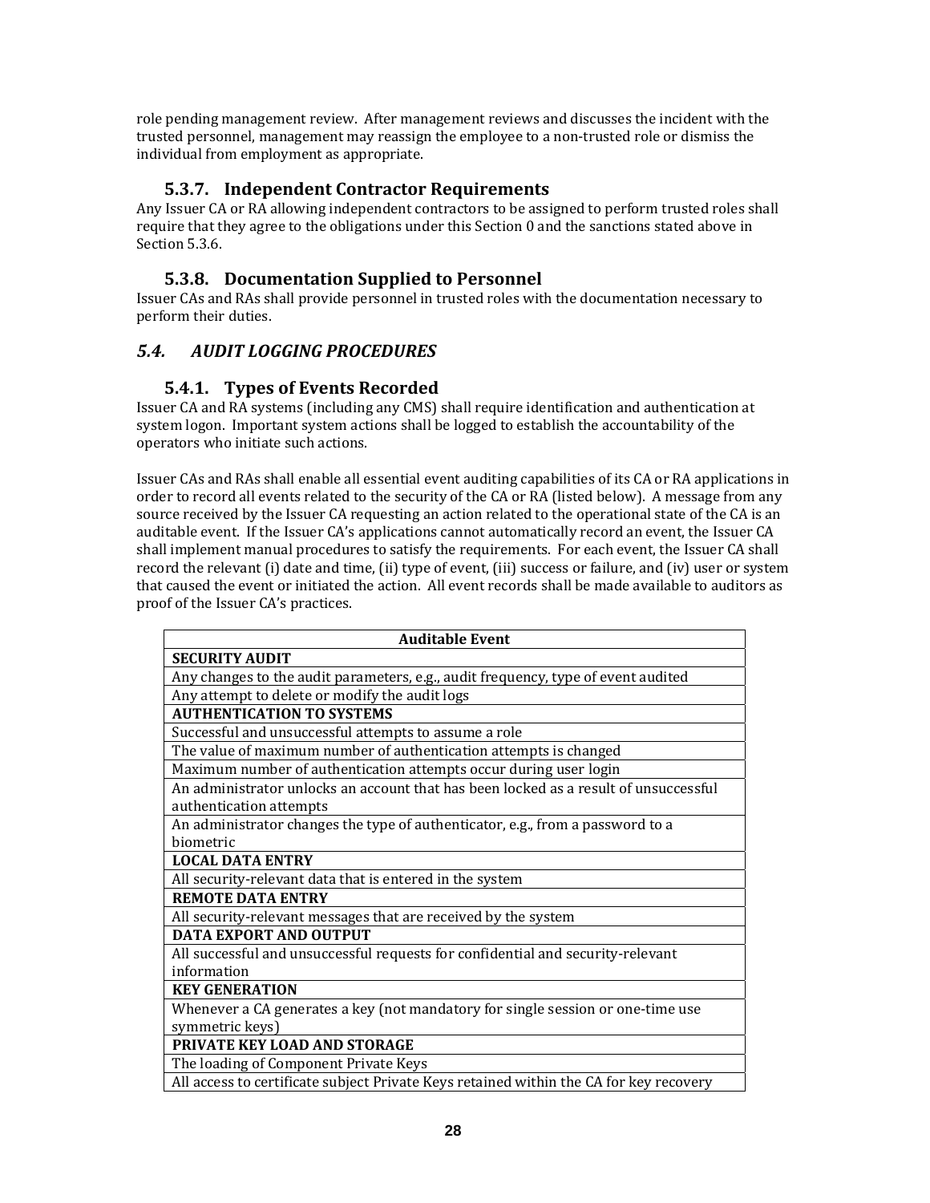role pending management review. After management reviews and discusses the incident with the trusted personnel, management may reassign the employee to a non-trusted role or dismiss the individual from employment as appropriate.

### 5.3.7. Independent Contractor Requirements

Any Issuer CA or RA allowing independent contractors to be assigned to perform trusted roles shall require that they agree to the obligations under this Section 0 and the sanctions stated above in Section 5.3.6.

### 5.3.8. Documentation Supplied to Personnel

Issuer CAs and RAs shall provide personnel in trusted roles with the documentation necessary to perform their duties.

## *5.4. AUDIT LOGGING PROCEDURES*

### 5.4.1. Types of Events Recorded

Issuer CA and RA systems (including any CMS) shall require identification and authentication at system logon. Important system actions shall be logged to establish the accountability of the operators who initiate such actions.

Issuer CAs and RAs shall enable all essential event auditing capabilities of its CA or RA applications in order to record all events related to the security of the CA or RA (listed below). A message from any source received by the Issuer CA requesting an action related to the operational state of the CA is an auditable event. If the Issuer CA's applications cannot automatically record an event, the Issuer CA shall implement manual procedures to satisfy the requirements. For each event, the Issuer CA shall record the relevant (i) date and time, (ii) type of event, (iii) success or failure, and (iv) user or system that caused the event or initiated the action. All event records shall be made available to auditors as proof of the Issuer CA's practices.

| Auditable Event |
|---|
| **SECURITY AUDIT** |
| Any changes to the audit parameters, e.g., audit frequency, type of event audited |
| Any attempt to delete or modify the audit logs |
| **AUTHENTICATION TO SYSTEMS** |
| Successful and unsuccessful attempts to assume a role |
| The value of maximum number of authentication attempts is changed |
| Maximum number of authentication attempts occur during user login |
| An administrator unlocks an account that has been locked as a result of unsuccessful authentication attempts |
| An administrator changes the type of authenticator, e.g., from a password to a biometric |
| **LOCAL DATA ENTRY** |
| All security-relevant data that is entered in the system |
| **REMOTE DATA ENTRY** |
| All security-relevant messages that are received by the system |
| **DATA EXPORT AND OUTPUT** |
| All successful and unsuccessful requests for confidential and security-relevant information |
| **KEY GENERATION** |
| Whenever a CA generates a key (not mandatory for single session or one-time use symmetric keys) |
| **PRIVATE KEY LOAD AND STORAGE** |
| The loading of Component Private Keys |
| All access to certificate subject Private Keys retained within the CA for key recovery |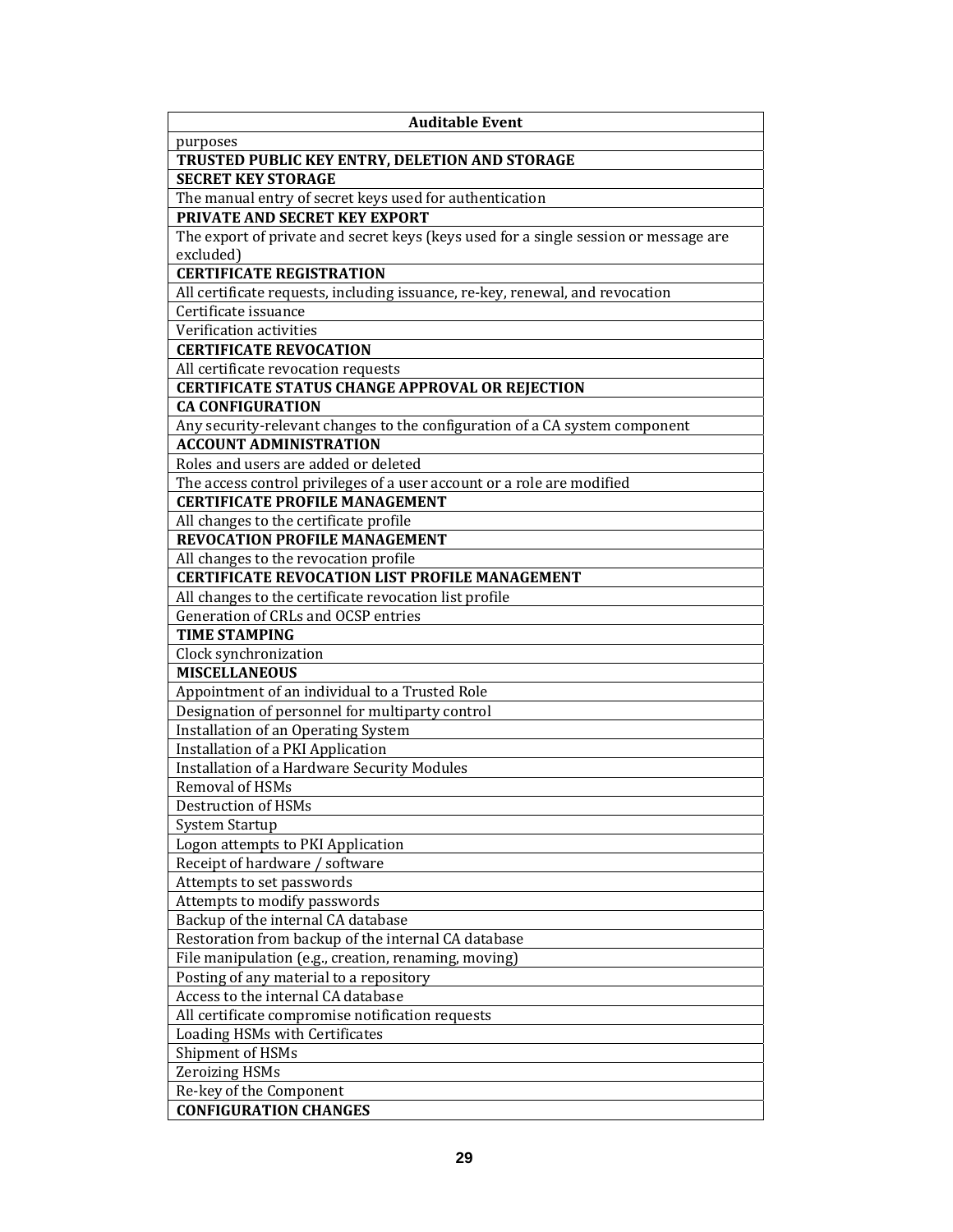| Auditable Event |
|---|
| purposes |
| **TRUSTED PUBLIC KEY ENTRY, DELETION AND STORAGE** |
| **SECRET KEY STORAGE** |
| The manual entry of secret keys used for authentication |
| **PRIVATE AND SECRET KEY EXPORT** |
| The export of private and secret keys (keys used for a single session or message are excluded) |
| **CERTIFICATE REGISTRATION** |
| All certificate requests, including issuance, re-key, renewal, and revocation |
| Certificate issuance |
| Verification activities |
| **CERTIFICATE REVOCATION** |
| All certificate revocation requests |
| **CERTIFICATE STATUS CHANGE APPROVAL OR REJECTION** |
| **CA CONFIGURATION** |
| Any security-relevant changes to the configuration of a CA system component |
| **ACCOUNT ADMINISTRATION** |
| Roles and users are added or deleted |
| The access control privileges of a user account or a role are modified |
| **CERTIFICATE PROFILE MANAGEMENT** |
| All changes to the certificate profile |
| **REVOCATION PROFILE MANAGEMENT** |
| All changes to the revocation profile |
| **CERTIFICATE REVOCATION LIST PROFILE MANAGEMENT** |
| All changes to the certificate revocation list profile |
| Generation of CRLs and OCSP entries |
| **TIME STAMPING** |
| Clock synchronization |
| **MISCELLANEOUS** |
| Appointment of an individual to a Trusted Role |
| Designation of personnel for multiparty control |
| Installation of an Operating System |
| Installation of a PKI Application |
| Installation of a Hardware Security Modules |
| Removal of HSMs |
| Destruction of HSMs |
| System Startup |
| Logon attempts to PKI Application |
| Receipt of hardware / software |
| Attempts to set passwords |
| Attempts to modify passwords |
| Backup of the internal CA database |
| Restoration from backup of the internal CA database |
| File manipulation (e.g., creation, renaming, moving) |
| Posting of any material to a repository |
| Access to the internal CA database |
| All certificate compromise notification requests |
| Loading HSMs with Certificates |
| Shipment of HSMs |
| Zeroizing HSMs |
| Re-key of the Component |
| **CONFIGURATION CHANGES** |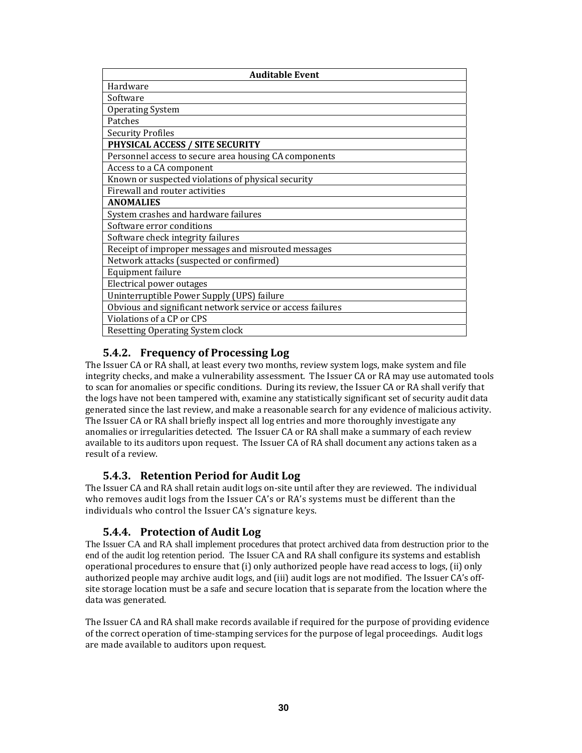| Auditable Event |
| --- |
| Hardware |
| Software |
| Operating System |
| Patches |
| Security Profiles |
| **PHYSICAL ACCESS / SITE SECURITY** |
| Personnel access to secure area housing CA components |
| Access to a CA component |
| Known or suspected violations of physical security |
| Firewall and router activities |
| **ANOMALIES** |
| System crashes and hardware failures |
| Software error conditions |
| Software check integrity failures |
| Receipt of improper messages and misrouted messages |
| Network attacks (suspected or confirmed) |
| Equipment failure |
| Electrical power outages |
| Uninterruptible Power Supply (UPS) failure |
| Obvious and significant network service or access failures |
| Violations of a CP or CPS |
| Resetting Operating System clock |

### 5.4.2. Frequency of Processing Log

The Issuer CA or RA shall, at least every two months, review system logs, make system and file integrity checks, and make a vulnerability assessment. The Issuer CA or RA may use automated tools to scan for anomalies or specific conditions. During its review, the Issuer CA or RA shall verify that the logs have not been tampered with, examine any statistically significant set of security audit data generated since the last review, and make a reasonable search for any evidence of malicious activity. The Issuer CA or RA shall briefly inspect all log entries and more thoroughly investigate any anomalies or irregularities detected. The Issuer CA or RA shall make a summary of each review available to its auditors upon request. The Issuer CA of RA shall document any actions taken as a result of a review.

### 5.4.3. Retention Period for Audit Log

The Issuer CA and RA shall retain audit logs on-site until after they are reviewed. The individual who removes audit logs from the Issuer CA's or RA's systems must be different than the individuals who control the Issuer CA's signature keys.

### 5.4.4. Protection of Audit Log

The Issuer CA and RA shall implement procedures that protect archived data from destruction prior to the end of the audit log retention period. The Issuer CA and RA shall configure its systems and establish operational procedures to ensure that (i) only authorized people have read access to logs, (ii) only authorized people may archive audit logs, and (iii) audit logs are not modified. The Issuer CA's off-site storage location must be a safe and secure location that is separate from the location where the data was generated.

The Issuer CA and RA shall make records available if required for the purpose of providing evidence of the correct operation of time-stamping services for the purpose of legal proceedings. Audit logs are made available to auditors upon request.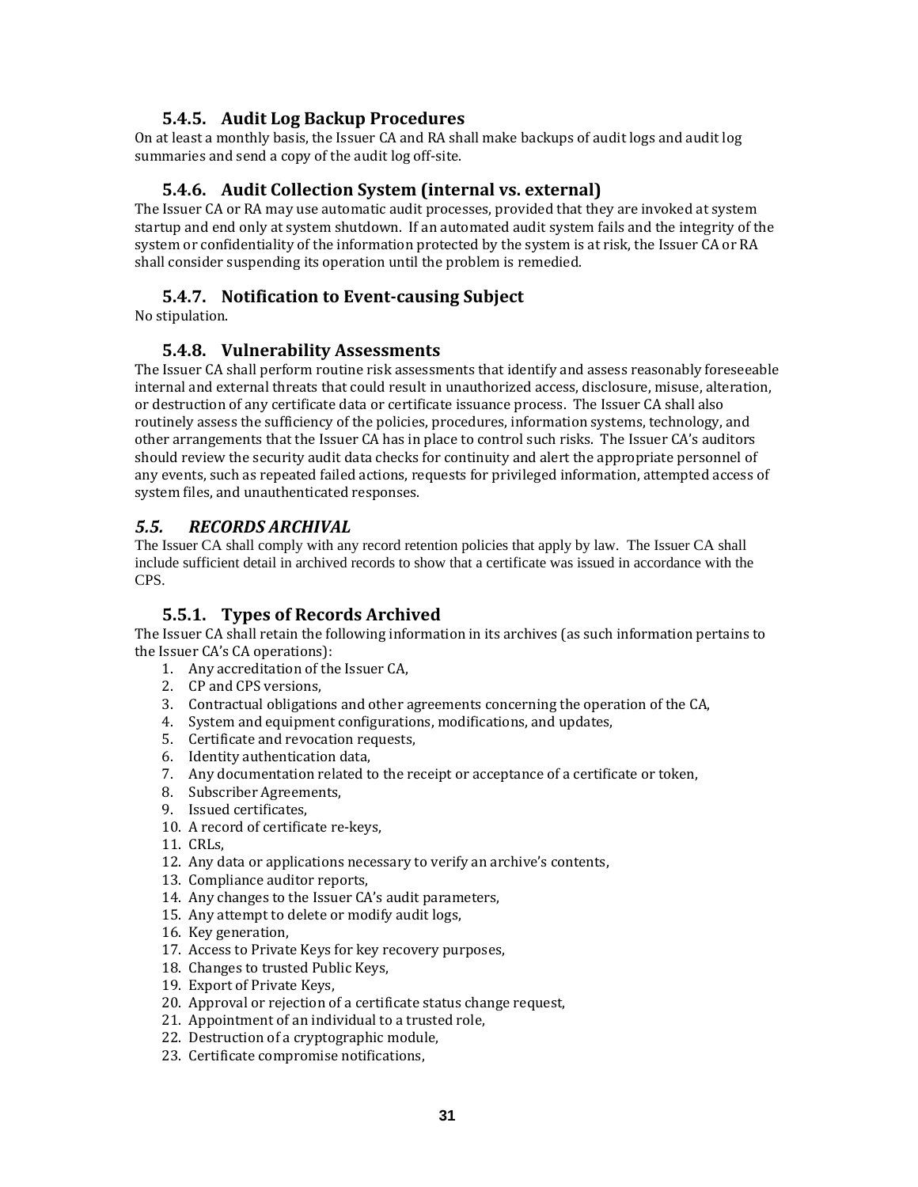### 5.4.5. Audit Log Backup Procedures

On at least a monthly basis, the Issuer CA and RA shall make backups of audit logs and audit log summaries and send a copy of the audit log off-site.

### 5.4.6. Audit Collection System (internal vs. external)

The Issuer CA or RA may use automatic audit processes, provided that they are invoked at system startup and end only at system shutdown. If an automated audit system fails and the integrity of the system or confidentiality of the information protected by the system is at risk, the Issuer CA or RA shall consider suspending its operation until the problem is remedied.

### 5.4.7. Notification to Event-causing Subject

No stipulation.

### 5.4.8. Vulnerability Assessments

The Issuer CA shall perform routine risk assessments that identify and assess reasonably foreseeable internal and external threats that could result in unauthorized access, disclosure, misuse, alteration, or destruction of any certificate data or certificate issuance process. The Issuer CA shall also routinely assess the sufficiency of the policies, procedures, information systems, technology, and other arrangements that the Issuer CA has in place to control such risks. The Issuer CA's auditors should review the security audit data checks for continuity and alert the appropriate personnel of any events, such as repeated failed actions, requests for privileged information, attempted access of system files, and unauthenticated responses.

## *5.5. RECORDS ARCHIVAL*

The Issuer CA shall comply with any record retention policies that apply by law. The Issuer CA shall include sufficient detail in archived records to show that a certificate was issued in accordance with the CPS.

### 5.5.1. Types of Records Archived

The Issuer CA shall retain the following information in its archives (as such information pertains to the Issuer CA's CA operations):

1. Any accreditation of the Issuer CA,
2. CP and CPS versions,
3. Contractual obligations and other agreements concerning the operation of the CA,
4. System and equipment configurations, modifications, and updates,
5. Certificate and revocation requests,
6. Identity authentication data,
7. Any documentation related to the receipt or acceptance of a certificate or token,
8. Subscriber Agreements,
9. Issued certificates,
10. A record of certificate re-keys,
11. CRLs,
12. Any data or applications necessary to verify an archive's contents,
13. Compliance auditor reports,
14. Any changes to the Issuer CA's audit parameters,
15. Any attempt to delete or modify audit logs,
16. Key generation,
17. Access to Private Keys for key recovery purposes,
18. Changes to trusted Public Keys,
19. Export of Private Keys,
20. Approval or rejection of a certificate status change request,
21. Appointment of an individual to a trusted role,
22. Destruction of a cryptographic module,
23. Certificate compromise notifications,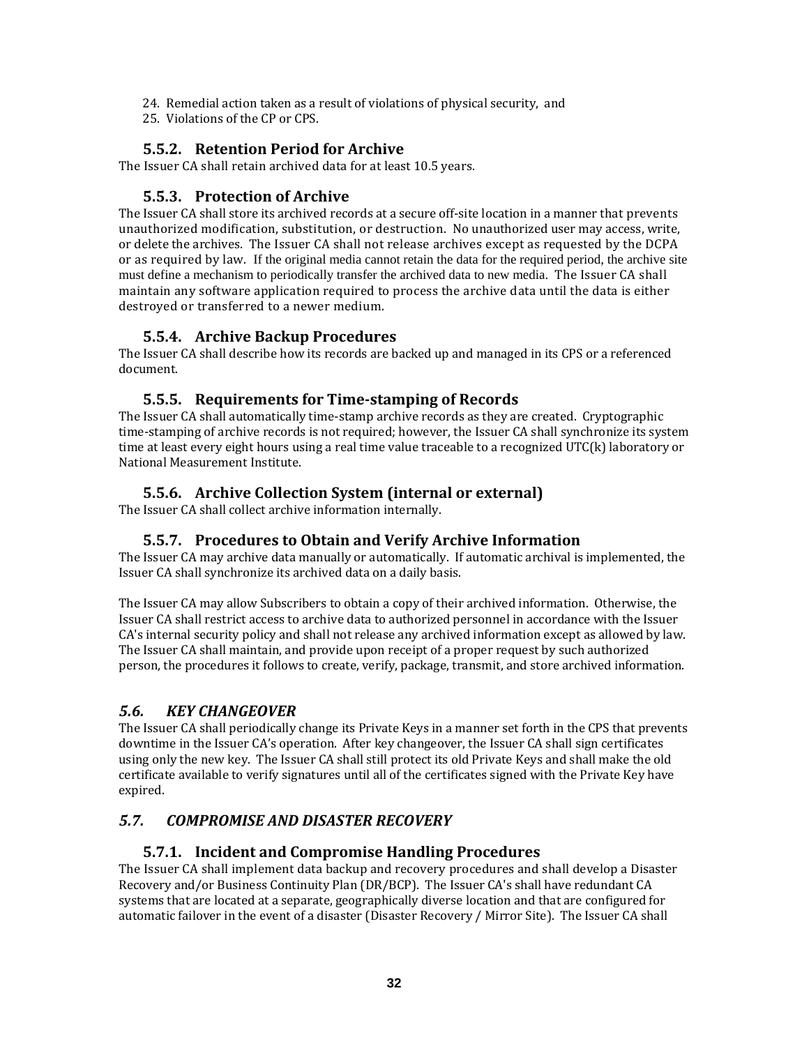24. Remedial action taken as a result of violations of physical security, and
25. Violations of the CP or CPS.

### 5.5.2. Retention Period for Archive

The Issuer CA shall retain archived data for at least 10.5 years.

### 5.5.3. Protection of Archive

The Issuer CA shall store its archived records at a secure off-site location in a manner that prevents unauthorized modification, substitution, or destruction. No unauthorized user may access, write, or delete the archives. The Issuer CA shall not release archives except as requested by the DCPA or as required by law. If the original media cannot retain the data for the required period, the archive site must define a mechanism to periodically transfer the archived data to new media. The Issuer CA shall maintain any software application required to process the archive data until the data is either destroyed or transferred to a newer medium.

### 5.5.4. Archive Backup Procedures

The Issuer CA shall describe how its records are backed up and managed in its CPS or a referenced document.

### 5.5.5. Requirements for Time-stamping of Records

The Issuer CA shall automatically time-stamp archive records as they are created. Cryptographic time-stamping of archive records is not required; however, the Issuer CA shall synchronize its system time at least every eight hours using a real time value traceable to a recognized UTC(k) laboratory or National Measurement Institute.

### 5.5.6. Archive Collection System (internal or external)

The Issuer CA shall collect archive information internally.

### 5.5.7. Procedures to Obtain and Verify Archive Information

The Issuer CA may archive data manually or automatically. If automatic archival is implemented, the Issuer CA shall synchronize its archived data on a daily basis.

The Issuer CA may allow Subscribers to obtain a copy of their archived information. Otherwise, the Issuer CA shall restrict access to archive data to authorized personnel in accordance with the Issuer CA's internal security policy and shall not release any archived information except as allowed by law. The Issuer CA shall maintain, and provide upon receipt of a proper request by such authorized person, the procedures it follows to create, verify, package, transmit, and store archived information.

## *5.6. KEY CHANGEOVER*

The Issuer CA shall periodically change its Private Keys in a manner set forth in the CPS that prevents downtime in the Issuer CA's operation. After key changeover, the Issuer CA shall sign certificates using only the new key. The Issuer CA shall still protect its old Private Keys and shall make the old certificate available to verify signatures until all of the certificates signed with the Private Key have expired.

## *5.7. COMPROMISE AND DISASTER RECOVERY*

### 5.7.1. Incident and Compromise Handling Procedures

The Issuer CA shall implement data backup and recovery procedures and shall develop a Disaster Recovery and/or Business Continuity Plan (DR/BCP). The Issuer CA's shall have redundant CA systems that are located at a separate, geographically diverse location and that are configured for automatic failover in the event of a disaster (Disaster Recovery / Mirror Site). The Issuer CA shall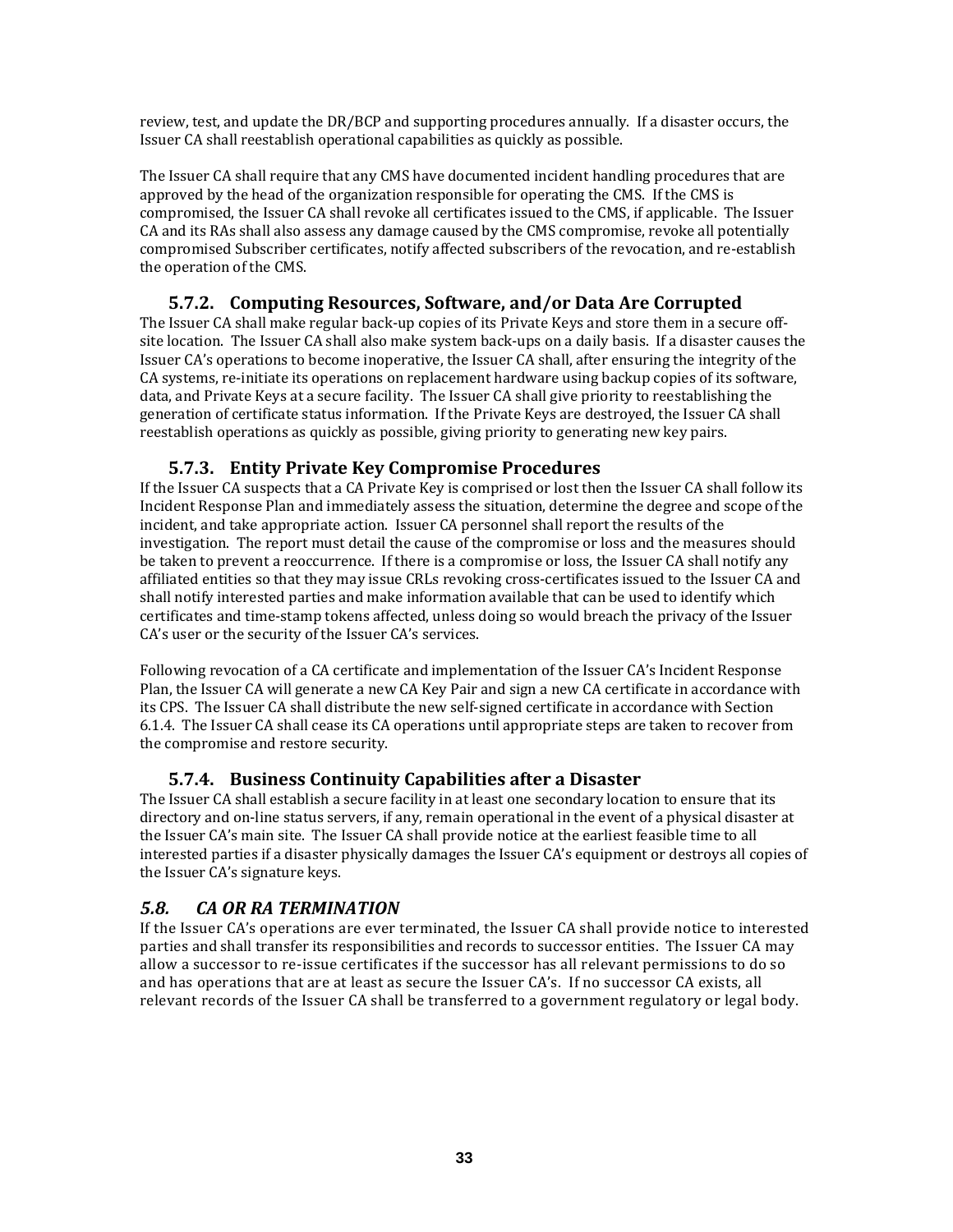review, test, and update the DR/BCP and supporting procedures annually. If a disaster occurs, the Issuer CA shall reestablish operational capabilities as quickly as possible.

The Issuer CA shall require that any CMS have documented incident handling procedures that are approved by the head of the organization responsible for operating the CMS. If the CMS is compromised, the Issuer CA shall revoke all certificates issued to the CMS, if applicable. The Issuer CA and its RAs shall also assess any damage caused by the CMS compromise, revoke all potentially compromised Subscriber certificates, notify affected subscribers of the revocation, and re-establish the operation of the CMS.

### 5.7.2. Computing Resources, Software, and/or Data Are Corrupted

The Issuer CA shall make regular back-up copies of its Private Keys and store them in a secure off-site location. The Issuer CA shall also make system back-ups on a daily basis. If a disaster causes the Issuer CA's operations to become inoperative, the Issuer CA shall, after ensuring the integrity of the CA systems, re-initiate its operations on replacement hardware using backup copies of its software, data, and Private Keys at a secure facility. The Issuer CA shall give priority to reestablishing the generation of certificate status information. If the Private Keys are destroyed, the Issuer CA shall reestablish operations as quickly as possible, giving priority to generating new key pairs.

### 5.7.3. Entity Private Key Compromise Procedures

If the Issuer CA suspects that a CA Private Key is comprised or lost then the Issuer CA shall follow its Incident Response Plan and immediately assess the situation, determine the degree and scope of the incident, and take appropriate action. Issuer CA personnel shall report the results of the investigation. The report must detail the cause of the compromise or loss and the measures should be taken to prevent a reoccurrence. If there is a compromise or loss, the Issuer CA shall notify any affiliated entities so that they may issue CRLs revoking cross-certificates issued to the Issuer CA and shall notify interested parties and make information available that can be used to identify which certificates and time-stamp tokens affected, unless doing so would breach the privacy of the Issuer CA's user or the security of the Issuer CA's services.

Following revocation of a CA certificate and implementation of the Issuer CA's Incident Response Plan, the Issuer CA will generate a new CA Key Pair and sign a new CA certificate in accordance with its CPS. The Issuer CA shall distribute the new self-signed certificate in accordance with Section 6.1.4. The Issuer CA shall cease its CA operations until appropriate steps are taken to recover from the compromise and restore security.

### 5.7.4. Business Continuity Capabilities after a Disaster

The Issuer CA shall establish a secure facility in at least one secondary location to ensure that its directory and on-line status servers, if any, remain operational in the event of a physical disaster at the Issuer CA's main site. The Issuer CA shall provide notice at the earliest feasible time to all interested parties if a disaster physically damages the Issuer CA's equipment or destroys all copies of the Issuer CA's signature keys.

## *5.8. CA OR RA TERMINATION*

If the Issuer CA's operations are ever terminated, the Issuer CA shall provide notice to interested parties and shall transfer its responsibilities and records to successor entities. The Issuer CA may allow a successor to re-issue certificates if the successor has all relevant permissions to do so and has operations that are at least as secure the Issuer CA's. If no successor CA exists, all relevant records of the Issuer CA shall be transferred to a government regulatory or legal body.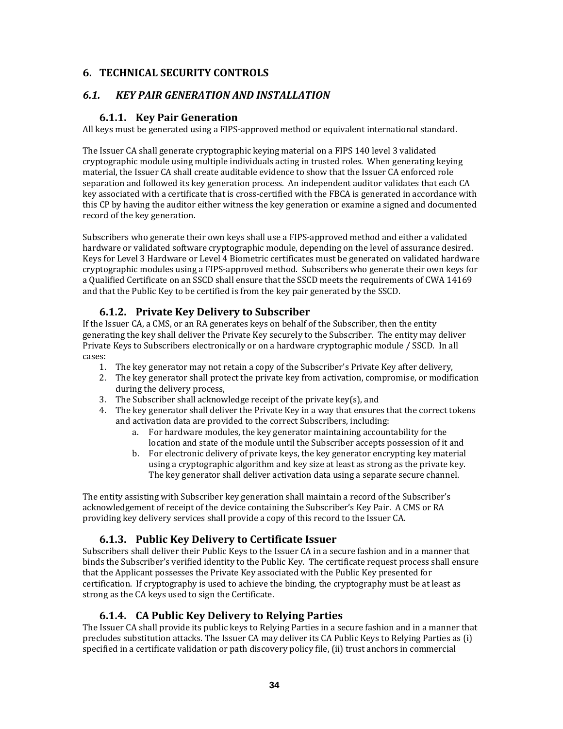# 6. TECHNICAL SECURITY CONTROLS

## *6.1. KEY PAIR GENERATION AND INSTALLATION*

### 6.1.1. Key Pair Generation

All keys must be generated using a FIPS-approved method or equivalent international standard.

The Issuer CA shall generate cryptographic keying material on a FIPS 140 level 3 validated cryptographic module using multiple individuals acting in trusted roles. When generating keying material, the Issuer CA shall create auditable evidence to show that the Issuer CA enforced role separation and followed its key generation process. An independent auditor validates that each CA key associated with a certificate that is cross-certified with the FBCA is generated in accordance with this CP by having the auditor either witness the key generation or examine a signed and documented record of the key generation.

Subscribers who generate their own keys shall use a FIPS-approved method and either a validated hardware or validated software cryptographic module, depending on the level of assurance desired. Keys for Level 3 Hardware or Level 4 Biometric certificates must be generated on validated hardware cryptographic modules using a FIPS-approved method. Subscribers who generate their own keys for a Qualified Certificate on an SSCD shall ensure that the SSCD meets the requirements of CWA 14169 and that the Public Key to be certified is from the key pair generated by the SSCD.

### 6.1.2. Private Key Delivery to Subscriber

If the Issuer CA, a CMS, or an RA generates keys on behalf of the Subscriber, then the entity generating the key shall deliver the Private Key securely to the Subscriber. The entity may deliver Private Keys to Subscribers electronically or on a hardware cryptographic module / SSCD. In all cases:

1. The key generator may not retain a copy of the Subscriber's Private Key after delivery,
2. The key generator shall protect the private key from activation, compromise, or modification during the delivery process,
3. The Subscriber shall acknowledge receipt of the private key(s), and
4. The key generator shall deliver the Private Key in a way that ensures that the correct tokens and activation data are provided to the correct Subscribers, including:
    a. For hardware modules, the key generator maintaining accountability for the location and state of the module until the Subscriber accepts possession of it and
    b. For electronic delivery of private keys, the key generator encrypting key material using a cryptographic algorithm and key size at least as strong as the private key. The key generator shall deliver activation data using a separate secure channel.

The entity assisting with Subscriber key generation shall maintain a record of the Subscriber's acknowledgement of receipt of the device containing the Subscriber's Key Pair. A CMS or RA providing key delivery services shall provide a copy of this record to the Issuer CA.

### 6.1.3. Public Key Delivery to Certificate Issuer

Subscribers shall deliver their Public Keys to the Issuer CA in a secure fashion and in a manner that binds the Subscriber's verified identity to the Public Key. The certificate request process shall ensure that the Applicant possesses the Private Key associated with the Public Key presented for certification. If cryptography is used to achieve the binding, the cryptography must be at least as strong as the CA keys used to sign the Certificate.

### 6.1.4. CA Public Key Delivery to Relying Parties

The Issuer CA shall provide its public keys to Relying Parties in a secure fashion and in a manner that precludes substitution attacks. The Issuer CA may deliver its CA Public Keys to Relying Parties as (i) specified in a certificate validation or path discovery policy file, (ii) trust anchors in commercial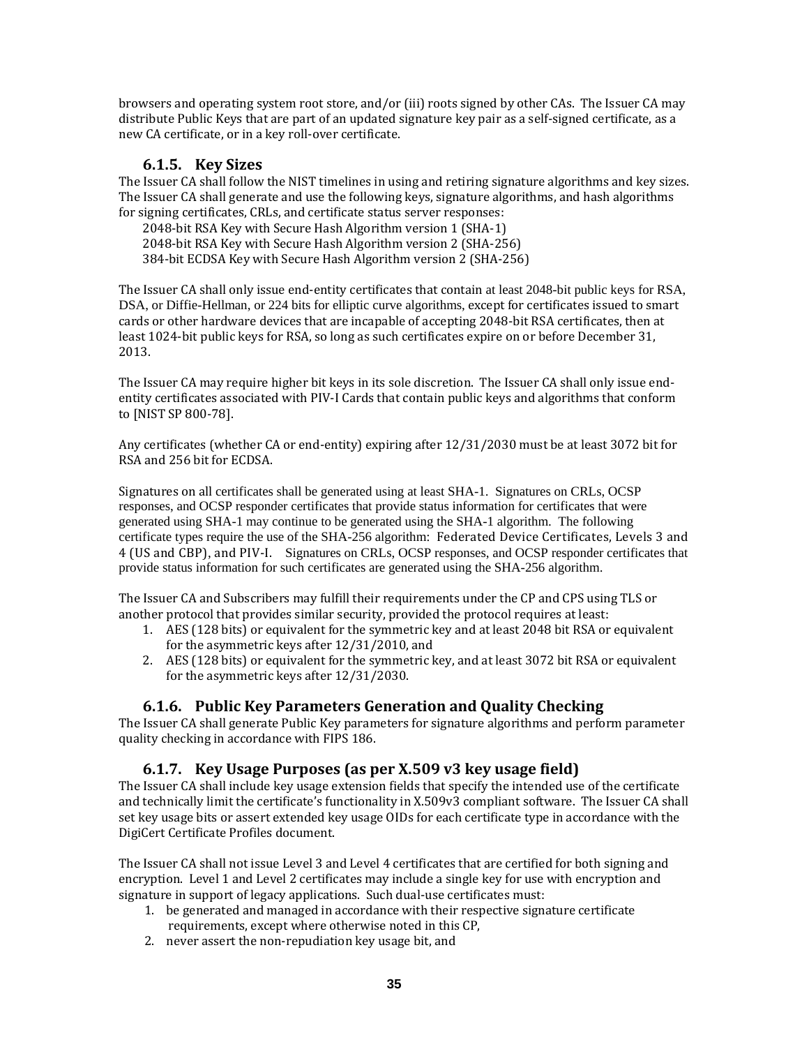browsers and operating system root store, and/or (iii) roots signed by other CAs. The Issuer CA may distribute Public Keys that are part of an updated signature key pair as a self-signed certificate, as a new CA certificate, or in a key roll-over certificate.

### 6.1.5. Key Sizes

The Issuer CA shall follow the NIST timelines in using and retiring signature algorithms and key sizes. The Issuer CA shall generate and use the following keys, signature algorithms, and hash algorithms for signing certificates, CRLs, and certificate status server responses:

2048-bit RSA Key with Secure Hash Algorithm version 1 (SHA-1)
2048-bit RSA Key with Secure Hash Algorithm version 2 (SHA-256)
384-bit ECDSA Key with Secure Hash Algorithm version 2 (SHA-256)

The Issuer CA shall only issue end-entity certificates that contain at least 2048-bit public keys for RSA, DSA, or Diffie-Hellman, or 224 bits for elliptic curve algorithms, except for certificates issued to smart cards or other hardware devices that are incapable of accepting 2048-bit RSA certificates, then at least 1024-bit public keys for RSA, so long as such certificates expire on or before December 31, 2013.

The Issuer CA may require higher bit keys in its sole discretion. The Issuer CA shall only issue end-entity certificates associated with PIV-I Cards that contain public keys and algorithms that conform to [NIST SP 800-78].

Any certificates (whether CA or end-entity) expiring after 12/31/2030 must be at least 3072 bit for RSA and 256 bit for ECDSA.

Signatures on all certificates shall be generated using at least SHA-1. Signatures on CRLs, OCSP responses, and OCSP responder certificates that provide status information for certificates that were generated using SHA-1 may continue to be generated using the SHA-1 algorithm. The following certificate types require the use of the SHA-256 algorithm: Federated Device Certificates, Levels 3 and 4 (US and CBP), and PIV-I. Signatures on CRLs, OCSP responses, and OCSP responder certificates that provide status information for such certificates are generated using the SHA-256 algorithm.

The Issuer CA and Subscribers may fulfill their requirements under the CP and CPS using TLS or another protocol that provides similar security, provided the protocol requires at least:

1. AES (128 bits) or equivalent for the symmetric key and at least 2048 bit RSA or equivalent for the asymmetric keys after 12/31/2010, and
2. AES (128 bits) or equivalent for the symmetric key, and at least 3072 bit RSA or equivalent for the asymmetric keys after 12/31/2030.

### 6.1.6. Public Key Parameters Generation and Quality Checking

The Issuer CA shall generate Public Key parameters for signature algorithms and perform parameter quality checking in accordance with FIPS 186.

### 6.1.7. Key Usage Purposes (as per X.509 v3 key usage field)

The Issuer CA shall include key usage extension fields that specify the intended use of the certificate and technically limit the certificate's functionality in X.509v3 compliant software. The Issuer CA shall set key usage bits or assert extended key usage OIDs for each certificate type in accordance with the DigiCert Certificate Profiles document.

The Issuer CA shall not issue Level 3 and Level 4 certificates that are certified for both signing and encryption. Level 1 and Level 2 certificates may include a single key for use with encryption and signature in support of legacy applications. Such dual-use certificates must:

1. be generated and managed in accordance with their respective signature certificate requirements, except where otherwise noted in this CP,
2. never assert the non-repudiation key usage bit, and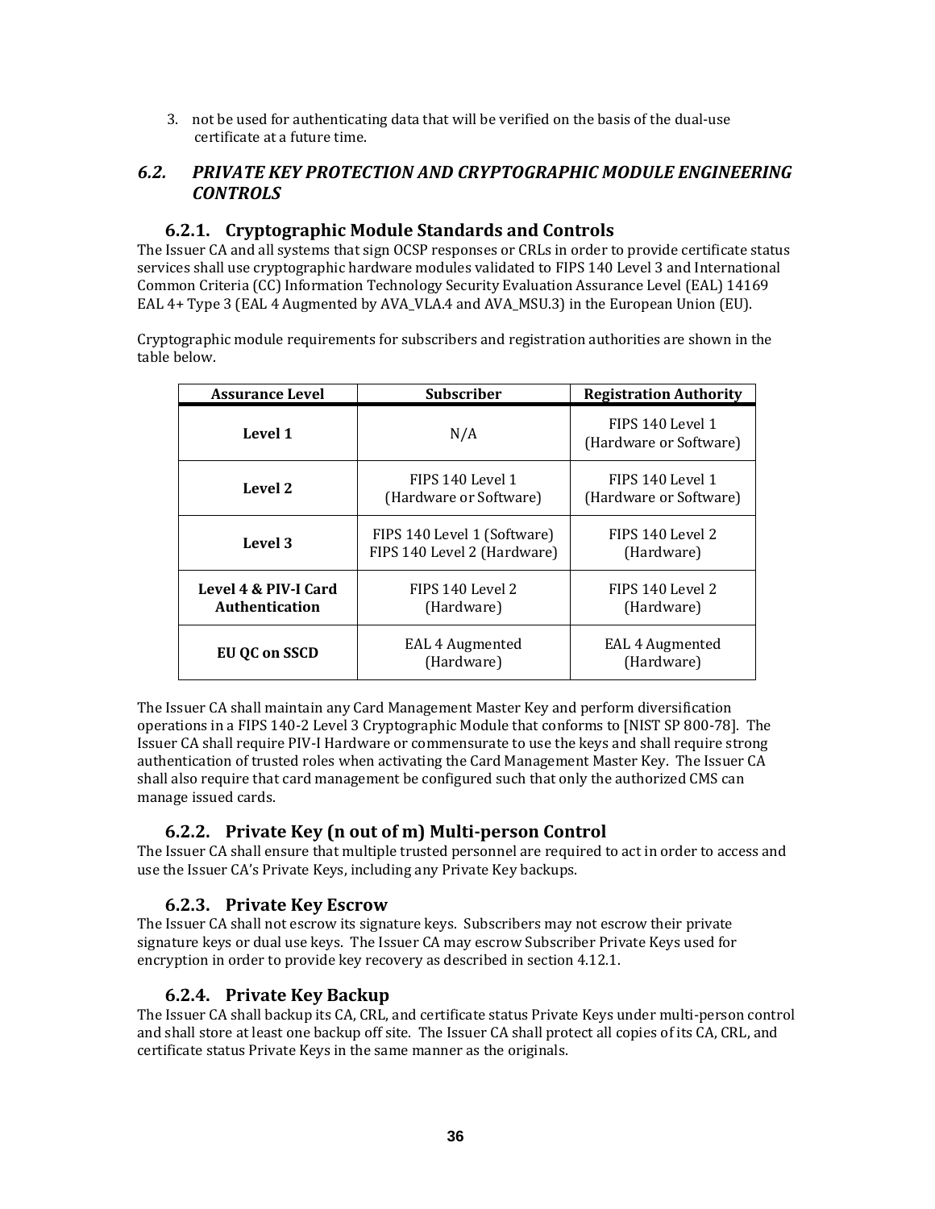3. not be used for authenticating data that will be verified on the basis of the dual-use certificate at a future time.

## *6.2. PRIVATE KEY PROTECTION AND CRYPTOGRAPHIC MODULE ENGINEERING CONTROLS*

### 6.2.1. Cryptographic Module Standards and Controls

The Issuer CA and all systems that sign OCSP responses or CRLs in order to provide certificate status services shall use cryptographic hardware modules validated to FIPS 140 Level 3 and International Common Criteria (CC) Information Technology Security Evaluation Assurance Level (EAL) 14169 EAL 4+ Type 3 (EAL 4 Augmented by AVA_VLA.4 and AVA_MSU.3) in the European Union (EU).

Cryptographic module requirements for subscribers and registration authorities are shown in the table below.

| Assurance Level | Subscriber | Registration Authority |
|---|---|---|
| **Level 1** | N/A | FIPS 140 Level 1 (Hardware or Software) |
| **Level 2** | FIPS 140 Level 1 (Hardware or Software) | FIPS 140 Level 1 (Hardware or Software) |
| **Level 3** | FIPS 140 Level 1 (Software) FIPS 140 Level 2 (Hardware) | FIPS 140 Level 2 (Hardware) |
| **Level 4 & PIV-I Card Authentication** | FIPS 140 Level 2 (Hardware) | FIPS 140 Level 2 (Hardware) |
| **EU QC on SSCD** | EAL 4 Augmented (Hardware) | EAL 4 Augmented (Hardware) |

The Issuer CA shall maintain any Card Management Master Key and perform diversification operations in a FIPS 140-2 Level 3 Cryptographic Module that conforms to [NIST SP 800-78]. The Issuer CA shall require PIV-I Hardware or commensurate to use the keys and shall require strong authentication of trusted roles when activating the Card Management Master Key. The Issuer CA shall also require that card management be configured such that only the authorized CMS can manage issued cards.

### 6.2.2. Private Key (n out of m) Multi-person Control

The Issuer CA shall ensure that multiple trusted personnel are required to act in order to access and use the Issuer CA's Private Keys, including any Private Key backups.

### 6.2.3. Private Key Escrow

The Issuer CA shall not escrow its signature keys. Subscribers may not escrow their private signature keys or dual use keys. The Issuer CA may escrow Subscriber Private Keys used for encryption in order to provide key recovery as described in section 4.12.1.

### 6.2.4. Private Key Backup

The Issuer CA shall backup its CA, CRL, and certificate status Private Keys under multi-person control and shall store at least one backup off site. The Issuer CA shall protect all copies of its CA, CRL, and certificate status Private Keys in the same manner as the originals.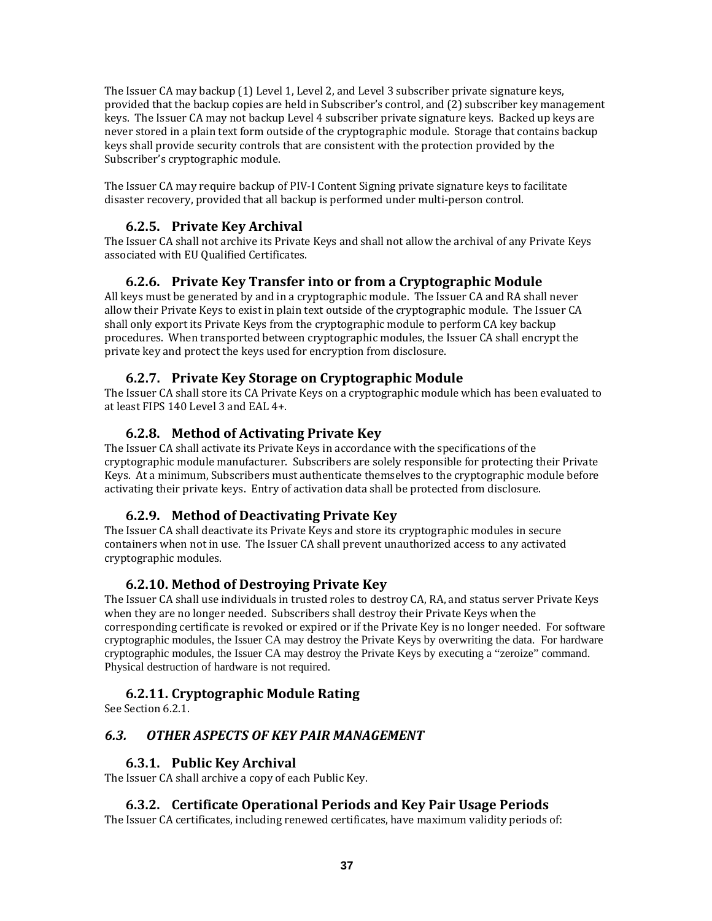The Issuer CA may backup (1) Level 1, Level 2, and Level 3 subscriber private signature keys, provided that the backup copies are held in Subscriber's control, and (2) subscriber key management keys. The Issuer CA may not backup Level 4 subscriber private signature keys. Backed up keys are never stored in a plain text form outside of the cryptographic module. Storage that contains backup keys shall provide security controls that are consistent with the protection provided by the Subscriber's cryptographic module.

The Issuer CA may require backup of PIV-I Content Signing private signature keys to facilitate disaster recovery, provided that all backup is performed under multi-person control.

### 6.2.5. Private Key Archival

The Issuer CA shall not archive its Private Keys and shall not allow the archival of any Private Keys associated with EU Qualified Certificates.

### 6.2.6. Private Key Transfer into or from a Cryptographic Module

All keys must be generated by and in a cryptographic module. The Issuer CA and RA shall never allow their Private Keys to exist in plain text outside of the cryptographic module. The Issuer CA shall only export its Private Keys from the cryptographic module to perform CA key backup procedures. When transported between cryptographic modules, the Issuer CA shall encrypt the private key and protect the keys used for encryption from disclosure.

### 6.2.7. Private Key Storage on Cryptographic Module

The Issuer CA shall store its CA Private Keys on a cryptographic module which has been evaluated to at least FIPS 140 Level 3 and EAL 4+.

### 6.2.8. Method of Activating Private Key

The Issuer CA shall activate its Private Keys in accordance with the specifications of the cryptographic module manufacturer. Subscribers are solely responsible for protecting their Private Keys. At a minimum, Subscribers must authenticate themselves to the cryptographic module before activating their private keys. Entry of activation data shall be protected from disclosure.

### 6.2.9. Method of Deactivating Private Key

The Issuer CA shall deactivate its Private Keys and store its cryptographic modules in secure containers when not in use. The Issuer CA shall prevent unauthorized access to any activated cryptographic modules.

### 6.2.10. Method of Destroying Private Key

The Issuer CA shall use individuals in trusted roles to destroy CA, RA, and status server Private Keys when they are no longer needed. Subscribers shall destroy their Private Keys when the corresponding certificate is revoked or expired or if the Private Key is no longer needed. For software cryptographic modules, the Issuer CA may destroy the Private Keys by overwriting the data. For hardware cryptographic modules, the Issuer CA may destroy the Private Keys by executing a "zeroize" command. Physical destruction of hardware is not required.

### 6.2.11. Cryptographic Module Rating

See Section 6.2.1.

## *6.3. OTHER ASPECTS OF KEY PAIR MANAGEMENT*

### 6.3.1. Public Key Archival

The Issuer CA shall archive a copy of each Public Key.

### 6.3.2. Certificate Operational Periods and Key Pair Usage Periods

The Issuer CA certificates, including renewed certificates, have maximum validity periods of: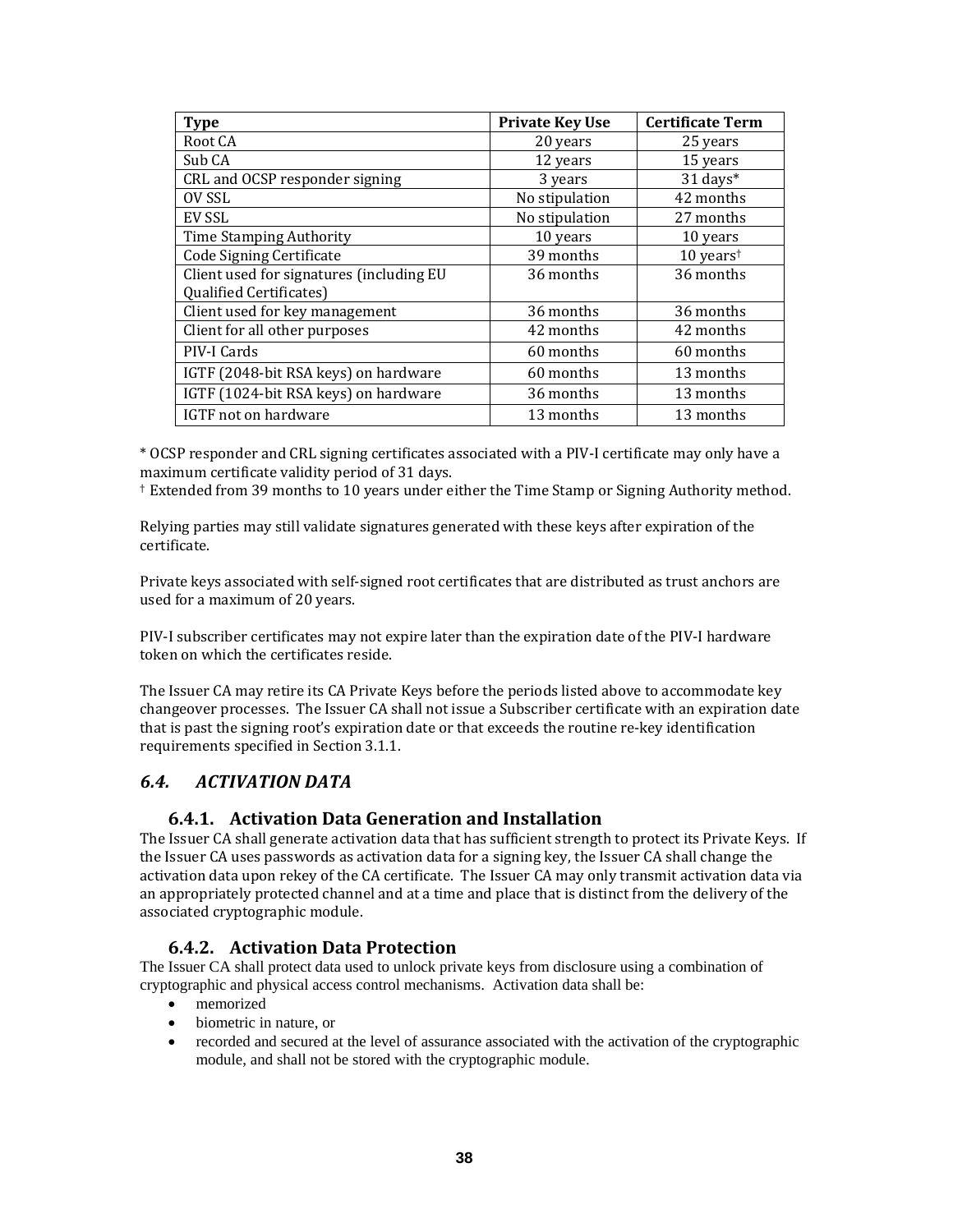| Type | Private Key Use | Certificate Term |
|---|---|---|
| Root CA | 20 years | 25 years |
| Sub CA | 12 years | 15 years |
| CRL and OCSP responder signing | 3 years | 31 days* |
| OV SSL | No stipulation | 42 months |
| EV SSL | No stipulation | 27 months |
| Time Stamping Authority | 10 years | 10 years |
| Code Signing Certificate | 39 months | 10 years† |
| Client used for signatures (including EU Qualified Certificates) | 36 months | 36 months |
| Client used for key management | 36 months | 36 months |
| Client for all other purposes | 42 months | 42 months |
| PIV-I Cards | 60 months | 60 months |
| IGTF (2048-bit RSA keys) on hardware | 60 months | 13 months |
| IGTF (1024-bit RSA keys) on hardware | 36 months | 13 months |
| IGTF not on hardware | 13 months | 13 months |

\* OCSP responder and CRL signing certificates associated with a PIV-I certificate may only have a maximum certificate validity period of 31 days.
† Extended from 39 months to 10 years under either the Time Stamp or Signing Authority method.

Relying parties may still validate signatures generated with these keys after expiration of the certificate.

Private keys associated with self-signed root certificates that are distributed as trust anchors are used for a maximum of 20 years.

PIV-I subscriber certificates may not expire later than the expiration date of the PIV-I hardware token on which the certificates reside.

The Issuer CA may retire its CA Private Keys before the periods listed above to accommodate key changeover processes. The Issuer CA shall not issue a Subscriber certificate with an expiration date that is past the signing root's expiration date or that exceeds the routine re-key identification requirements specified in Section 3.1.1.

## *6.4. ACTIVATION DATA*

### 6.4.1. Activation Data Generation and Installation

The Issuer CA shall generate activation data that has sufficient strength to protect its Private Keys. If the Issuer CA uses passwords as activation data for a signing key, the Issuer CA shall change the activation data upon rekey of the CA certificate. The Issuer CA may only transmit activation data via an appropriately protected channel and at a time and place that is distinct from the delivery of the associated cryptographic module.

### 6.4.2. Activation Data Protection

The Issuer CA shall protect data used to unlock private keys from disclosure using a combination of cryptographic and physical access control mechanisms. Activation data shall be:

- memorized
- biometric in nature, or
- recorded and secured at the level of assurance associated with the activation of the cryptographic module, and shall not be stored with the cryptographic module.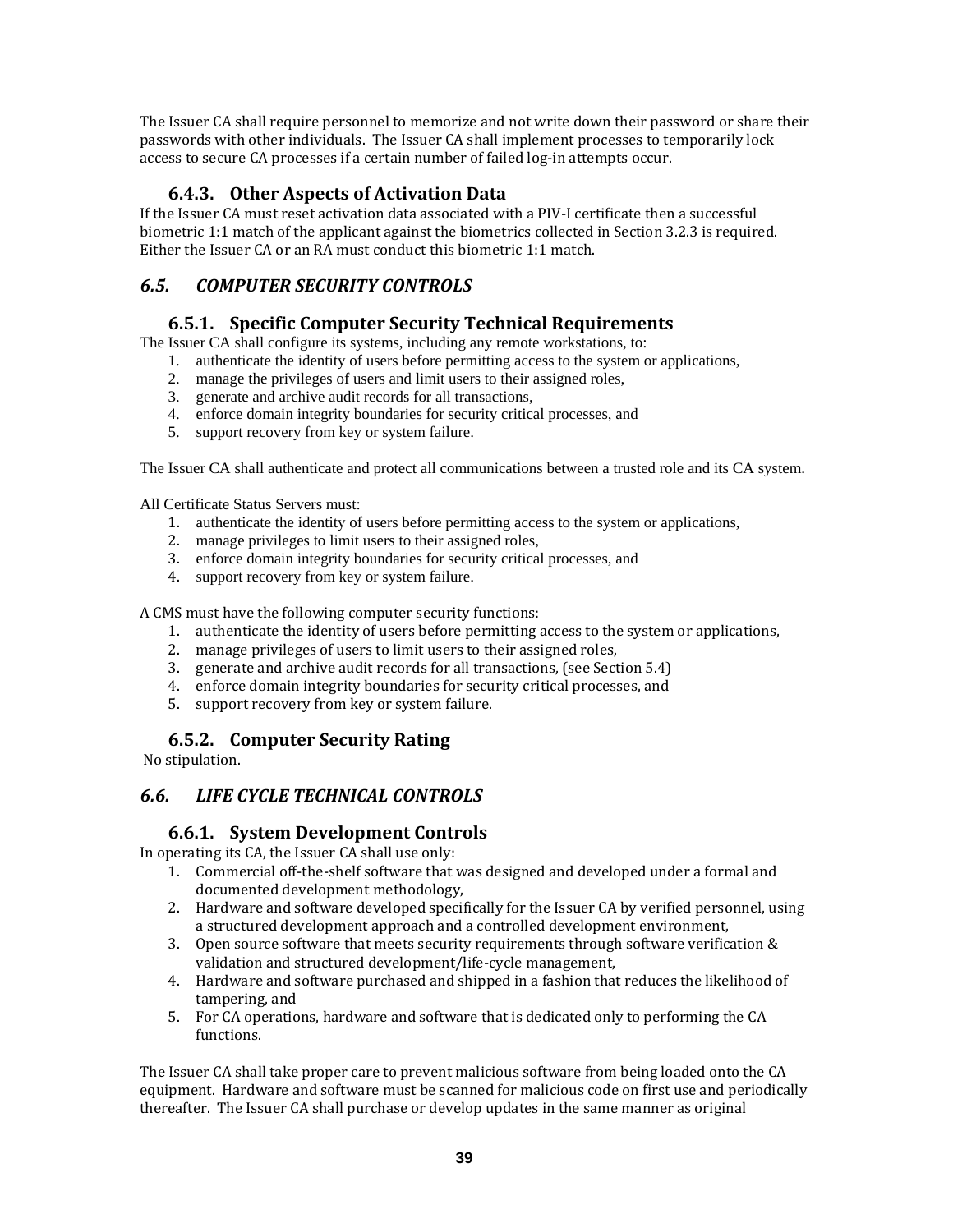The Issuer CA shall require personnel to memorize and not write down their password or share their passwords with other individuals. The Issuer CA shall implement processes to temporarily lock access to secure CA processes if a certain number of failed log-in attempts occur.

### 6.4.3. Other Aspects of Activation Data

If the Issuer CA must reset activation data associated with a PIV-I certificate then a successful biometric 1:1 match of the applicant against the biometrics collected in Section 3.2.3 is required. Either the Issuer CA or an RA must conduct this biometric 1:1 match.

## *6.5. COMPUTER SECURITY CONTROLS*

### 6.5.1. Specific Computer Security Technical Requirements

The Issuer CA shall configure its systems, including any remote workstations, to:

1. authenticate the identity of users before permitting access to the system or applications,
2. manage the privileges of users and limit users to their assigned roles,
3. generate and archive audit records for all transactions,
4. enforce domain integrity boundaries for security critical processes, and
5. support recovery from key or system failure.

The Issuer CA shall authenticate and protect all communications between a trusted role and its CA system.

All Certificate Status Servers must:

1. authenticate the identity of users before permitting access to the system or applications,
2. manage privileges to limit users to their assigned roles,
3. enforce domain integrity boundaries for security critical processes, and
4. support recovery from key or system failure.

A CMS must have the following computer security functions:

1. authenticate the identity of users before permitting access to the system or applications,
2. manage privileges of users to limit users to their assigned roles,
3. generate and archive audit records for all transactions, (see Section 5.4)
4. enforce domain integrity boundaries for security critical processes, and
5. support recovery from key or system failure.

### 6.5.2. Computer Security Rating

No stipulation.

## *6.6. LIFE CYCLE TECHNICAL CONTROLS*

### 6.6.1. System Development Controls

In operating its CA, the Issuer CA shall use only:

1. Commercial off-the-shelf software that was designed and developed under a formal and documented development methodology,
2. Hardware and software developed specifically for the Issuer CA by verified personnel, using a structured development approach and a controlled development environment,
3. Open source software that meets security requirements through software verification & validation and structured development/life-cycle management,
4. Hardware and software purchased and shipped in a fashion that reduces the likelihood of tampering, and
5. For CA operations, hardware and software that is dedicated only to performing the CA functions.

The Issuer CA shall take proper care to prevent malicious software from being loaded onto the CA equipment. Hardware and software must be scanned for malicious code on first use and periodically thereafter. The Issuer CA shall purchase or develop updates in the same manner as original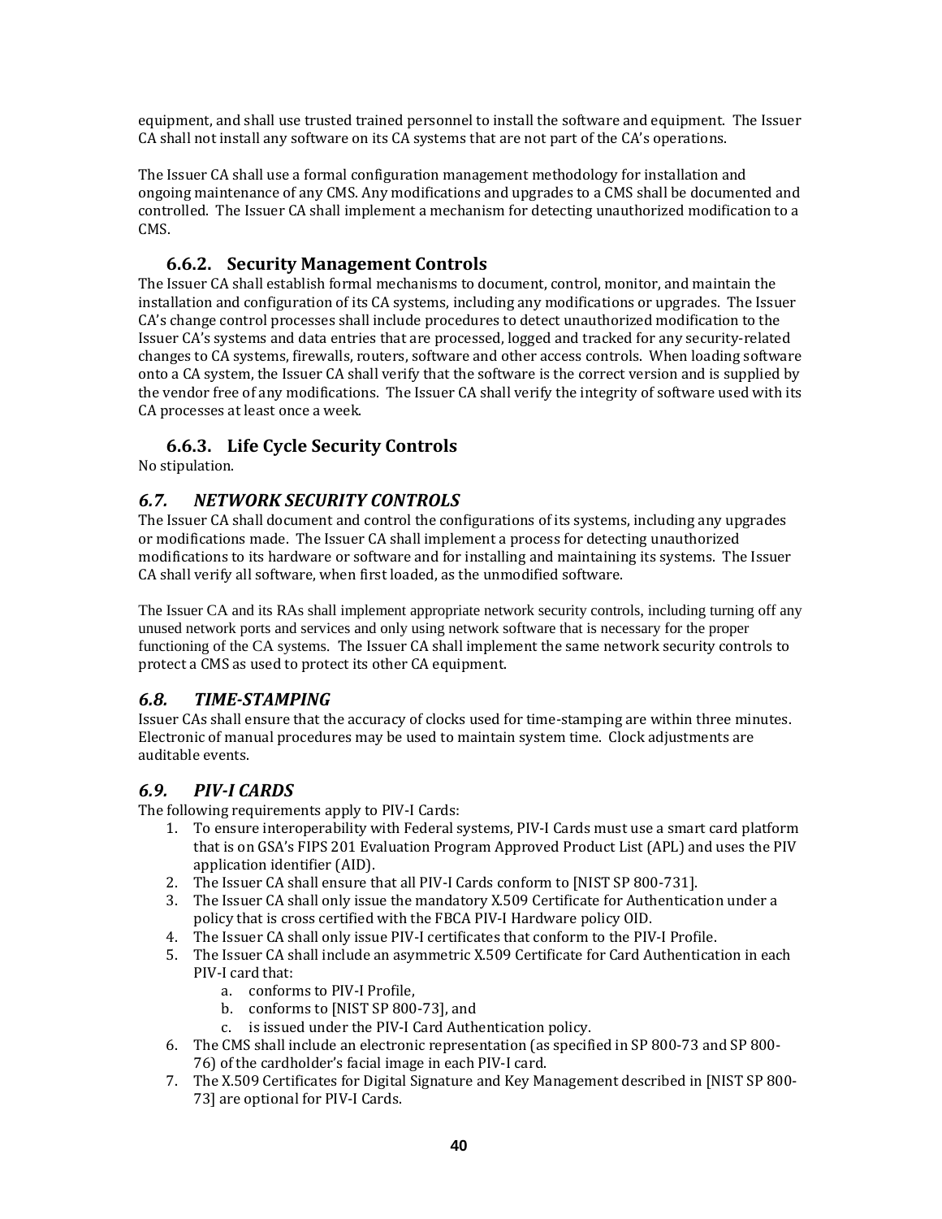equipment, and shall use trusted trained personnel to install the software and equipment. The Issuer CA shall not install any software on its CA systems that are not part of the CA's operations.

The Issuer CA shall use a formal configuration management methodology for installation and ongoing maintenance of any CMS. Any modifications and upgrades to a CMS shall be documented and controlled. The Issuer CA shall implement a mechanism for detecting unauthorized modification to a CMS.

### 6.6.2. Security Management Controls

The Issuer CA shall establish formal mechanisms to document, control, monitor, and maintain the installation and configuration of its CA systems, including any modifications or upgrades. The Issuer CA's change control processes shall include procedures to detect unauthorized modification to the Issuer CA's systems and data entries that are processed, logged and tracked for any security-related changes to CA systems, firewalls, routers, software and other access controls. When loading software onto a CA system, the Issuer CA shall verify that the software is the correct version and is supplied by the vendor free of any modifications. The Issuer CA shall verify the integrity of software used with its CA processes at least once a week.

### 6.6.3. Life Cycle Security Controls

No stipulation.

## *6.7. NETWORK SECURITY CONTROLS*

The Issuer CA shall document and control the configurations of its systems, including any upgrades or modifications made. The Issuer CA shall implement a process for detecting unauthorized modifications to its hardware or software and for installing and maintaining its systems. The Issuer CA shall verify all software, when first loaded, as the unmodified software.

The Issuer CA and its RAs shall implement appropriate network security controls, including turning off any unused network ports and services and only using network software that is necessary for the proper functioning of the CA systems. The Issuer CA shall implement the same network security controls to protect a CMS as used to protect its other CA equipment.

## *6.8. TIME-STAMPING*

Issuer CAs shall ensure that the accuracy of clocks used for time-stamping are within three minutes. Electronic of manual procedures may be used to maintain system time. Clock adjustments are auditable events.

## *6.9. PIV-I CARDS*

The following requirements apply to PIV-I Cards:

1. To ensure interoperability with Federal systems, PIV-I Cards must use a smart card platform that is on GSA's FIPS 201 Evaluation Program Approved Product List (APL) and uses the PIV application identifier (AID).
2. The Issuer CA shall ensure that all PIV-I Cards conform to [NIST SP 800-731].
3. The Issuer CA shall only issue the mandatory X.509 Certificate for Authentication under a policy that is cross certified with the FBCA PIV-I Hardware policy OID.
4. The Issuer CA shall only issue PIV-I certificates that conform to the PIV-I Profile.
5. The Issuer CA shall include an asymmetric X.509 Certificate for Card Authentication in each PIV-I card that:
    a. conforms to PIV-I Profile,
    b. conforms to [NIST SP 800-73], and
    c. is issued under the PIV-I Card Authentication policy.
6. The CMS shall include an electronic representation (as specified in SP 800-73 and SP 800-76) of the cardholder's facial image in each PIV-I card.
7. The X.509 Certificates for Digital Signature and Key Management described in [NIST SP 800-73] are optional for PIV-I Cards.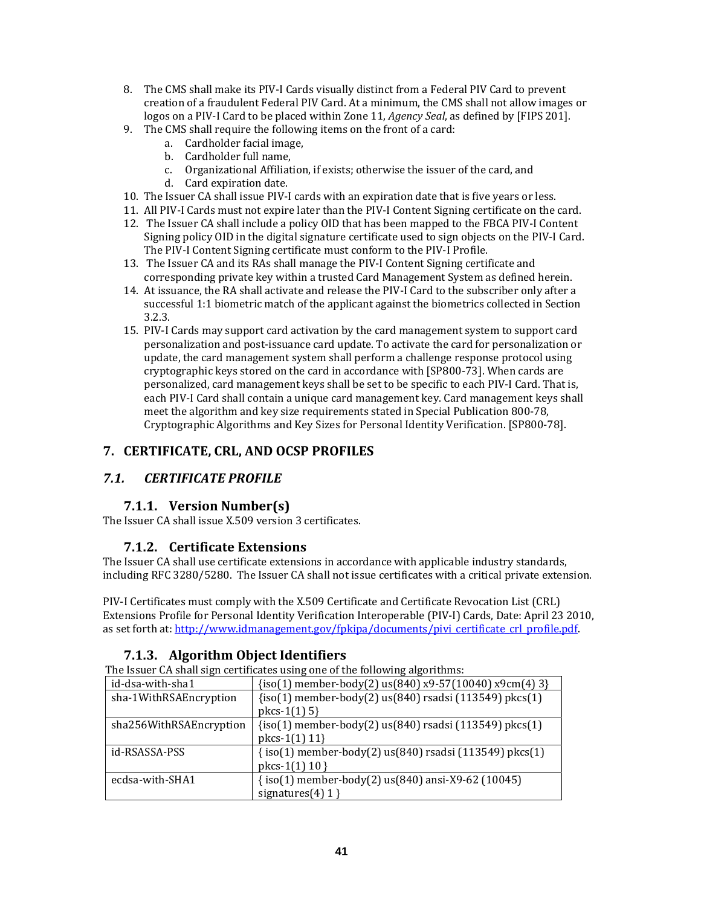8. The CMS shall make its PIV-I Cards visually distinct from a Federal PIV Card to prevent creation of a fraudulent Federal PIV Card. At a minimum, the CMS shall not allow images or logos on a PIV-I Card to be placed within Zone 11, *Agency Seal*, as defined by [FIPS 201].
9. The CMS shall require the following items on the front of a card:
   a. Cardholder facial image,
   b. Cardholder full name,
   c. Organizational Affiliation, if exists; otherwise the issuer of the card, and
   d. Card expiration date.
10. The Issuer CA shall issue PIV-I cards with an expiration date that is five years or less.
11. All PIV-I Cards must not expire later than the PIV-I Content Signing certificate on the card.
12. The Issuer CA shall include a policy OID that has been mapped to the FBCA PIV-I Content Signing policy OID in the digital signature certificate used to sign objects on the PIV-I Card. The PIV-I Content Signing certificate must conform to the PIV-I Profile.
13. The Issuer CA and its RAs shall manage the PIV-I Content Signing certificate and corresponding private key within a trusted Card Management System as defined herein.
14. At issuance, the RA shall activate and release the PIV-I Card to the subscriber only after a successful 1:1 biometric match of the applicant against the biometrics collected in Section 3.2.3.
15. PIV-I Cards may support card activation by the card management system to support card personalization and post-issuance card update. To activate the card for personalization or update, the card management system shall perform a challenge response protocol using cryptographic keys stored on the card in accordance with [SP800-73]. When cards are personalized, card management keys shall be set to be specific to each PIV-I Card. That is, each PIV-I Card shall contain a unique card management key. Card management keys shall meet the algorithm and key size requirements stated in Special Publication 800-78, Cryptographic Algorithms and Key Sizes for Personal Identity Verification. [SP800-78].

# 7. CERTIFICATE, CRL, AND OCSP PROFILES

## *7.1. CERTIFICATE PROFILE*

### 7.1.1. Version Number(s)

The Issuer CA shall issue X.509 version 3 certificates.

### 7.1.2. Certificate Extensions

The Issuer CA shall use certificate extensions in accordance with applicable industry standards, including RFC 3280/5280. The Issuer CA shall not issue certificates with a critical private extension.

PIV-I Certificates must comply with the X.509 Certificate and Certificate Revocation List (CRL) Extensions Profile for Personal Identity Verification Interoperable (PIV-I) Cards, Date: April 23 2010, as set forth at: http://www.idmanagement.gov/fpkipa/documents/pivi_certificate_crl_profile.pdf.

### 7.1.3. Algorithm Object Identifiers

The Issuer CA shall sign certificates using one of the following algorithms:

| | |
|---|---|
| id-dsa-with-sha1 | {iso(1) member-body(2) us(840) x9-57(10040) x9cm(4) 3} |
| sha-1WithRSAEncryption | {iso(1) member-body(2) us(840) rsadsi (113549) pkcs(1) pkcs-1(1) 5} |
| sha256WithRSAEncryption | {iso(1) member-body(2) us(840) rsadsi (113549) pkcs(1) pkcs-1(1) 11} |
| id-RSASSA-PSS | { iso(1) member-body(2) us(840) rsadsi (113549) pkcs(1) pkcs-1(1) 10 } |
| ecdsa-with-SHA1 | { iso(1) member-body(2) us(840) ansi-X9-62 (10045) signatures(4) 1 } |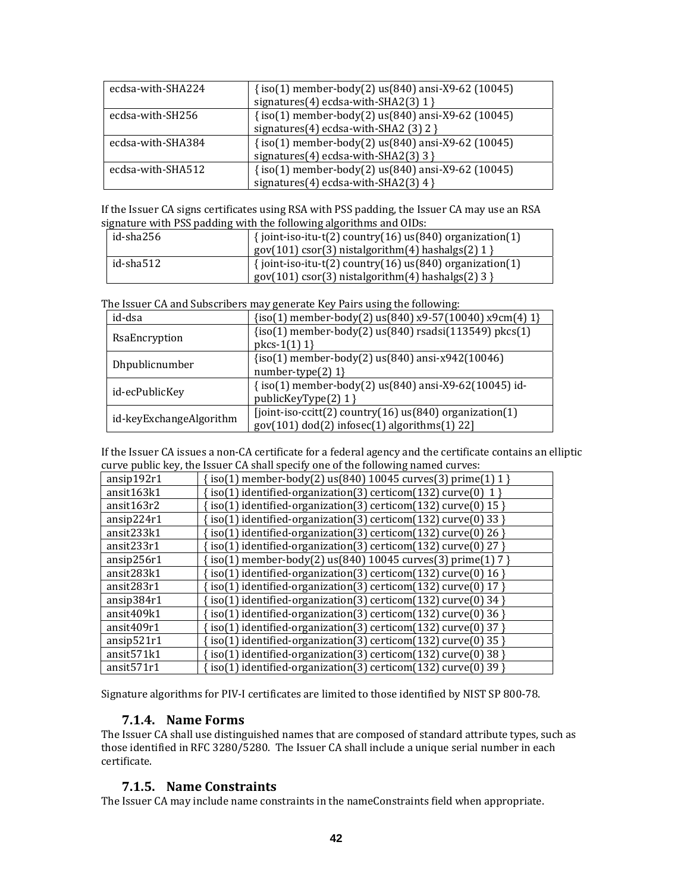| ecdsa-with-SHA224 | { iso(1) member-body(2) us(840) ansi-X9-62 (10045) signatures(4) ecdsa-with-SHA2(3) 1 } |
|---|---|
| ecdsa-with-SH256 | { iso(1) member-body(2) us(840) ansi-X9-62 (10045) signatures(4) ecdsa-with-SHA2 (3) 2 } |
| ecdsa-with-SHA384 | { iso(1) member-body(2) us(840) ansi-X9-62 (10045) signatures(4) ecdsa-with-SHA2(3) 3 } |
| ecdsa-with-SHA512 | { iso(1) member-body(2) us(840) ansi-X9-62 (10045) signatures(4) ecdsa-with-SHA2(3) 4 } |

If the Issuer CA signs certificates using RSA with PSS padding, the Issuer CA may use an RSA signature with PSS padding with the following algorithms and OIDs:

| id-sha256 | { joint-iso-itu-t(2) country(16) us(840) organization(1) gov(101) csor(3) nistalgorithm(4) hashalgs(2) 1 } |
|---|---|
| id-sha512 | { joint-iso-itu-t(2) country(16) us(840) organization(1) gov(101) csor(3) nistalgorithm(4) hashalgs(2) 3 } |

The Issuer CA and Subscribers may generate Key Pairs using the following:

| id-dsa | {iso(1) member-body(2) us(840) x9-57(10040) x9cm(4) 1} |
|---|---|
| RsaEncryption | {iso(1) member-body(2) us(840) rsadsi(113549) pkcs(1) pkcs-1(1) 1} |
| Dhpublicnumber | {iso(1) member-body(2) us(840) ansi-x942(10046) number-type(2) 1} |
| id-ecPublicKey | { iso(1) member-body(2) us(840) ansi-X9-62(10045) id-publicKeyType(2) 1 } |
| id-keyExchangeAlgorithm | [joint-iso-ccitt(2) country(16) us(840) organization(1) gov(101) dod(2) infosec(1) algorithms(1) 22] |

If the Issuer CA issues a non-CA certificate for a federal agency and the certificate contains an elliptic curve public key, the Issuer CA shall specify one of the following named curves:

| ansip192r1 | { iso(1) member-body(2) us(840) 10045 curves(3) prime(1) 1 } |
|---|---|
| ansit163k1 | { iso(1) identified-organization(3) certicom(132) curve(0) 1 } |
| ansit163r2 | { iso(1) identified-organization(3) certicom(132) curve(0) 15 } |
| ansip224r1 | { iso(1) identified-organization(3) certicom(132) curve(0) 33 } |
| ansit233k1 | { iso(1) identified-organization(3) certicom(132) curve(0) 26 } |
| ansit233r1 | { iso(1) identified-organization(3) certicom(132) curve(0) 27 } |
| ansip256r1 | { iso(1) member-body(2) us(840) 10045 curves(3) prime(1) 7 } |
| ansit283k1 | { iso(1) identified-organization(3) certicom(132) curve(0) 16 } |
| ansit283r1 | { iso(1) identified-organization(3) certicom(132) curve(0) 17 } |
| ansip384r1 | { iso(1) identified-organization(3) certicom(132) curve(0) 34 } |
| ansit409k1 | { iso(1) identified-organization(3) certicom(132) curve(0) 36 } |
| ansit409r1 | { iso(1) identified-organization(3) certicom(132) curve(0) 37 } |
| ansip521r1 | { iso(1) identified-organization(3) certicom(132) curve(0) 35 } |
| ansit571k1 | { iso(1) identified-organization(3) certicom(132) curve(0) 38 } |
| ansit571r1 | { iso(1) identified-organization(3) certicom(132) curve(0) 39 } |

Signature algorithms for PIV-I certificates are limited to those identified by NIST SP 800-78.

### 7.1.4. Name Forms

The Issuer CA shall use distinguished names that are composed of standard attribute types, such as those identified in RFC 3280/5280. The Issuer CA shall include a unique serial number in each certificate.

### 7.1.5. Name Constraints

The Issuer CA may include name constraints in the nameConstraints field when appropriate.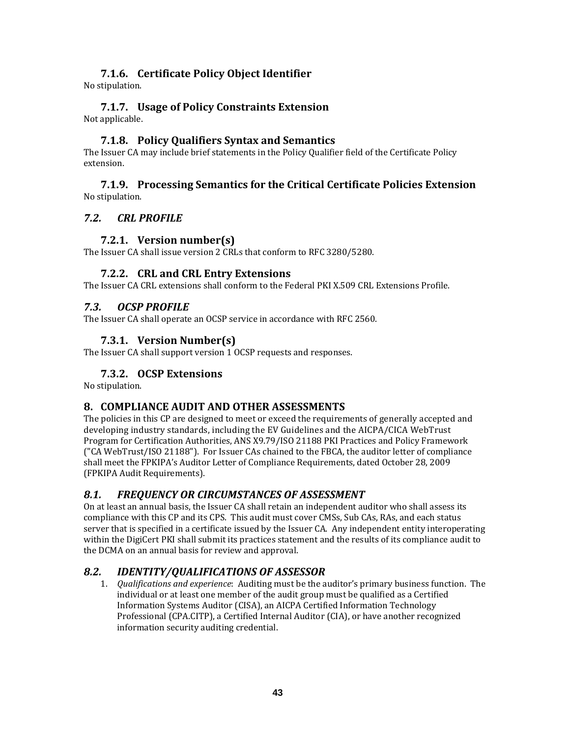### 7.1.6. Certificate Policy Object Identifier

No stipulation.

### 7.1.7. Usage of Policy Constraints Extension

Not applicable.

### 7.1.8. Policy Qualifiers Syntax and Semantics

The Issuer CA may include brief statements in the Policy Qualifier field of the Certificate Policy extension.

### 7.1.9. Processing Semantics for the Critical Certificate Policies Extension

No stipulation.

## *7.2. CRL PROFILE*

### 7.2.1. Version number(s)

The Issuer CA shall issue version 2 CRLs that conform to RFC 3280/5280.

### 7.2.2. CRL and CRL Entry Extensions

The Issuer CA CRL extensions shall conform to the Federal PKI X.509 CRL Extensions Profile.

## *7.3. OCSP PROFILE*

The Issuer CA shall operate an OCSP service in accordance with RFC 2560.

### 7.3.1. Version Number(s)

The Issuer CA shall support version 1 OCSP requests and responses.

### 7.3.2. OCSP Extensions

No stipulation.

# 8. COMPLIANCE AUDIT AND OTHER ASSESSMENTS

The policies in this CP are designed to meet or exceed the requirements of generally accepted and developing industry standards, including the EV Guidelines and the AICPA/CICA WebTrust Program for Certification Authorities, ANS X9.79/ISO 21188 PKI Practices and Policy Framework ("CA WebTrust/ISO 21188"). For Issuer CAs chained to the FBCA, the auditor letter of compliance shall meet the FPKIPA's Auditor Letter of Compliance Requirements, dated October 28, 2009 (FPKIPA Audit Requirements).

## *8.1. FREQUENCY OR CIRCUMSTANCES OF ASSESSMENT*

On at least an annual basis, the Issuer CA shall retain an independent auditor who shall assess its compliance with this CP and its CPS. This audit must cover CMSs, Sub CAs, RAs, and each status server that is specified in a certificate issued by the Issuer CA. Any independent entity interoperating within the DigiCert PKI shall submit its practices statement and the results of its compliance audit to the DCMA on an annual basis for review and approval.

## *8.2. IDENTITY/QUALIFICATIONS OF ASSESSOR*

1. *Qualifications and experience*: Auditing must be the auditor's primary business function. The individual or at least one member of the audit group must be qualified as a Certified Information Systems Auditor (CISA), an AICPA Certified Information Technology Professional (CPA.CITP), a Certified Internal Auditor (CIA), or have another recognized information security auditing credential.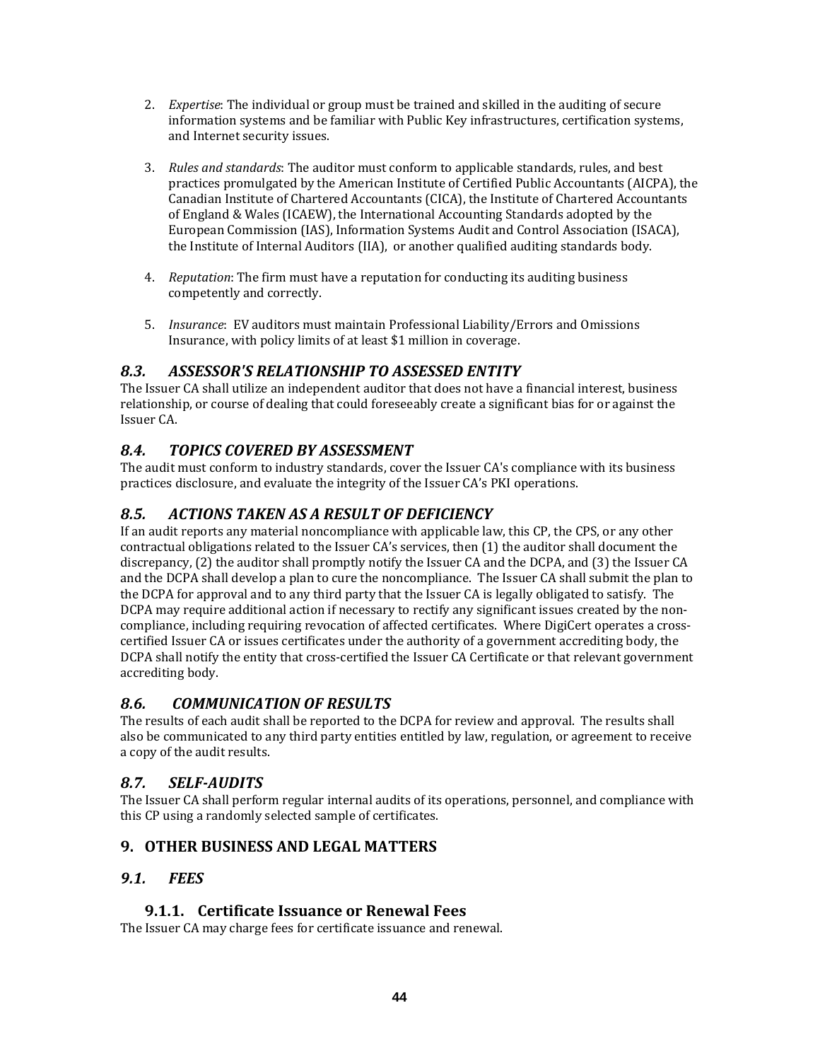2. *Expertise*: The individual or group must be trained and skilled in the auditing of secure information systems and be familiar with Public Key infrastructures, certification systems, and Internet security issues.

3. *Rules and standards*: The auditor must conform to applicable standards, rules, and best practices promulgated by the American Institute of Certified Public Accountants (AICPA), the Canadian Institute of Chartered Accountants (CICA), the Institute of Chartered Accountants of England & Wales (ICAEW), the International Accounting Standards adopted by the European Commission (IAS), Information Systems Audit and Control Association (ISACA), the Institute of Internal Auditors (IIA), or another qualified auditing standards body.

4. *Reputation*: The firm must have a reputation for conducting its auditing business competently and correctly.

5. *Insurance*: EV auditors must maintain Professional Liability/Errors and Omissions Insurance, with policy limits of at least $1 million in coverage.

## *8.3. ASSESSOR'S RELATIONSHIP TO ASSESSED ENTITY*

The Issuer CA shall utilize an independent auditor that does not have a financial interest, business relationship, or course of dealing that could foreseeably create a significant bias for or against the Issuer CA.

## *8.4. TOPICS COVERED BY ASSESSMENT*

The audit must conform to industry standards, cover the Issuer CA's compliance with its business practices disclosure, and evaluate the integrity of the Issuer CA's PKI operations.

## *8.5. ACTIONS TAKEN AS A RESULT OF DEFICIENCY*

If an audit reports any material noncompliance with applicable law, this CP, the CPS, or any other contractual obligations related to the Issuer CA's services, then (1) the auditor shall document the discrepancy, (2) the auditor shall promptly notify the Issuer CA and the DCPA, and (3) the Issuer CA and the DCPA shall develop a plan to cure the noncompliance. The Issuer CA shall submit the plan to the DCPA for approval and to any third party that the Issuer CA is legally obligated to satisfy. The DCPA may require additional action if necessary to rectify any significant issues created by the non-compliance, including requiring revocation of affected certificates. Where DigiCert operates a cross-certified Issuer CA or issues certificates under the authority of a government accrediting body, the DCPA shall notify the entity that cross-certified the Issuer CA Certificate or that relevant government accrediting body.

## *8.6. COMMUNICATION OF RESULTS*

The results of each audit shall be reported to the DCPA for review and approval. The results shall also be communicated to any third party entities entitled by law, regulation, or agreement to receive a copy of the audit results.

## *8.7. SELF-AUDITS*

The Issuer CA shall perform regular internal audits of its operations, personnel, and compliance with this CP using a randomly selected sample of certificates.

# 9. OTHER BUSINESS AND LEGAL MATTERS

## *9.1. FEES*

### 9.1.1. Certificate Issuance or Renewal Fees

The Issuer CA may charge fees for certificate issuance and renewal.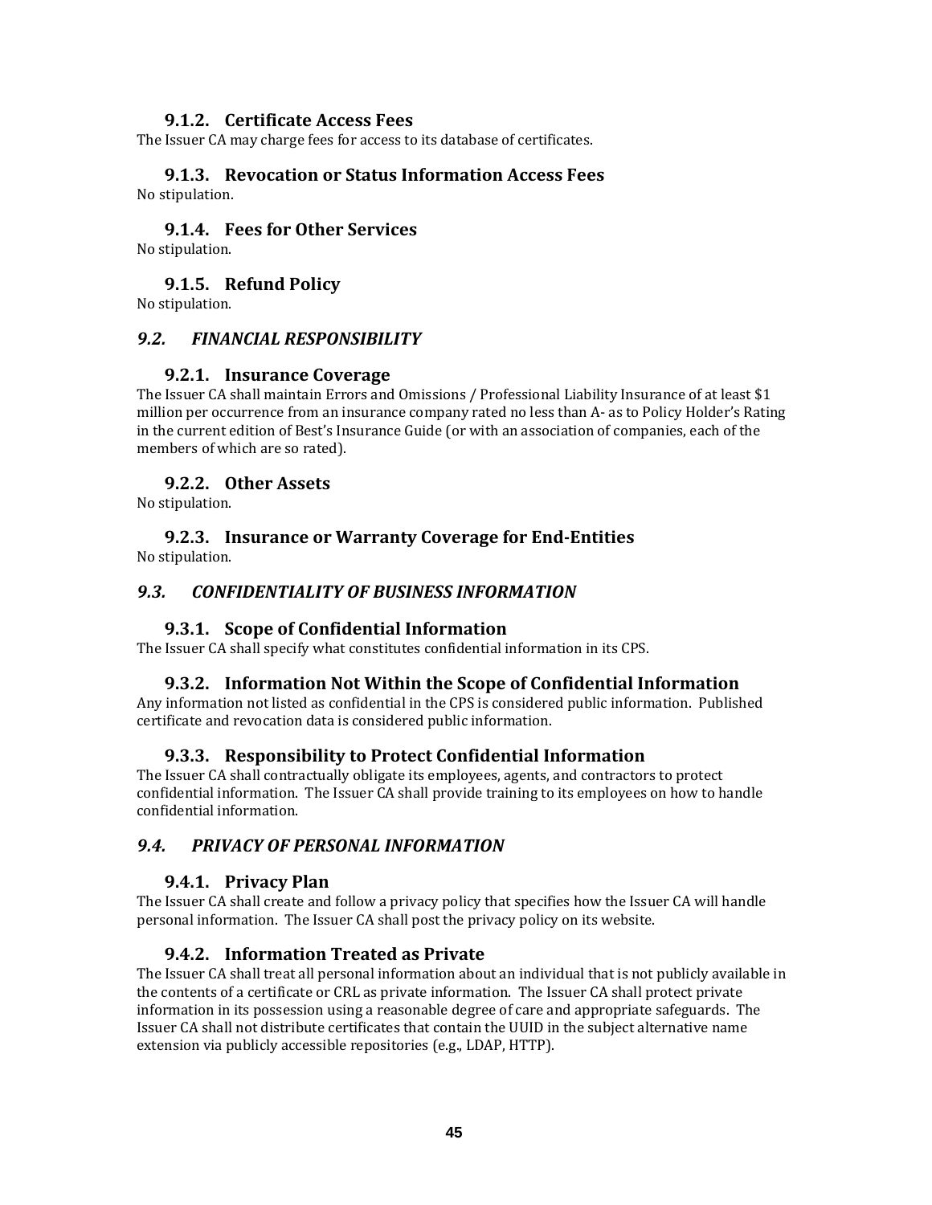### 9.1.2. Certificate Access Fees

The Issuer CA may charge fees for access to its database of certificates.

### 9.1.3. Revocation or Status Information Access Fees

No stipulation.

### 9.1.4. Fees for Other Services

No stipulation.

### 9.1.5. Refund Policy

No stipulation.

## *9.2. FINANCIAL RESPONSIBILITY*

### 9.2.1. Insurance Coverage

The Issuer CA shall maintain Errors and Omissions / Professional Liability Insurance of at least $1 million per occurrence from an insurance company rated no less than A- as to Policy Holder's Rating in the current edition of Best's Insurance Guide (or with an association of companies, each of the members of which are so rated).

### 9.2.2. Other Assets

No stipulation.

### 9.2.3. Insurance or Warranty Coverage for End-Entities

No stipulation.

## *9.3. CONFIDENTIALITY OF BUSINESS INFORMATION*

### 9.3.1. Scope of Confidential Information

The Issuer CA shall specify what constitutes confidential information in its CPS.

### 9.3.2. Information Not Within the Scope of Confidential Information

Any information not listed as confidential in the CPS is considered public information. Published certificate and revocation data is considered public information.

### 9.3.3. Responsibility to Protect Confidential Information

The Issuer CA shall contractually obligate its employees, agents, and contractors to protect confidential information. The Issuer CA shall provide training to its employees on how to handle confidential information.

## *9.4. PRIVACY OF PERSONAL INFORMATION*

### 9.4.1. Privacy Plan

The Issuer CA shall create and follow a privacy policy that specifies how the Issuer CA will handle personal information. The Issuer CA shall post the privacy policy on its website.

### 9.4.2. Information Treated as Private

The Issuer CA shall treat all personal information about an individual that is not publicly available in the contents of a certificate or CRL as private information. The Issuer CA shall protect private information in its possession using a reasonable degree of care and appropriate safeguards. The Issuer CA shall not distribute certificates that contain the UUID in the subject alternative name extension via publicly accessible repositories (e.g., LDAP, HTTP).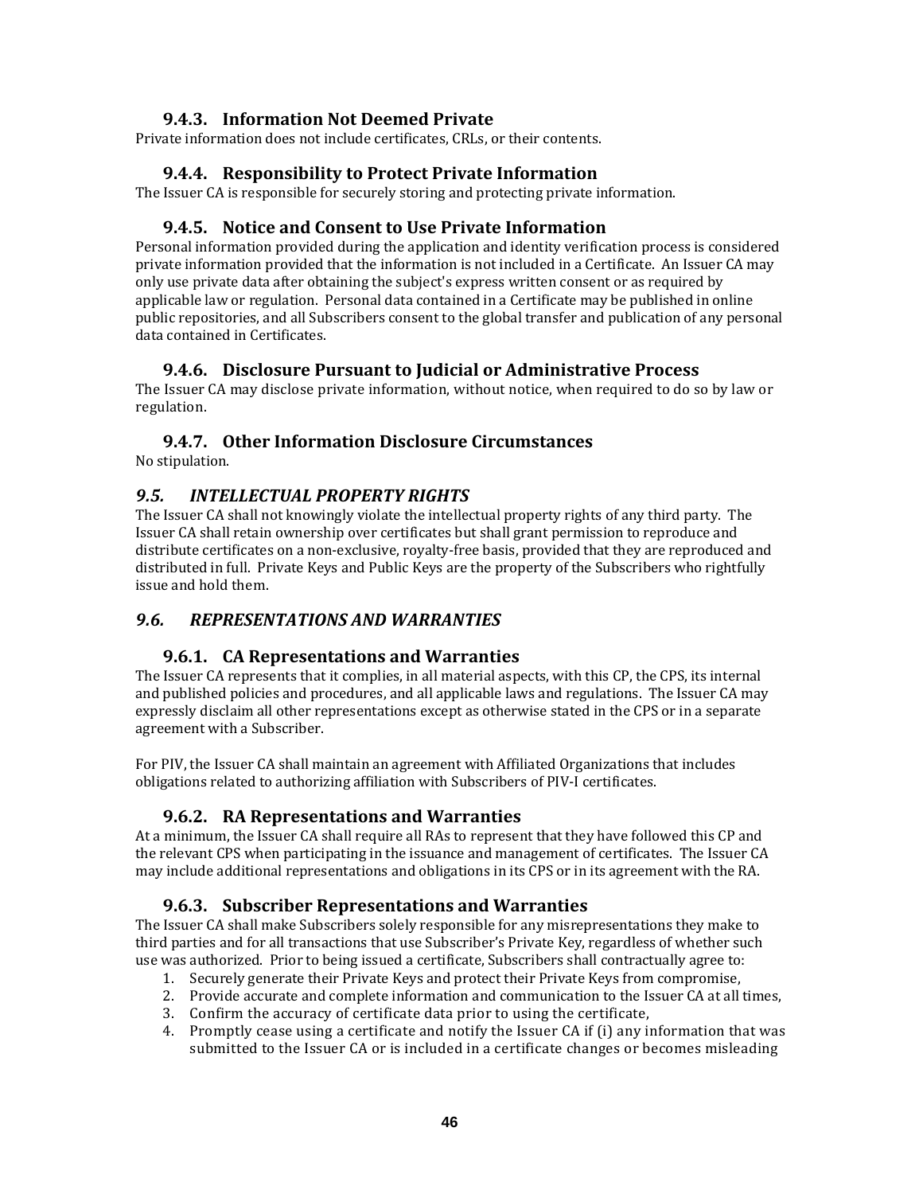### 9.4.3. Information Not Deemed Private

Private information does not include certificates, CRLs, or their contents.

### 9.4.4. Responsibility to Protect Private Information

The Issuer CA is responsible for securely storing and protecting private information.

### 9.4.5. Notice and Consent to Use Private Information

Personal information provided during the application and identity verification process is considered private information provided that the information is not included in a Certificate. An Issuer CA may only use private data after obtaining the subject's express written consent or as required by applicable law or regulation. Personal data contained in a Certificate may be published in online public repositories, and all Subscribers consent to the global transfer and publication of any personal data contained in Certificates.

### 9.4.6. Disclosure Pursuant to Judicial or Administrative Process

The Issuer CA may disclose private information, without notice, when required to do so by law or regulation.

### 9.4.7. Other Information Disclosure Circumstances

No stipulation.

## *9.5. INTELLECTUAL PROPERTY RIGHTS*

The Issuer CA shall not knowingly violate the intellectual property rights of any third party. The Issuer CA shall retain ownership over certificates but shall grant permission to reproduce and distribute certificates on a non-exclusive, royalty-free basis, provided that they are reproduced and distributed in full. Private Keys and Public Keys are the property of the Subscribers who rightfully issue and hold them.

## *9.6. REPRESENTATIONS AND WARRANTIES*

### 9.6.1. CA Representations and Warranties

The Issuer CA represents that it complies, in all material aspects, with this CP, the CPS, its internal and published policies and procedures, and all applicable laws and regulations. The Issuer CA may expressly disclaim all other representations except as otherwise stated in the CPS or in a separate agreement with a Subscriber.

For PIV, the Issuer CA shall maintain an agreement with Affiliated Organizations that includes obligations related to authorizing affiliation with Subscribers of PIV-I certificates.

### 9.6.2. RA Representations and Warranties

At a minimum, the Issuer CA shall require all RAs to represent that they have followed this CP and the relevant CPS when participating in the issuance and management of certificates. The Issuer CA may include additional representations and obligations in its CPS or in its agreement with the RA.

### 9.6.3. Subscriber Representations and Warranties

The Issuer CA shall make Subscribers solely responsible for any misrepresentations they make to third parties and for all transactions that use Subscriber's Private Key, regardless of whether such use was authorized. Prior to being issued a certificate, Subscribers shall contractually agree to:

1. Securely generate their Private Keys and protect their Private Keys from compromise,
2. Provide accurate and complete information and communication to the Issuer CA at all times,
3. Confirm the accuracy of certificate data prior to using the certificate,
4. Promptly cease using a certificate and notify the Issuer CA if (i) any information that was submitted to the Issuer CA or is included in a certificate changes or becomes misleading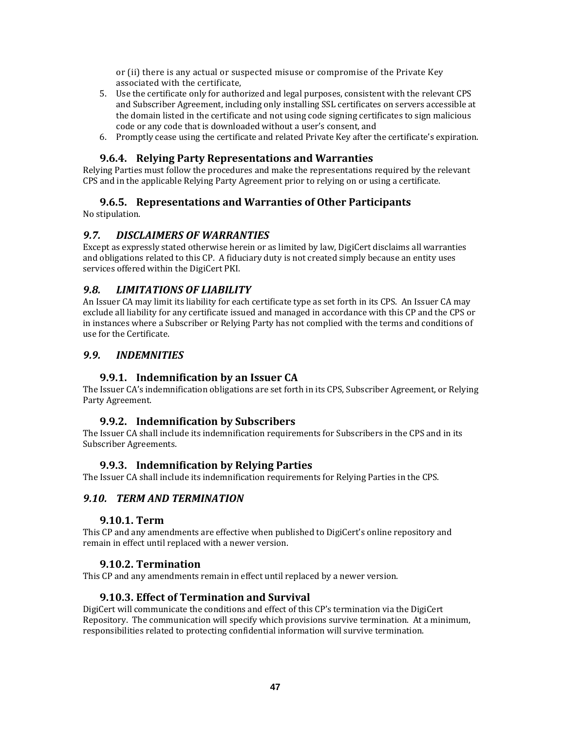or (ii) there is any actual or suspected misuse or compromise of the Private Key associated with the certificate,

5. Use the certificate only for authorized and legal purposes, consistent with the relevant CPS and Subscriber Agreement, including only installing SSL certificates on servers accessible at the domain listed in the certificate and not using code signing certificates to sign malicious code or any code that is downloaded without a user's consent, and
6. Promptly cease using the certificate and related Private Key after the certificate's expiration.

### 9.6.4. Relying Party Representations and Warranties

Relying Parties must follow the procedures and make the representations required by the relevant CPS and in the applicable Relying Party Agreement prior to relying on or using a certificate.

### 9.6.5. Representations and Warranties of Other Participants

No stipulation.

## *9.7. DISCLAIMERS OF WARRANTIES*

Except as expressly stated otherwise herein or as limited by law, DigiCert disclaims all warranties and obligations related to this CP. A fiduciary duty is not created simply because an entity uses services offered within the DigiCert PKI.

## *9.8. LIMITATIONS OF LIABILITY*

An Issuer CA may limit its liability for each certificate type as set forth in its CPS. An Issuer CA may exclude all liability for any certificate issued and managed in accordance with this CP and the CPS or in instances where a Subscriber or Relying Party has not complied with the terms and conditions of use for the Certificate.

## *9.9. INDEMNITIES*

### 9.9.1. Indemnification by an Issuer CA

The Issuer CA's indemnification obligations are set forth in its CPS, Subscriber Agreement, or Relying Party Agreement.

### 9.9.2. Indemnification by Subscribers

The Issuer CA shall include its indemnification requirements for Subscribers in the CPS and in its Subscriber Agreements.

### 9.9.3. Indemnification by Relying Parties

The Issuer CA shall include its indemnification requirements for Relying Parties in the CPS.

## *9.10. TERM AND TERMINATION*

### 9.10.1. Term

This CP and any amendments are effective when published to DigiCert's online repository and remain in effect until replaced with a newer version.

### 9.10.2. Termination

This CP and any amendments remain in effect until replaced by a newer version.

### 9.10.3. Effect of Termination and Survival

DigiCert will communicate the conditions and effect of this CP's termination via the DigiCert Repository. The communication will specify which provisions survive termination. At a minimum, responsibilities related to protecting confidential information will survive termination.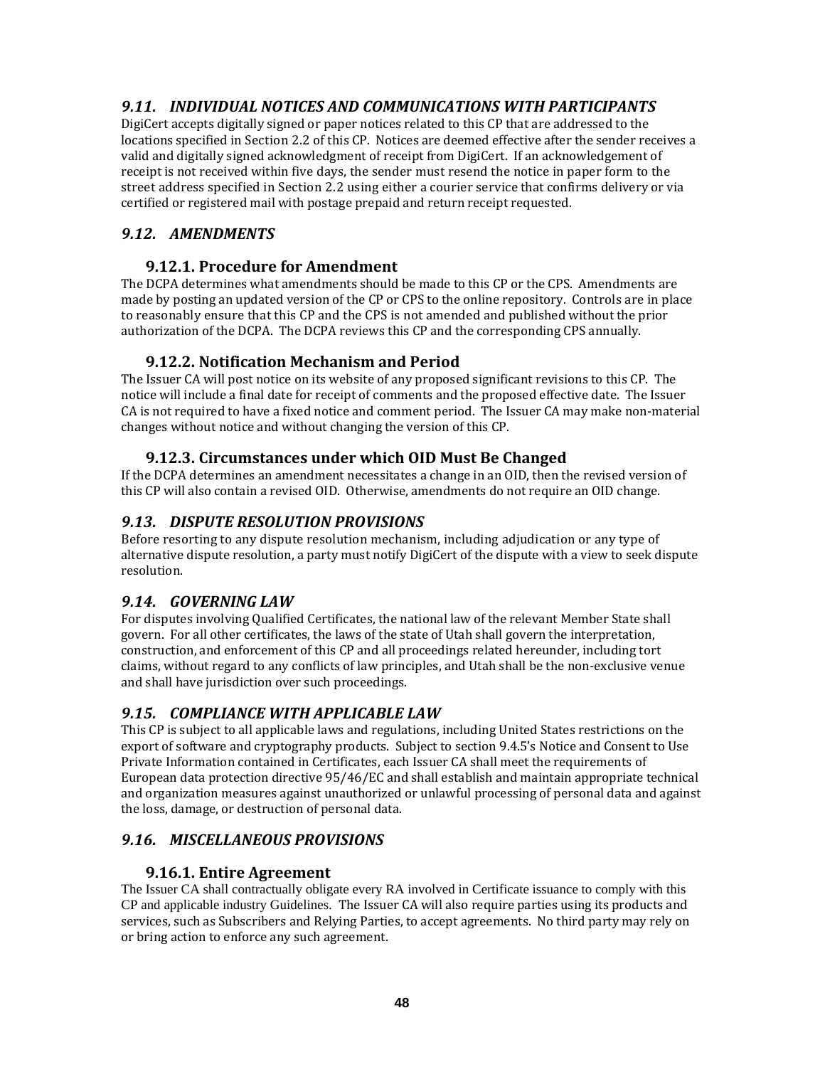## *9.11. INDIVIDUAL NOTICES AND COMMUNICATIONS WITH PARTICIPANTS*

DigiCert accepts digitally signed or paper notices related to this CP that are addressed to the locations specified in Section 2.2 of this CP. Notices are deemed effective after the sender receives a valid and digitally signed acknowledgment of receipt from DigiCert. If an acknowledgement of receipt is not received within five days, the sender must resend the notice in paper form to the street address specified in Section 2.2 using either a courier service that confirms delivery or via certified or registered mail with postage prepaid and return receipt requested.

## *9.12. AMENDMENTS*

### 9.12.1. Procedure for Amendment

The DCPA determines what amendments should be made to this CP or the CPS. Amendments are made by posting an updated version of the CP or CPS to the online repository. Controls are in place to reasonably ensure that this CP and the CPS is not amended and published without the prior authorization of the DCPA. The DCPA reviews this CP and the corresponding CPS annually.

### 9.12.2. Notification Mechanism and Period

The Issuer CA will post notice on its website of any proposed significant revisions to this CP. The notice will include a final date for receipt of comments and the proposed effective date. The Issuer CA is not required to have a fixed notice and comment period. The Issuer CA may make non-material changes without notice and without changing the version of this CP.

### 9.12.3. Circumstances under which OID Must Be Changed

If the DCPA determines an amendment necessitates a change in an OID, then the revised version of this CP will also contain a revised OID. Otherwise, amendments do not require an OID change.

## *9.13. DISPUTE RESOLUTION PROVISIONS*

Before resorting to any dispute resolution mechanism, including adjudication or any type of alternative dispute resolution, a party must notify DigiCert of the dispute with a view to seek dispute resolution.

## *9.14. GOVERNING LAW*

For disputes involving Qualified Certificates, the national law of the relevant Member State shall govern. For all other certificates, the laws of the state of Utah shall govern the interpretation, construction, and enforcement of this CP and all proceedings related hereunder, including tort claims, without regard to any conflicts of law principles, and Utah shall be the non-exclusive venue and shall have jurisdiction over such proceedings.

## *9.15. COMPLIANCE WITH APPLICABLE LAW*

This CP is subject to all applicable laws and regulations, including United States restrictions on the export of software and cryptography products. Subject to section 9.4.5's Notice and Consent to Use Private Information contained in Certificates, each Issuer CA shall meet the requirements of European data protection directive 95/46/EC and shall establish and maintain appropriate technical and organization measures against unauthorized or unlawful processing of personal data and against the loss, damage, or destruction of personal data.

## *9.16. MISCELLANEOUS PROVISIONS*

### 9.16.1. Entire Agreement

The Issuer CA shall contractually obligate every RA involved in Certificate issuance to comply with this CP and applicable industry Guidelines. The Issuer CA will also require parties using its products and services, such as Subscribers and Relying Parties, to accept agreements. No third party may rely on or bring action to enforce any such agreement.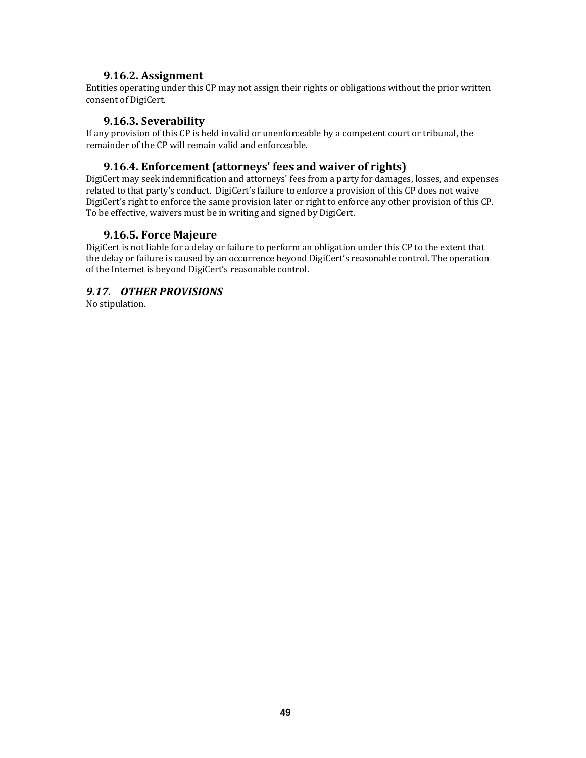### 9.16.2. Assignment

Entities operating under this CP may not assign their rights or obligations without the prior written consent of DigiCert.

### 9.16.3. Severability

If any provision of this CP is held invalid or unenforceable by a competent court or tribunal, the remainder of the CP will remain valid and enforceable.

### 9.16.4. Enforcement (attorneys' fees and waiver of rights)

DigiCert may seek indemnification and attorneys' fees from a party for damages, losses, and expenses related to that party's conduct. DigiCert's failure to enforce a provision of this CP does not waive DigiCert's right to enforce the same provision later or right to enforce any other provision of this CP. To be effective, waivers must be in writing and signed by DigiCert.

### 9.16.5. Force Majeure

DigiCert is not liable for a delay or failure to perform an obligation under this CP to the extent that the delay or failure is caused by an occurrence beyond DigiCert's reasonable control. The operation of the Internet is beyond DigiCert's reasonable control.

## *9.17. OTHER PROVISIONS*

No stipulation.